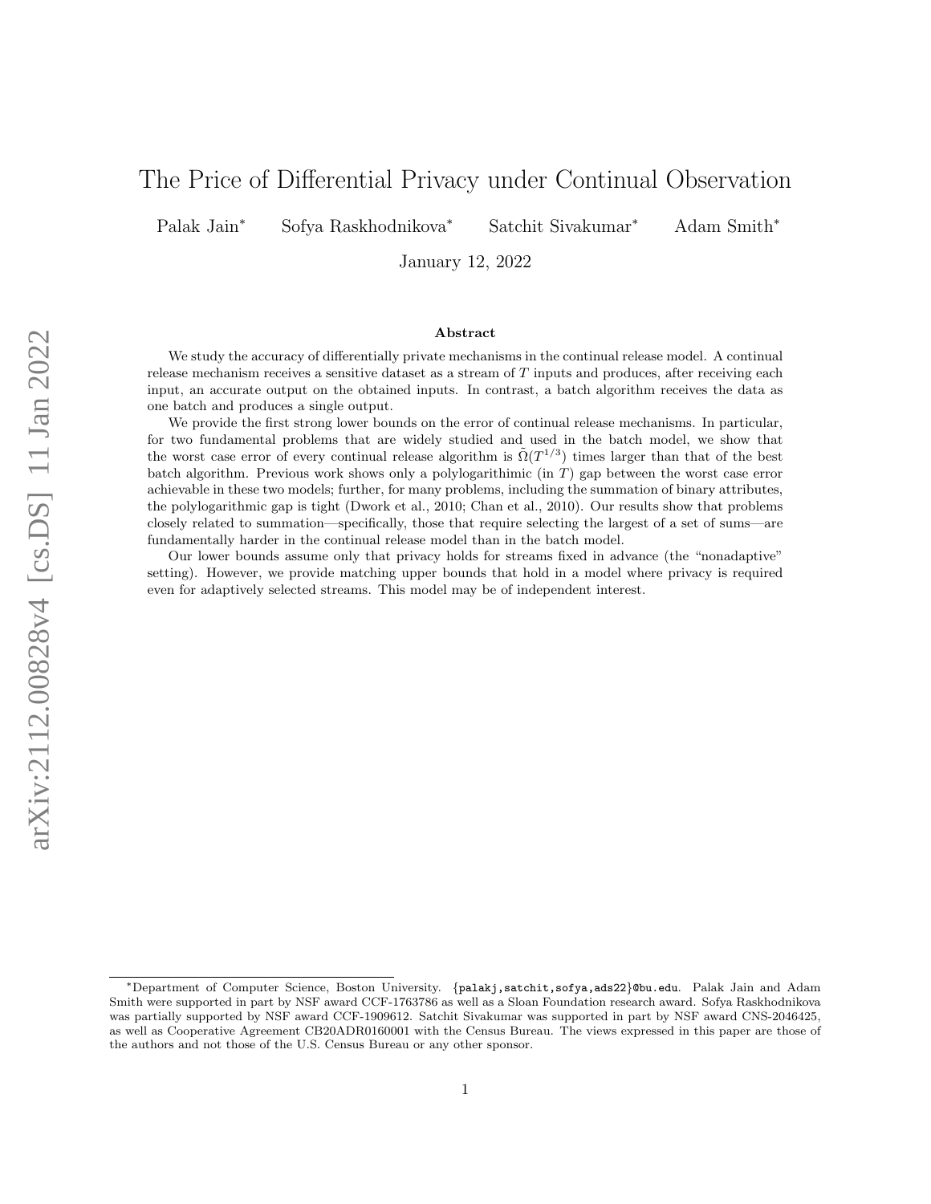# The Price of Differential Privacy under Continual Observation

Palak Jain* Sofya Raskhodnikova* Satchit Sivakumar* Adam Smith*

January 12, 2022

### Abstract

We study the accuracy of differentially private mechanisms in the continual release model. A continual release mechanism receives a sensitive dataset as a stream of $T$ inputs and produces, after receiving each input, an accurate output on the obtained inputs. In contrast, a batch algorithm receives the data as one batch and produces a single output.

We provide the first strong lower bounds on the error of continual release mechanisms. In particular, for two fundamental problems that are widely studied and used in the batch model, we show that the worst case error of every continual release algorithm is $\tilde{\Omega}(T^{1/3})$ times larger than that of the best batch algorithm. Previous work shows only a polylogarithimic (in $T$) gap between the worst case error achievable in these two models; further, for many problems, including the summation of binary attributes, the polylogarithmic gap is tight (Dwork et al., 2010; Chan et al., 2010). Our results show that problems closely related to summation—specifically, those that require selecting the largest of a set of sums—are fundamentally harder in the continual release model than in the batch model.

Our lower bounds assume only that privacy holds for streams fixed in advance (the "nonadaptive" setting). However, we provide matching upper bounds that hold in a model where privacy is required even for adaptively selected streams. This model may be of independent interest.

---

*Department of Computer Science, Boston University. {palakj,satchit,sofya,ads22}@bu.edu. Palak Jain and Adam Smith were supported in part by NSF award CCF-1763786 as well as a Sloan Foundation research award. Sofya Raskhodnikova was partially supported by NSF award CCF-1909612. Satchit Sivakumar was supported in part by NSF award CNS-2046425, as well as Cooperative Agreement CB20ADR0160001 with the Census Bureau. The views expressed in this paper are those of the authors and not those of the U.S. Census Bureau or any other sponsor.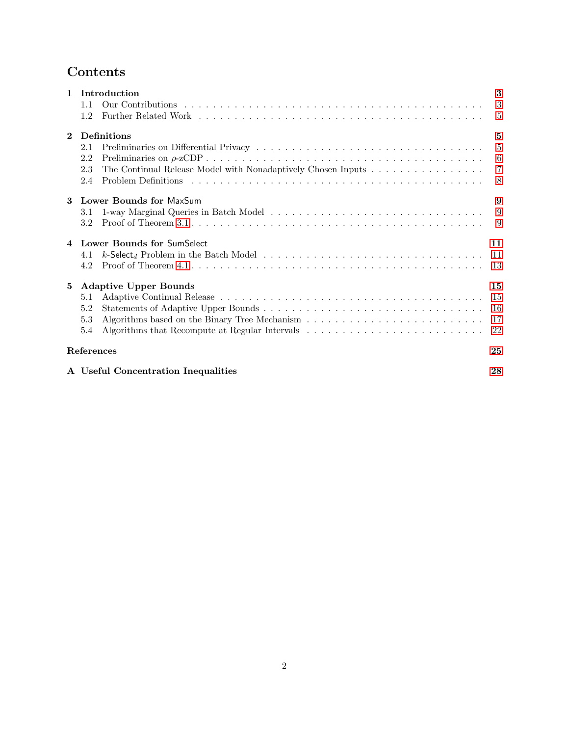# Contents

**1 Introduction** 3
- 1.1 Our Contributions 3
- 1.2 Further Related Work 5

**2 Definitions** 5
- 2.1 Preliminaries on Differential Privacy 5
- 2.2 Preliminaries on $\rho$-zCDP 6
- 2.3 The Continual Release Model with Nonadaptively Chosen Inputs 7
- 2.4 Problem Definitions 8

**3 Lower Bounds for MaxSum** 9
- 3.1 1-way Marginal Queries in Batch Model 9
- 3.2 Proof of Theorem 3.1 9

**4 Lower Bounds for SumSelect** 11
- 4.1 $k$-$\mathsf{Select}_d$ Problem in the Batch Model 11
- 4.2 Proof of Theorem 4.1 13

**5 Adaptive Upper Bounds** 15
- 5.1 Adaptive Continual Release 15
- 5.2 Statements of Adaptive Upper Bounds 16
- 5.3 Algorithms based on the Binary Tree Mechanism 17
- 5.4 Algorithms that Recompute at Regular Intervals 22

**References** 25

**A Useful Concentration Inequalities** 28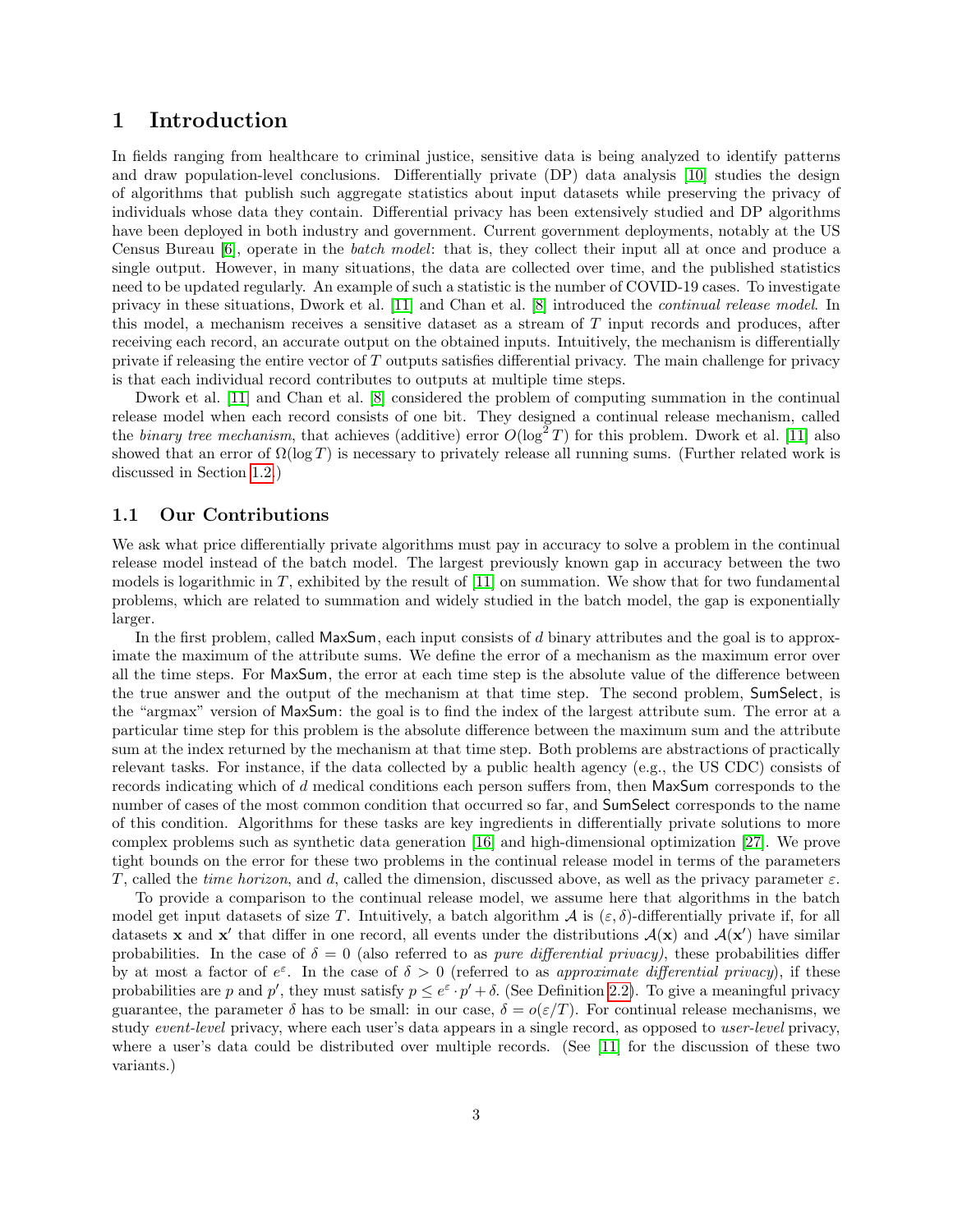# 1 Introduction

In fields ranging from healthcare to criminal justice, sensitive data is being analyzed to identify patterns and draw population-level conclusions. Differentially private (DP) data analysis [10] studies the design of algorithms that publish such aggregate statistics about input datasets while preserving the privacy of individuals whose data they contain. Differential privacy has been extensively studied and DP algorithms have been deployed in both industry and government. Current government deployments, notably at the US Census Bureau [6], operate in the *batch model*: that is, they collect their input all at once and produce a single output. However, in many situations, the data are collected over time, and the published statistics need to be updated regularly. An example of such a statistic is the number of COVID-19 cases. To investigate privacy in these situations, Dwork et al. [11] and Chan et al. [8] introduced the *continual release model*. In this model, a mechanism receives a sensitive dataset as a stream of $T$ input records and produces, after receiving each record, an accurate output on the obtained inputs. Intuitively, the mechanism is differentially private if releasing the entire vector of $T$ outputs satisfies differential privacy. The main challenge for privacy is that each individual record contributes to outputs at multiple time steps.

Dwork et al. [11] and Chan et al. [8] considered the problem of computing summation in the continual release model when each record consists of one bit. They designed a continual release mechanism, called the *binary tree mechanism*, that achieves (additive) error $O(\log^2 T)$ for this problem. Dwork et al. [11] also showed that an error of $\Omega(\log T)$ is necessary to privately release all running sums. (Further related work is discussed in Section 1.2.)

## 1.1 Our Contributions

We ask what price differentially private algorithms must pay in accuracy to solve a problem in the continual release model instead of the batch model. The largest previously known gap in accuracy between the two models is logarithmic in $T$, exhibited by the result of [11] on summation. We show that for two fundamental problems, which are related to summation and widely studied in the batch model, the gap is exponentially larger.

In the first problem, called MaxSum, each input consists of $d$ binary attributes and the goal is to approximate the maximum of the attribute sums. We define the error of a mechanism as the maximum error over all the time steps. For MaxSum, the error at each time step is the absolute value of the difference between the true answer and the output of the mechanism at that time step. The second problem, SumSelect, is the "argmax" version of MaxSum: the goal is to find the index of the largest attribute sum. The error at a particular time step for this problem is the absolute difference between the maximum sum and the attribute sum at the index returned by the mechanism at that time step. Both problems are abstractions of practically relevant tasks. For instance, if the data collected by a public health agency (e.g., the US CDC) consists of records indicating which of $d$ medical conditions each person suffers from, then MaxSum corresponds to the number of cases of the most common condition that occurred so far, and SumSelect corresponds to the name of this condition. Algorithms for these tasks are key ingredients in differentially private solutions to more complex problems such as synthetic data generation [16] and high-dimensional optimization [27]. We prove tight bounds on the error for these two problems in the continual release model in terms of the parameters $T$, called the *time horizon*, and $d$, called the dimension, discussed above, as well as the privacy parameter $\varepsilon$.

To provide a comparison to the continual release model, we assume here that algorithms in the batch model get input datasets of size $T$. Intuitively, a batch algorithm $\mathcal{A}$ is $(\varepsilon, \delta)$-differentially private if, for all datasets $\mathbf{x}$ and $\mathbf{x}'$ that differ in one record, all events under the distributions $\mathcal{A}(\mathbf{x})$ and $\mathcal{A}(\mathbf{x}')$ have similar probabilities. In the case of $\delta = 0$ (also referred to as *pure differential privacy)*, these probabilities differ by at most a factor of $e^{\varepsilon}$. In the case of $\delta > 0$ (referred to as *approximate differential privacy*), if these probabilities are $p$ and $p'$, they must satisfy $p \leq e^{\varepsilon} \cdot p' + \delta$. (See Definition 2.2). To give a meaningful privacy guarantee, the parameter $\delta$ has to be small: in our case, $\delta = o(\varepsilon/T)$. For continual release mechanisms, we study *event-level* privacy, where each user's data appears in a single record, as opposed to *user-level* privacy, where a user's data could be distributed over multiple records. (See [11] for the discussion of these two variants.)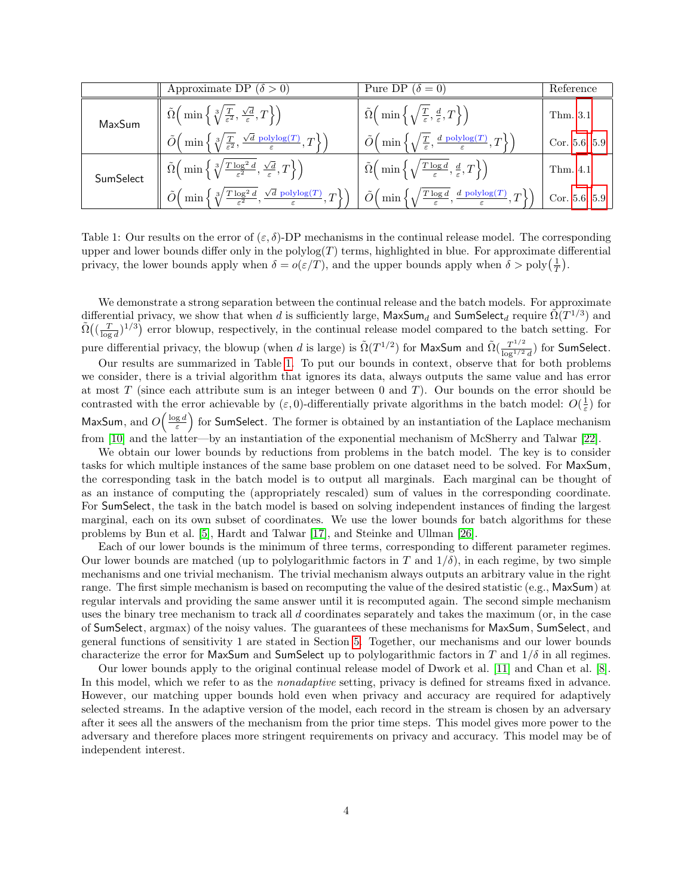| | Approximate DP ($\delta > 0$) | Pure DP ($\delta = 0$) | Reference |
|---|---|---|---|
| MaxSum | $\tilde{\Omega}\Big(\min\Big\{\sqrt[3]{\frac{T}{\varepsilon^2}}, \frac{\sqrt{d}}{\varepsilon}, T\Big\}\Big)$ | $\tilde{\Omega}\Big(\min\Big\{\sqrt{\frac{T}{\varepsilon}}, \frac{d}{\varepsilon}, T\Big\}\Big)$ | Thm. 3.1 |
| | $\tilde{O}\Big(\min\Big\{\sqrt[3]{\frac{T}{\varepsilon^2}}, \frac{\sqrt{d}\ \mathrm{polylog}(T)}{\varepsilon}, T\Big\}\Big)$ | $\tilde{O}\Big(\min\Big\{\sqrt{\frac{T}{\varepsilon}}, \frac{d\ \mathrm{polylog}(T)}{\varepsilon}, T\Big\}\Big)$ | Cor. 5.6, 5.9 |
| SumSelect | $\tilde{\Omega}\Big(\min\Big\{\sqrt[3]{\frac{T\log^2 d}{\varepsilon^2}}, \frac{\sqrt{d}}{\varepsilon}, T\Big\}\Big)$ | $\tilde{\Omega}\Big(\min\Big\{\sqrt{\frac{T\log d}{\varepsilon}}, \frac{d}{\varepsilon}, T\Big\}\Big)$ | Thm. 4.1 |
| | $\tilde{O}\Big(\min\Big\{\sqrt[3]{\frac{T\log^2 d}{\varepsilon^2}}, \frac{\sqrt{d}\ \mathrm{polylog}(T)}{\varepsilon}, T\Big\}\Big)$ | $\tilde{O}\Big(\min\Big\{\sqrt{\frac{T\log d}{\varepsilon}}, \frac{d\ \mathrm{polylog}(T)}{\varepsilon}, T\Big\}\Big)$ | Cor. 5.6, 5.9 |

Table 1: Our results on the error of $(\varepsilon, \delta)$-DP mechanisms in the continual release model. The corresponding upper and lower bounds differ only in the polylog$(T)$ terms, highlighted in blue. For approximate differential privacy, the lower bounds apply when $\delta = o(\varepsilon/T)$, and the upper bounds apply when $\delta > \mathrm{poly}\big(\frac{1}{T}\big)$.

We demonstrate a strong separation between the continual release and the batch models. For approximate differential privacy, we show that when $d$ is sufficiently large, $\mathsf{MaxSum}_d$ and $\mathsf{SumSelect}_d$ require $\tilde{\Omega}(T^{1/3})$ and $\tilde{\Omega}\big((\frac{T}{\log d})^{1/3}\big)$ error blowup, respectively, in the continual release model compared to the batch setting. For pure differential privacy, the blowup (when $d$ is large) is $\tilde{\Omega}(T^{1/2})$ for MaxSum and $\tilde{\Omega}(\frac{T^{1/2}}{\log^{1/2} d})$ for SumSelect.

Our results are summarized in Table 1. To put our bounds in context, observe that for both problems we consider, there is a trivial algorithm that ignores its data, always outputs the same value and has error at most $T$ (since each attribute sum is an integer between 0 and $T$). Our bounds on the error should be contrasted with the error achievable by $(\varepsilon, 0)$-differentially private algorithms in the batch model: $O(\frac{1}{\varepsilon})$ for MaxSum, and $O\Big(\frac{\log d}{\varepsilon}\Big)$ for SumSelect. The former is obtained by an instantiation of the Laplace mechanism from [10] and the latter—by an instantiation of the exponential mechanism of McSherry and Talwar [22].

We obtain our lower bounds by reductions from problems in the batch model. The key is to consider tasks for which multiple instances of the same base problem on one dataset need to be solved. For MaxSum, the corresponding task in the batch model is to output all marginals. Each marginal can be thought of as an instance of computing the (appropriately rescaled) sum of values in the corresponding coordinate. For SumSelect, the task in the batch model is based on solving independent instances of finding the largest marginal, each on its own subset of coordinates. We use the lower bounds for batch algorithms for these problems by Bun et al. [5], Hardt and Talwar [17], and Steinke and Ullman [26].

Each of our lower bounds is the minimum of three terms, corresponding to different parameter regimes. Our lower bounds are matched (up to polylogarithmic factors in $T$ and $1/\delta$), in each regime, by two simple mechanisms and one trivial mechanism. The trivial mechanism always outputs an arbitrary value in the right range. The first simple mechanism is based on recomputing the value of the desired statistic (e.g., MaxSum) at regular intervals and providing the same answer until it is recomputed again. The second simple mechanism uses the binary tree mechanism to track all $d$ coordinates separately and takes the maximum (or, in the case of SumSelect, argmax) of the noisy values. The guarantees of these mechanisms for MaxSum, SumSelect, and general functions of sensitivity 1 are stated in Section 5. Together, our mechanisms and our lower bounds characterize the error for MaxSum and SumSelect up to polylogarithmic factors in $T$ and $1/\delta$ in all regimes.

Our lower bounds apply to the original continual release model of Dwork et al. [11] and Chan et al. [8]. In this model, which we refer to as the *nonadaptive* setting, privacy is defined for streams fixed in advance. However, our matching upper bounds hold even when privacy and accuracy are required for adaptively selected streams. In the adaptive version of the model, each record in the stream is chosen by an adversary after it sees all the answers of the mechanism from the prior time steps. This model gives more power to the adversary and therefore places more stringent requirements on privacy and accuracy. This model may be of independent interest.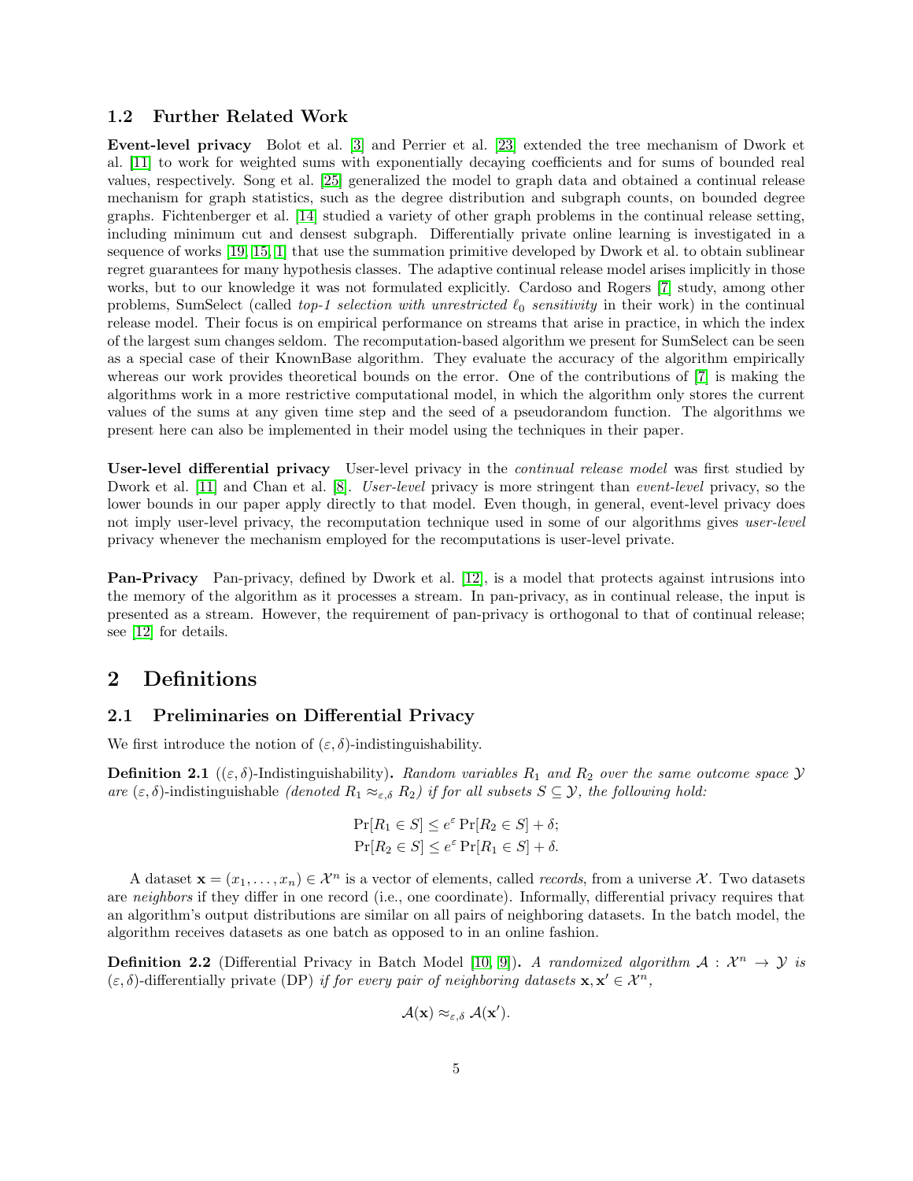### 1.2 Further Related Work

**Event-level privacy** Bolot et al. [3] and Perrier et al. [23] extended the tree mechanism of Dwork et al. [11] to work for weighted sums with exponentially decaying coefficients and for sums of bounded real values, respectively. Song et al. [25] generalized the model to graph data and obtained a continual release mechanism for graph statistics, such as the degree distribution and subgraph counts, on bounded degree graphs. Fichtenberger et al. [14] studied a variety of other graph problems in the continual release setting, including minimum cut and densest subgraph. Differentially private online learning is investigated in a sequence of works [19, 15, 1] that use the summation primitive developed by Dwork et al. to obtain sublinear regret guarantees for many hypothesis classes. The adaptive continual release model arises implicitly in those works, but to our knowledge it was not formulated explicitly. Cardoso and Rogers [7] study, among other problems, SumSelect (called *top-1 selection with unrestricted $\ell_0$ sensitivity* in their work) in the continual release model. Their focus is on empirical performance on streams that arise in practice, in which the index of the largest sum changes seldom. The recomputation-based algorithm we present for SumSelect can be seen as a special case of their KnownBase algorithm. They evaluate the accuracy of the algorithm empirically whereas our work provides theoretical bounds on the error. One of the contributions of [7] is making the algorithms work in a more restrictive computational model, in which the algorithm only stores the current values of the sums at any given time step and the seed of a pseudorandom function. The algorithms we present here can also be implemented in their model using the techniques in their paper.

**User-level differential privacy** User-level privacy in the *continual release model* was first studied by Dwork et al. [11] and Chan et al. [8]. *User-level* privacy is more stringent than *event-level* privacy, so the lower bounds in our paper apply directly to that model. Even though, in general, event-level privacy does not imply user-level privacy, the recomputation technique used in some of our algorithms gives *user-level* privacy whenever the mechanism employed for the recomputations is user-level private.

**Pan-Privacy** Pan-privacy, defined by Dwork et al. [12], is a model that protects against intrusions into the memory of the algorithm as it processes a stream. In pan-privacy, as in continual release, the input is presented as a stream. However, the requirement of pan-privacy is orthogonal to that of continual release; see [12] for details.

## 2 Definitions

### 2.1 Preliminaries on Differential Privacy

We first introduce the notion of $(\varepsilon, \delta)$-indistinguishability.

**Definition 2.1** ($(\varepsilon, \delta)$-Indistinguishability)**.** *Random variables $R_1$ and $R_2$ over the same outcome space $\mathcal{Y}$ are* $(\varepsilon, \delta)$-indistinguishable *(denoted $R_1 \approx_{\varepsilon,\delta} R_2$) if for all subsets $S \subseteq \mathcal{Y}$, the following hold:*

$$\Pr[R_1 \in S] \le e^{\varepsilon} \Pr[R_2 \in S] + \delta;$$
$$\Pr[R_2 \in S] \le e^{\varepsilon} \Pr[R_1 \in S] + \delta.$$

A dataset $\mathbf{x} = (x_1, \ldots, x_n) \in \mathcal{X}^n$ is a vector of elements, called *records*, from a universe $\mathcal{X}$. Two datasets are *neighbors* if they differ in one record (i.e., one coordinate). Informally, differential privacy requires that an algorithm's output distributions are similar on all pairs of neighboring datasets. In the batch model, the algorithm receives datasets as one batch as opposed to in an online fashion.

**Definition 2.2** (Differential Privacy in Batch Model [10, 9])**.** *A randomized algorithm $\mathcal{A} : \mathcal{X}^n \to \mathcal{Y}$ is* $(\varepsilon, \delta)$-differentially private (DP) *if for every pair of neighboring datasets $\mathbf{x}, \mathbf{x}' \in \mathcal{X}^n$,*

$$\mathcal{A}(\mathbf{x}) \approx_{\varepsilon,\delta} \mathcal{A}(\mathbf{x}').$$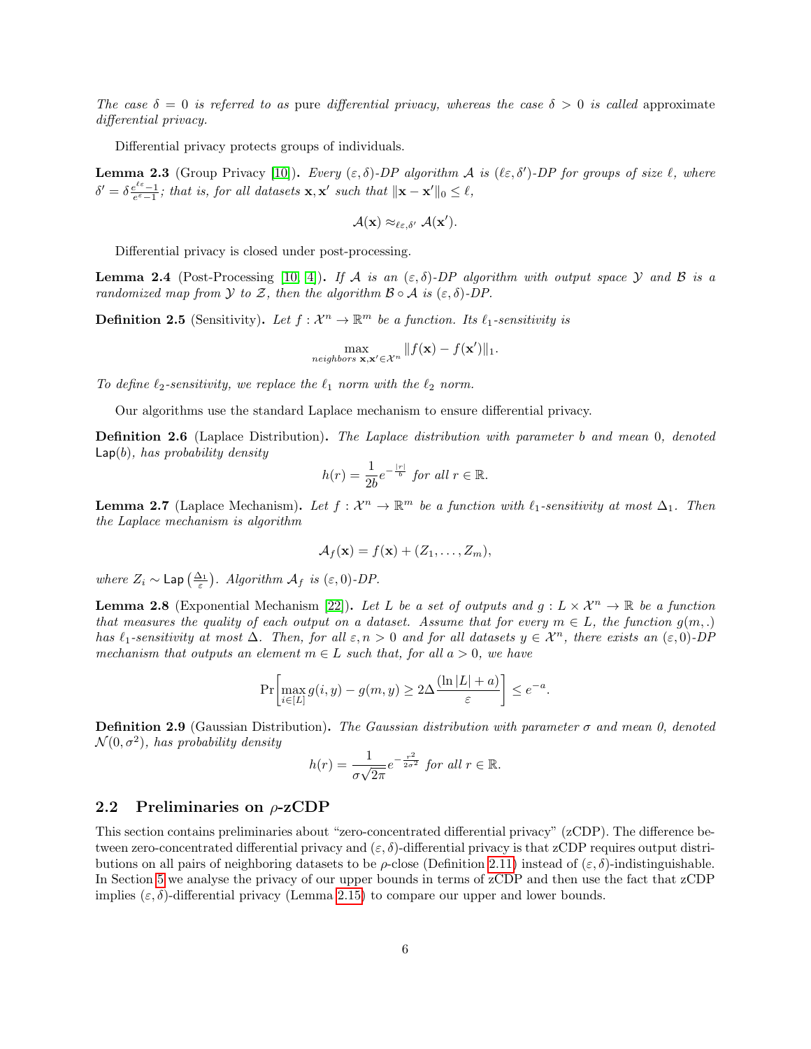*The case $\delta = 0$ is referred to as* pure *differential privacy, whereas the case $\delta > 0$ is called* approximate *differential privacy.*

Differential privacy protects groups of individuals.

**Lemma 2.3** (Group Privacy [10])**.** *Every $(\varepsilon, \delta)$-DP algorithm $\mathcal{A}$ is $(\ell\varepsilon, \delta')$-DP for groups of size $\ell$, where $\delta' = \delta \frac{e^{\ell\varepsilon}-1}{e^{\varepsilon}-1}$; that is, for all datasets $\mathbf{x}, \mathbf{x}'$ such that $\|\mathbf{x} - \mathbf{x}'\|_0 \leq \ell$,*

$$\mathcal{A}(\mathbf{x}) \approx_{\ell\varepsilon, \delta'} \mathcal{A}(\mathbf{x}').$$

Differential privacy is closed under post-processing.

**Lemma 2.4** (Post-Processing [10, 4])**.** *If $\mathcal{A}$ is an $(\varepsilon, \delta)$-DP algorithm with output space $\mathcal{Y}$ and $\mathcal{B}$ is a randomized map from $\mathcal{Y}$ to $\mathcal{Z}$, then the algorithm $\mathcal{B} \circ \mathcal{A}$ is $(\varepsilon, \delta)$-DP.*

**Definition 2.5** (Sensitivity)**.** *Let $f : \mathcal{X}^n \to \mathbb{R}^m$ be a function. Its $\ell_1$-sensitivity is*

$$\max_{\text{neighbors } \mathbf{x}, \mathbf{x}' \in \mathcal{X}^n} \|f(\mathbf{x}) - f(\mathbf{x}')\|_1.$$

*To define $\ell_2$-sensitivity, we replace the $\ell_1$ norm with the $\ell_2$ norm.*

Our algorithms use the standard Laplace mechanism to ensure differential privacy.

**Definition 2.6** (Laplace Distribution)**.** *The Laplace distribution with parameter $b$ and mean $0$, denoted $\mathsf{Lap}(b)$, has probability density*

$$h(r) = \frac{1}{2b} e^{-\frac{|r|}{b}} \text{ for all } r \in \mathbb{R}.$$

**Lemma 2.7** (Laplace Mechanism)**.** *Let $f : \mathcal{X}^n \to \mathbb{R}^m$ be a function with $\ell_1$-sensitivity at most $\Delta_1$. Then the Laplace mechanism is algorithm*

$$\mathcal{A}_f(\mathbf{x}) = f(\mathbf{x}) + (Z_1, \ldots, Z_m),$$

*where $Z_i \sim \mathsf{Lap}\left(\frac{\Delta_1}{\varepsilon}\right)$. Algorithm $\mathcal{A}_f$ is $(\varepsilon, 0)$-DP.*

**Lemma 2.8** (Exponential Mechanism [22])**.** *Let $L$ be a set of outputs and $g : L \times \mathcal{X}^n \to \mathbb{R}$ be a function that measures the quality of each output on a dataset. Assume that for every $m \in L$, the function $g(m, .)$ has $\ell_1$-sensitivity at most $\Delta$. Then, for all $\varepsilon, n > 0$ and for all datasets $y \in \mathcal{X}^n$, there exists an $(\varepsilon, 0)$-DP mechanism that outputs an element $m \in L$ such that, for all $a > 0$, we have*

$$\Pr\left[\max_{i \in [L]} g(i, y) - g(m, y) \geq 2\Delta \frac{(\ln |L| + a)}{\varepsilon}\right] \leq e^{-a}.$$

**Definition 2.9** (Gaussian Distribution)**.** *The Gaussian distribution with parameter $\sigma$ and mean 0, denoted $\mathcal{N}(0, \sigma^2)$, has probability density*

$$h(r) = \frac{1}{\sigma\sqrt{2\pi}} e^{-\frac{r^2}{2\sigma^2}} \text{ for all } r \in \mathbb{R}.$$

## 2.2 Preliminaries on $\rho$-zCDP

This section contains preliminaries about "zero-concentrated differential privacy" (zCDP). The difference between zero-concentrated differential privacy and $(\varepsilon, \delta)$-differential privacy is that zCDP requires output distributions on all pairs of neighboring datasets to be $\rho$-close (Definition 2.11) instead of $(\varepsilon, \delta)$-indistinguishable. In Section 5 we analyse the privacy of our upper bounds in terms of zCDP and then use the fact that zCDP implies $(\varepsilon, \delta)$-differential privacy (Lemma 2.15) to compare our upper and lower bounds.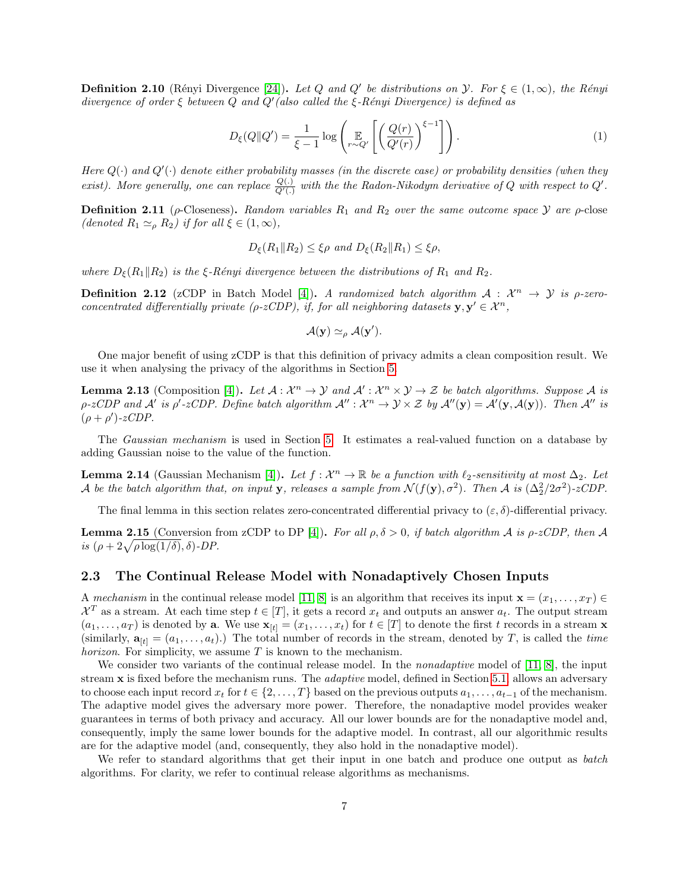**Definition 2.10** (Rényi Divergence [24]). *Let $Q$ and $Q'$ be distributions on $\mathcal{Y}$. For $\xi \in (1, \infty)$, the Rényi divergence of order $\xi$ between $Q$ and $Q'$(also called the $\xi$-Rényi Divergence) is defined as*

$$D_\xi(Q\|Q') = \frac{1}{\xi - 1} \log \left( \mathop{\mathbb{E}}_{r \sim Q'} \left[ \left( \frac{Q(r)}{Q'(r)} \right)^{\xi - 1} \right] \right). \tag{1}$$

*Here $Q(\cdot)$ and $Q'(\cdot)$ denote either probability masses (in the discrete case) or probability densities (when they exist). More generally, one can replace $\frac{Q(.)}{Q'(.)}$ with the the Radon-Nikodym derivative of $Q$ with respect to $Q'$.*

**Definition 2.11** ($\rho$-Closeness). *Random variables $R_1$ and $R_2$ over the same outcome space $\mathcal{Y}$ are* $\rho$-close *(denoted $R_1 \simeq_\rho R_2$) if for all $\xi \in (1, \infty)$,*

$$D_\xi(R_1\|R_2) \leq \xi\rho \text{ and } D_\xi(R_2\|R_1) \leq \xi\rho,$$

*where $D_\xi(R_1\|R_2)$ is the $\xi$-Rényi divergence between the distributions of $R_1$ and $R_2$.*

**Definition 2.12** (zCDP in Batch Model [4]). *A randomized batch algorithm $\mathcal{A} : \mathcal{X}^n \to \mathcal{Y}$ is $\rho$-zero-concentrated differentially private ($\rho$-zCDP), if, for all neighboring datasets $\mathbf{y}, \mathbf{y}' \in \mathcal{X}^n$,*

$$\mathcal{A}(\mathbf{y}) \simeq_\rho \mathcal{A}(\mathbf{y}').$$

One major benefit of using zCDP is that this definition of privacy admits a clean composition result. We use it when analysing the privacy of the algorithms in Section 5.

**Lemma 2.13** (Composition [4]). *Let $\mathcal{A} : \mathcal{X}^n \to \mathcal{Y}$ and $\mathcal{A}' : \mathcal{X}^n \times \mathcal{Y} \to \mathcal{Z}$ be batch algorithms. Suppose $\mathcal{A}$ is $\rho$-zCDP and $\mathcal{A}'$ is $\rho'$-zCDP. Define batch algorithm $\mathcal{A}'' : \mathcal{X}^n \to \mathcal{Y} \times \mathcal{Z}$ by $\mathcal{A}''(\mathbf{y}) = \mathcal{A}'(\mathbf{y}, \mathcal{A}(\mathbf{y}))$. Then $\mathcal{A}''$ is $(\rho + \rho')$-zCDP.*

The *Gaussian mechanism* is used in Section 5. It estimates a real-valued function on a database by adding Gaussian noise to the value of the function.

**Lemma 2.14** (Gaussian Mechanism [4]). *Let $f : \mathcal{X}^n \to \mathbb{R}$ be a function with $\ell_2$-sensitivity at most $\Delta_2$. Let $\mathcal{A}$ be the batch algorithm that, on input $\mathbf{y}$, releases a sample from $\mathcal{N}(f(\mathbf{y}), \sigma^2)$. Then $\mathcal{A}$ is $(\Delta_2^2/2\sigma^2)$-zCDP.*

The final lemma in this section relates zero-concentrated differential privacy to $(\varepsilon, \delta)$-differential privacy.

**Lemma 2.15** (Conversion from zCDP to DP [4]). *For all $\rho, \delta > 0$, if batch algorithm $\mathcal{A}$ is $\rho$-zCDP, then $\mathcal{A}$ is $(\rho + 2\sqrt{\rho \log(1/\delta)}, \delta)$-DP.*

## 2.3 The Continual Release Model with Nonadaptively Chosen Inputs

A *mechanism* in the continual release model [11, 8] is an algorithm that receives its input $\mathbf{x} = (x_1, \ldots, x_T) \in \mathcal{X}^T$ as a stream. At each time step $t \in [T]$, it gets a record $x_t$ and outputs an answer $a_t$. The output stream $(a_1, \ldots, a_T)$ is denoted by $\mathbf{a}$. We use $\mathbf{x}_{[t]} = (x_1, \ldots, x_t)$ for $t \in [T]$ to denote the first $t$ records in a stream $\mathbf{x}$ (similarly, $\mathbf{a}_{[t]} = (a_1, \ldots, a_t)$.) The total number of records in the stream, denoted by $T$, is called the *time horizon*. For simplicity, we assume $T$ is known to the mechanism.

We consider two variants of the continual release model. In the *nonadaptive* model of [11, 8], the input stream $\mathbf{x}$ is fixed before the mechanism runs. The *adaptive* model, defined in Section 5.1, allows an adversary to choose each input record $x_t$ for $t \in \{2, \ldots, T\}$ based on the previous outputs $a_1, \ldots, a_{t-1}$ of the mechanism. The adaptive model gives the adversary more power. Therefore, the nonadaptive model provides weaker guarantees in terms of both privacy and accuracy. All our lower bounds are for the nonadaptive model and, consequently, imply the same lower bounds for the adaptive model. In contrast, all our algorithmic results are for the adaptive model (and, consequently, they also hold in the nonadaptive model).

We refer to standard algorithms that get their input in one batch and produce one output as *batch* algorithms. For clarity, we refer to continual release algorithms as mechanisms.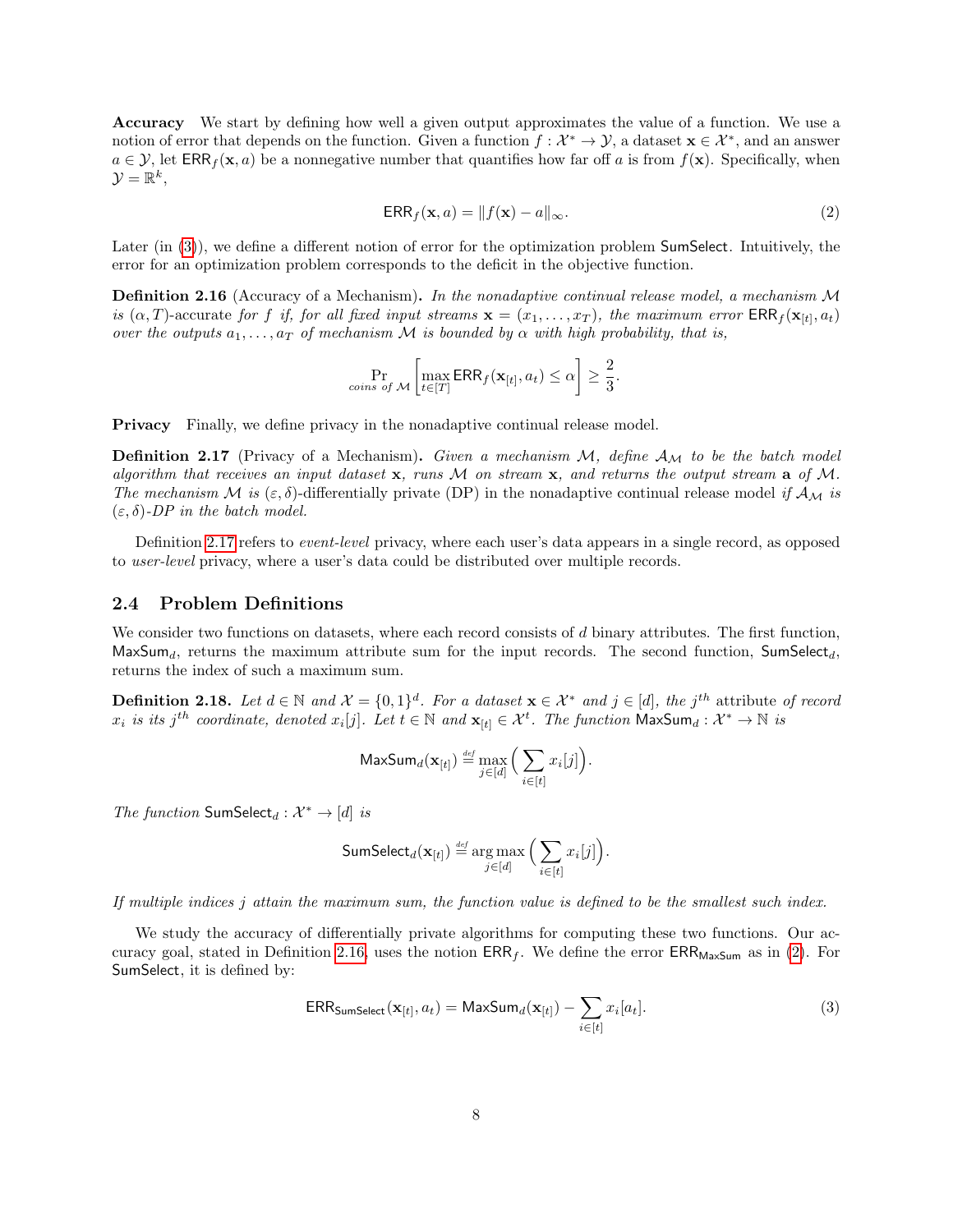**Accuracy** We start by defining how well a given output approximates the value of a function. We use a notion of error that depends on the function. Given a function $f : \mathcal{X}^* \to \mathcal{Y}$, a dataset $\mathbf{x} \in \mathcal{X}^*$, and an answer $a \in \mathcal{Y}$, let $\mathsf{ERR}_f(\mathbf{x}, a)$ be a nonnegative number that quantifies how far off $a$ is from $f(\mathbf{x})$. Specifically, when $\mathcal{Y} = \mathbb{R}^k$,

$$\mathsf{ERR}_f(\mathbf{x}, a) = \|f(\mathbf{x}) - a\|_\infty. \tag{2}$$

Later (in (3)), we define a different notion of error for the optimization problem $\mathsf{SumSelect}$. Intuitively, the error for an optimization problem corresponds to the deficit in the objective function.

**Definition 2.16** (Accuracy of a Mechanism)**.** *In the nonadaptive continual release model, a mechanism $\mathcal{M}$ is $(\alpha, T)$-accurate for $f$ if, for all fixed input streams $\mathbf{x} = (x_1, \ldots, x_T)$, the maximum error $\mathsf{ERR}_f(\mathbf{x}_{[t]}, a_t)$ over the outputs $a_1, \ldots, a_T$ of mechanism $\mathcal{M}$ is bounded by $\alpha$ with high probability, that is,*

$$\Pr_{\text{coins of } \mathcal{M}}\left[\max_{t \in [T]} \mathsf{ERR}_f(\mathbf{x}_{[t]}, a_t) \leq \alpha\right] \geq \frac{2}{3}.$$

**Privacy** Finally, we define privacy in the nonadaptive continual release model.

**Definition 2.17** (Privacy of a Mechanism)**.** *Given a mechanism $\mathcal{M}$, define $\mathcal{A}_\mathcal{M}$ to be the batch model algorithm that receives an input dataset $\mathbf{x}$, runs $\mathcal{M}$ on stream $\mathbf{x}$, and returns the output stream $\mathbf{a}$ of $\mathcal{M}$. The mechanism $\mathcal{M}$ is $(\varepsilon, \delta)$-differentially private (DP) in the nonadaptive continual release model if $\mathcal{A}_\mathcal{M}$ is $(\varepsilon, \delta)$-DP in the batch model.*

Definition 2.17 refers to *event-level* privacy, where each user's data appears in a single record, as opposed to *user-level* privacy, where a user's data could be distributed over multiple records.

## 2.4 Problem Definitions

We consider two functions on datasets, where each record consists of $d$ binary attributes. The first function, $\mathsf{MaxSum}_d$, returns the maximum attribute sum for the input records. The second function, $\mathsf{SumSelect}_d$, returns the index of such a maximum sum.

**Definition 2.18.** *Let $d \in \mathbb{N}$ and $\mathcal{X} = \{0,1\}^d$. For a dataset $\mathbf{x} \in \mathcal{X}^*$ and $j \in [d]$, the $j^{th}$ attribute of record $x_i$ is its $j^{th}$ coordinate, denoted $x_i[j]$. Let $t \in \mathbb{N}$ and $\mathbf{x}_{[t]} \in \mathcal{X}^t$. The function $\mathsf{MaxSum}_d : \mathcal{X}^* \to \mathbb{N}$ is*

$$\mathsf{MaxSum}_d(\mathbf{x}_{[t]}) \stackrel{def}{=} \max_{j \in [d]} \Big(\sum_{i \in [t]} x_i[j]\Big).$$

*The function $\mathsf{SumSelect}_d : \mathcal{X}^* \to [d]$ is*

$$\mathsf{SumSelect}_d(\mathbf{x}_{[t]}) \stackrel{def}{=} \arg\max_{j \in [d]} \Big(\sum_{i \in [t]} x_i[j]\Big).$$

*If multiple indices $j$ attain the maximum sum, the function value is defined to be the smallest such index.*

We study the accuracy of differentially private algorithms for computing these two functions. Our accuracy goal, stated in Definition 2.16, uses the notion $\mathsf{ERR}_f$. We define the error $\mathsf{ERR}_{\mathsf{MaxSum}}$ as in (2). For $\mathsf{SumSelect}$, it is defined by:

$$\mathsf{ERR}_{\mathsf{SumSelect}}(\mathbf{x}_{[t]}, a_t) = \mathsf{MaxSum}_d(\mathbf{x}_{[t]}) - \sum_{i \in [t]} x_i[a_t]. \tag{3}$$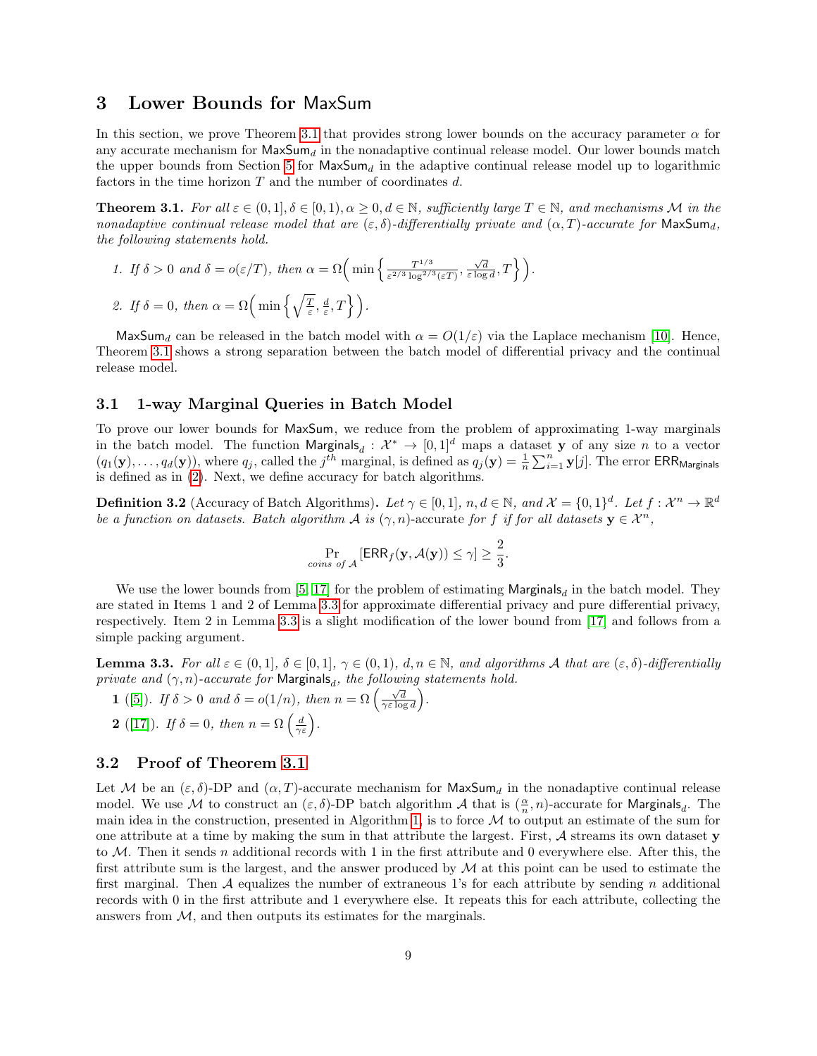## 3 Lower Bounds for MaxSum

In this section, we prove Theorem 3.1 that provides strong lower bounds on the accuracy parameter $\alpha$ for any accurate mechanism for $\mathsf{MaxSum}_d$ in the nonadaptive continual release model. Our lower bounds match the upper bounds from Section 5 for $\mathsf{MaxSum}_d$ in the adaptive continual release model up to logarithmic factors in the time horizon $T$ and the number of coordinates $d$.

**Theorem 3.1.** *For all $\varepsilon \in (0,1], \delta \in [0,1), \alpha \geq 0, d \in \mathbb{N}$, sufficiently large $T \in \mathbb{N}$, and mechanisms $\mathcal{M}$ in the nonadaptive continual release model that are $(\varepsilon,\delta)$-differentially private and $(\alpha, T)$-accurate for $\mathsf{MaxSum}_d$, the following statements hold.*

1. *If $\delta > 0$ and $\delta = o(\varepsilon/T)$, then $\alpha = \Omega\Big(\min\Big\{\frac{T^{1/3}}{\varepsilon^{2/3}\log^{2/3}(\varepsilon T)}, \frac{\sqrt{d}}{\varepsilon \log d}, T\Big\}\Big)$.*
2. *If $\delta = 0$, then $\alpha = \Omega\Big(\min\Big\{\sqrt{\frac{T}{\varepsilon}}, \frac{d}{\varepsilon}, T\Big\}\Big)$.*

$\mathsf{MaxSum}_d$ can be released in the batch model with $\alpha = O(1/\varepsilon)$ via the Laplace mechanism [10]. Hence, Theorem 3.1 shows a strong separation between the batch model of differential privacy and the continual release model.

### 3.1 1-way Marginal Queries in Batch Model

To prove our lower bounds for MaxSum, we reduce from the problem of approximating 1-way marginals in the batch model. The function $\mathsf{Marginals}_d : \mathcal{X}^* \to [0,1]^d$ maps a dataset $\mathbf{y}$ of any size $n$ to a vector $(q_1(\mathbf{y}), \ldots, q_d(\mathbf{y}))$, where $q_j$, called the $j^{th}$ marginal, is defined as $q_j(\mathbf{y}) = \frac{1}{n}\sum_{i=1}^{n} \mathbf{y}[j]$. The error $\mathsf{ERR}_{\mathsf{Marginals}}$ is defined as in (2). Next, we define accuracy for batch algorithms.

**Definition 3.2** (Accuracy of Batch Algorithms)**.** *Let $\gamma \in [0,1]$, $n, d \in \mathbb{N}$, and $\mathcal{X} = \{0,1\}^d$. Let $f : \mathcal{X}^n \to \mathbb{R}^d$ be a function on datasets. Batch algorithm $\mathcal{A}$ is $(\gamma, n)$-accurate for $f$ if for all datasets $\mathbf{y} \in \mathcal{X}^n$,*

$$\Pr_{\text{coins of } \mathcal{A}}[\mathsf{ERR}_f(\mathbf{y}, \mathcal{A}(\mathbf{y})) \leq \gamma] \geq \frac{2}{3}.$$

We use the lower bounds from [5, 17] for the problem of estimating $\mathsf{Marginals}_d$ in the batch model. They are stated in Items 1 and 2 of Lemma 3.3 for approximate differential privacy and pure differential privacy, respectively. Item 2 in Lemma 3.3 is a slight modification of the lower bound from [17] and follows from a simple packing argument.

**Lemma 3.3.** *For all $\varepsilon \in (0,1]$, $\delta \in [0,1]$, $\gamma \in (0,1)$, $d, n \in \mathbb{N}$, and algorithms $\mathcal{A}$ that are $(\varepsilon,\delta)$-differentially private and $(\gamma, n)$-accurate for $\mathsf{Marginals}_d$, the following statements hold.*

**1** ([5]). *If $\delta > 0$ and $\delta = o(1/n)$, then $n = \Omega\left(\frac{\sqrt{d}}{\gamma\varepsilon\log d}\right)$.*

**2** ([17]). *If $\delta = 0$, then $n = \Omega\left(\frac{d}{\gamma\varepsilon}\right)$.*

### 3.2 Proof of Theorem 3.1

Let $\mathcal{M}$ be an $(\varepsilon,\delta)$-DP and $(\alpha, T)$-accurate mechanism for $\mathsf{MaxSum}_d$ in the nonadaptive continual release model. We use $\mathcal{M}$ to construct an $(\varepsilon,\delta)$-DP batch algorithm $\mathcal{A}$ that is $(\frac{\alpha}{n}, n)$-accurate for $\mathsf{Marginals}_d$. The main idea in the construction, presented in Algorithm 1, is to force $\mathcal{M}$ to output an estimate of the sum for one attribute at a time by making the sum in that attribute the largest. First, $\mathcal{A}$ streams its own dataset $\mathbf{y}$ to $\mathcal{M}$. Then it sends $n$ additional records with 1 in the first attribute and 0 everywhere else. After this, the first attribute sum is the largest, and the answer produced by $\mathcal{M}$ at this point can be used to estimate the first marginal. Then $\mathcal{A}$ equalizes the number of extraneous 1's for each attribute by sending $n$ additional records with 0 in the first attribute and 1 everywhere else. It repeats this for each attribute, collecting the answers from $\mathcal{M}$, and then outputs its estimates for the marginals.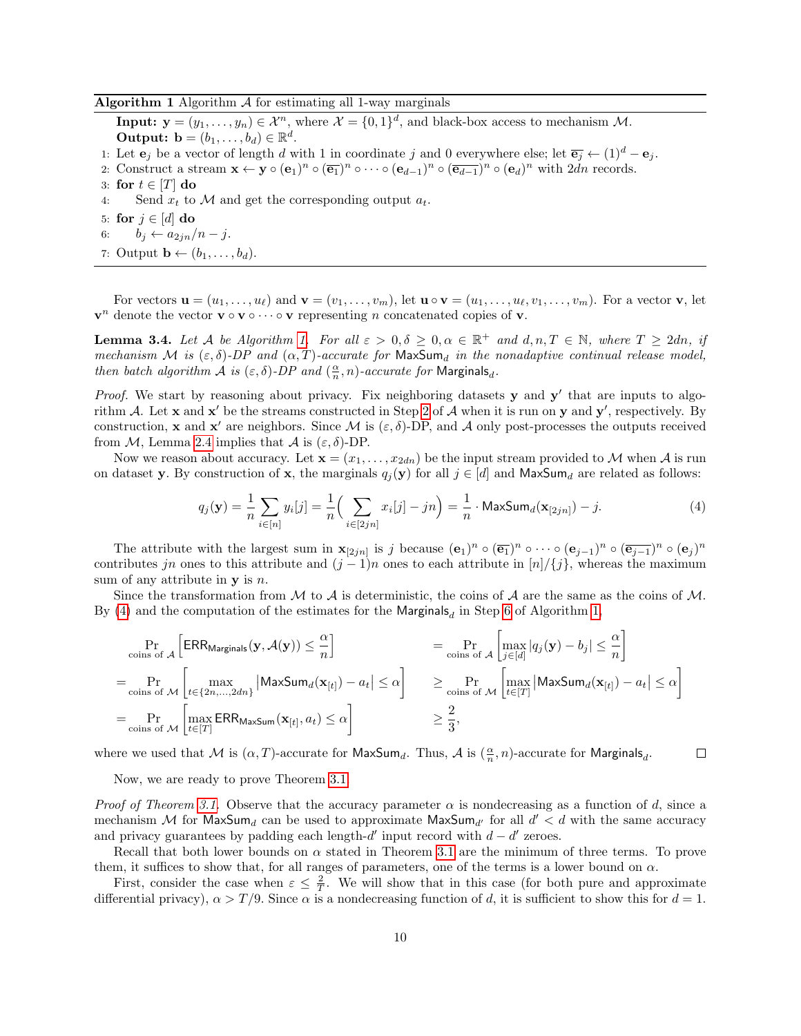**Algorithm 1** Algorithm $\mathcal{A}$ for estimating all 1-way marginals

**Input:** $\mathbf{y} = (y_1, \ldots, y_n) \in \mathcal{X}^n$, where $\mathcal{X} = \{0,1\}^d$, and black-box access to mechanism $\mathcal{M}$.
**Output:** $\mathbf{b} = (b_1, \ldots, b_d) \in \mathbb{R}^d$.

1: Let $\mathbf{e}_j$ be a vector of length $d$ with 1 in coordinate $j$ and 0 everywhere else; let $\overline{\mathbf{e}_j} \leftarrow (1)^d - \mathbf{e}_j$.
2: Construct a stream $\mathbf{x} \leftarrow \mathbf{y} \circ (\mathbf{e}_1)^n \circ (\overline{\mathbf{e}_1})^n \circ \cdots \circ (\mathbf{e}_{d-1})^n \circ (\overline{\mathbf{e}_{d-1}})^n \circ (\mathbf{e}_d)^n$ with $2dn$ records.
3: **for** $t \in [T]$ **do**
4: Send $x_t$ to $\mathcal{M}$ and get the corresponding output $a_t$.
5: **for** $j \in [d]$ **do**
6: $b_j \leftarrow a_{2jn}/n - j$.
7: Output $\mathbf{b} \leftarrow (b_1, \ldots, b_d)$.

For vectors $\mathbf{u} = (u_1, \ldots, u_\ell)$ and $\mathbf{v} = (v_1, \ldots, v_m)$, let $\mathbf{u} \circ \mathbf{v} = (u_1, \ldots, u_\ell, v_1, \ldots, v_m)$. For a vector $\mathbf{v}$, let $\mathbf{v}^n$ denote the vector $\mathbf{v} \circ \mathbf{v} \circ \cdots \circ \mathbf{v}$ representing $n$ concatenated copies of $\mathbf{v}$.

**Lemma 3.4.** *Let $\mathcal{A}$ be Algorithm 1. For all $\varepsilon > 0, \delta \geq 0, \alpha \in \mathbb{R}^+$ and $d, n, T \in \mathbb{N}$, where $T \geq 2dn$, if mechanism $\mathcal{M}$ is $(\varepsilon,\delta)$-DP and $(\alpha, T)$-accurate for $\mathsf{MaxSum}_d$ in the nonadaptive continual release model, then batch algorithm $\mathcal{A}$ is $(\varepsilon,\delta)$-DP and $(\frac{\alpha}{n}, n)$-accurate for $\mathsf{Marginals}_d$.*

*Proof.* We start by reasoning about privacy. Fix neighboring datasets $\mathbf{y}$ and $\mathbf{y}'$ that are inputs to algorithm $\mathcal{A}$. Let $\mathbf{x}$ and $\mathbf{x}'$ be the streams constructed in Step 2 of $\mathcal{A}$ when it is run on $\mathbf{y}$ and $\mathbf{y}'$, respectively. By construction, $\mathbf{x}$ and $\mathbf{x}'$ are neighbors. Since $\mathcal{M}$ is $(\varepsilon, \delta)$-DP, and $\mathcal{A}$ only post-processes the outputs received from $\mathcal{M}$, Lemma 2.4 implies that $\mathcal{A}$ is $(\varepsilon,\delta)$-DP.

Now we reason about accuracy. Let $\mathbf{x} = (x_1, \ldots, x_{2dn})$ be the input stream provided to $\mathcal{M}$ when $\mathcal{A}$ is run on dataset $\mathbf{y}$. By construction of $\mathbf{x}$, the marginals $q_j(\mathbf{y})$ for all $j \in [d]$ and $\mathsf{MaxSum}_d$ are related as follows:

$$q_j(\mathbf{y}) = \frac{1}{n}\sum_{i\in[n]} y_i[j] = \frac{1}{n}\Big(\sum_{i\in[2jn]} x_i[j] - jn\Big) = \frac{1}{n}\cdot \mathsf{MaxSum}_d(\mathbf{x}_{[2jn]}) - j. \tag{4}$$

The attribute with the largest sum in $\mathbf{x}_{[2jn]}$ is $j$ because $(\mathbf{e}_1)^n \circ (\overline{\mathbf{e}_1})^n \circ \cdots \circ (\mathbf{e}_{j-1})^n \circ (\overline{\mathbf{e}_{j-1}})^n \circ (\mathbf{e}_j)^n$ contributes $jn$ ones to this attribute and $(j-1)n$ ones to each attribute in $[n]/\{j\}$, whereas the maximum sum of any attribute in $\mathbf{y}$ is $n$.

Since the transformation from $\mathcal{M}$ to $\mathcal{A}$ is deterministic, the coins of $\mathcal{A}$ are the same as the coins of $\mathcal{M}$. By (4) and the computation of the estimates for the $\mathsf{Marginals}_d$ in Step 6 of Algorithm 1,

$$\begin{aligned}
&\Pr_{\text{coins of }\mathcal{A}}\Big[\mathsf{ERR}_{\mathsf{Marginals}}(\mathbf{y}, \mathcal{A}(\mathbf{y})) \leq \frac{\alpha}{n}\Big] &&= \Pr_{\text{coins of }\mathcal{A}}\Big[\max_{j\in[d]} |q_j(\mathbf{y}) - b_j| \leq \frac{\alpha}{n}\Big]\\
&= \Pr_{\text{coins of }\mathcal{M}}\Big[\max_{t\in\{2n,\ldots,2dn\}} \big|\mathsf{MaxSum}_d(\mathbf{x}_{[t]}) - a_t\big| \leq \alpha\Big] &&\geq \Pr_{\text{coins of }\mathcal{M}}\Big[\max_{t\in[T]} \big|\mathsf{MaxSum}_d(\mathbf{x}_{[t]}) - a_t\big| \leq \alpha\Big]\\
&= \Pr_{\text{coins of }\mathcal{M}}\Big[\max_{t\in[T]} \mathsf{ERR}_{\mathsf{MaxSum}}(\mathbf{x}_{[t]}, a_t) \leq \alpha\Big] &&\geq \frac{2}{3},
\end{aligned}$$

where we used that $\mathcal{M}$ is $(\alpha, T)$-accurate for $\mathsf{MaxSum}_d$. Thus, $\mathcal{A}$ is $(\frac{\alpha}{n}, n)$-accurate for $\mathsf{Marginals}_d$. $\square$

Now, we are ready to prove Theorem 3.1.

*Proof of Theorem 3.1.* Observe that the accuracy parameter $\alpha$ is nondecreasing as a function of $d$, since a mechanism $\mathcal{M}$ for $\mathsf{MaxSum}_d$ can be used to approximate $\mathsf{MaxSum}_{d'}$ for all $d' < d$ with the same accuracy and privacy guarantees by padding each length-$d'$ input record with $d - d'$ zeroes.

Recall that both lower bounds on $\alpha$ stated in Theorem 3.1 are the minimum of three terms. To prove them, it suffices to show that, for all ranges of parameters, one of the terms is a lower bound on $\alpha$.

First, consider the case when $\varepsilon \leq \frac{2}{T}$. We will show that in this case (for both pure and approximate differential privacy), $\alpha > T/9$. Since $\alpha$ is a nondecreasing function of $d$, it is sufficient to show this for $d = 1$.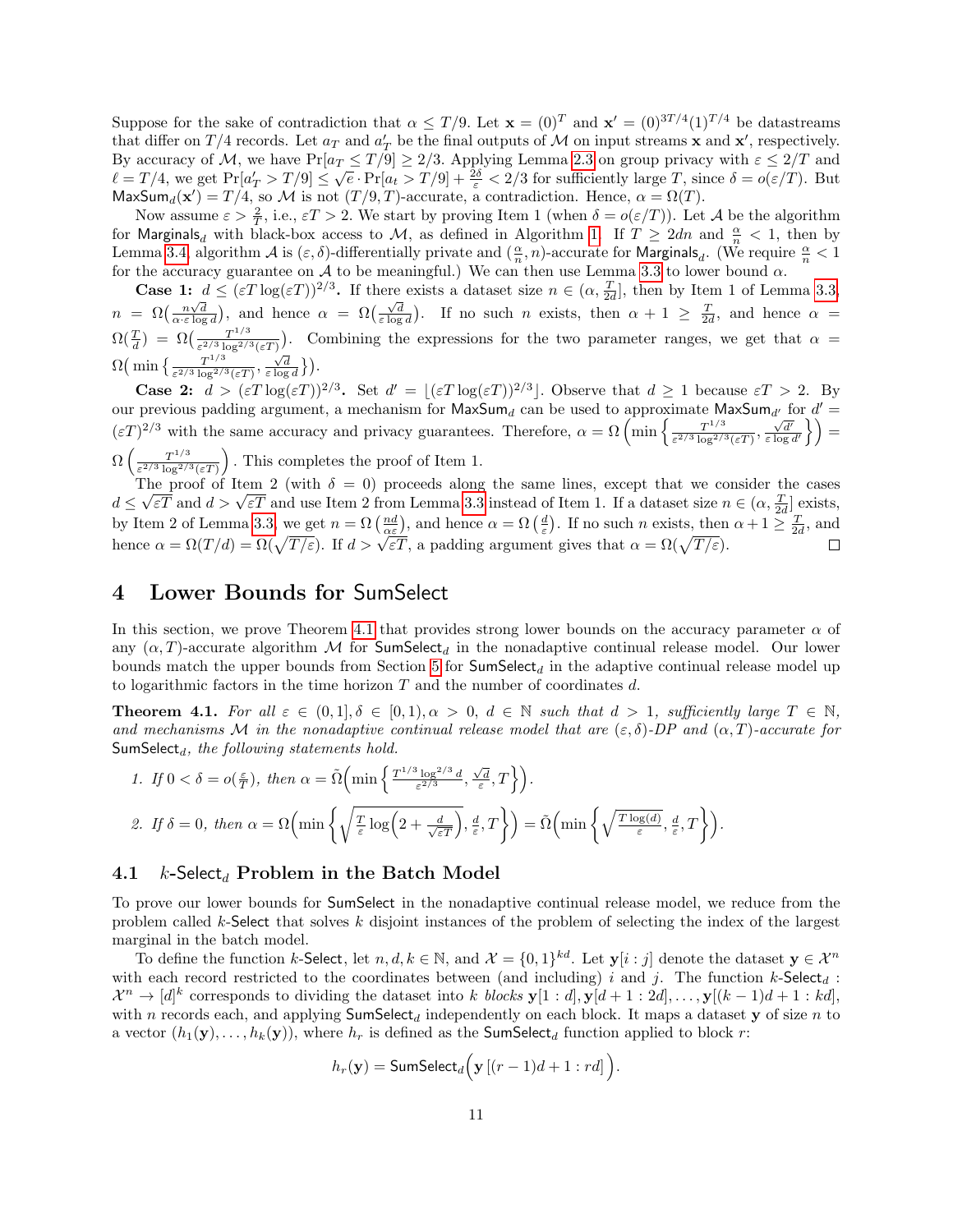Suppose for the sake of contradiction that $\alpha \le T/9$. Let $\mathbf{x} = (0)^T$ and $\mathbf{x}' = (0)^{3T/4}(1)^{T/4}$ be datastreams that differ on $T/4$ records. Let $a_T$ and $a'_T$ be the final outputs of $\mathcal{M}$ on input streams $\mathbf{x}$ and $\mathbf{x}'$, respectively. By accuracy of $\mathcal{M}$, we have $\Pr[a_T \le T/9] \ge 2/3$. Applying Lemma 2.3 on group privacy with $\varepsilon \le 2/T$ and $\ell = T/4$, we get $\Pr[a'_T > T/9] \le \sqrt{e} \cdot \Pr[a_t > T/9] + \frac{2\delta}{\varepsilon} < 2/3$ for sufficiently large $T$, since $\delta = o(\varepsilon/T)$. But $\mathsf{MaxSum}_d(\mathbf{x}') = T/4$, so $\mathcal{M}$ is not $(T/9, T)$-accurate, a contradiction. Hence, $\alpha = \Omega(T)$.

Now assume $\varepsilon > \frac{2}{T}$, i.e., $\varepsilon T > 2$. We start by proving Item 1 (when $\delta = o(\varepsilon/T)$). Let $\mathcal{A}$ be the algorithm for $\mathsf{Marginals}_d$ with black-box access to $\mathcal{M}$, as defined in Algorithm 1. If $T \ge 2dn$ and $\frac{\alpha}{n} < 1$, then by Lemma 3.4, algorithm $\mathcal{A}$ is $(\varepsilon, \delta)$-differentially private and $(\frac{\alpha}{n}, n)$-accurate for $\mathsf{Marginals}_d$. (We require $\frac{\alpha}{n} < 1$ for the accuracy guarantee on $\mathcal{A}$ to be meaningful.) We can then use Lemma 3.3 to lower bound $\alpha$.

**Case 1: $d \le (\varepsilon T \log(\varepsilon T))^{2/3}$.** If there exists a dataset size $n \in (\alpha, \frac{T}{2d}]$, then by Item 1 of Lemma 3.3, $n = \Omega\big(\frac{n\sqrt{d}}{\alpha \cdot \varepsilon \log d}\big)$, and hence $\alpha = \Omega\big(\frac{\sqrt{d}}{\varepsilon \log d}\big)$. If no such $n$ exists, then $\alpha + 1 \ge \frac{T}{2d}$, and hence $\alpha = \Omega(\frac{T}{d}) = \Omega\big(\frac{T^{1/3}}{\varepsilon^{2/3}\log^{2/3}(\varepsilon T)}\big)$. Combining the expressions for the two parameter ranges, we get that $\alpha = \Omega\big(\min\big\{\frac{T^{1/3}}{\varepsilon^{2/3}\log^{2/3}(\varepsilon T)}, \frac{\sqrt{d}}{\varepsilon \log d}\big\}\big)$.

**Case 2: $d > (\varepsilon T \log(\varepsilon T))^{2/3}$.** Set $d' = \lfloor(\varepsilon T \log(\varepsilon T))^{2/3}\rfloor$. Observe that $d \ge 1$ because $\varepsilon T > 2$. By our previous padding argument, a mechanism for $\mathsf{MaxSum}_d$ can be used to approximate $\mathsf{MaxSum}_{d'}$ for $d' = (\varepsilon T)^{2/3}$ with the same accuracy and privacy guarantees. Therefore, $\alpha = \Omega\left(\min\left\{\frac{T^{1/3}}{\varepsilon^{2/3}\log^{2/3}(\varepsilon T)}, \frac{\sqrt{d'}}{\varepsilon \log d'}\right\}\right) = \Omega\left(\frac{T^{1/3}}{\varepsilon^{2/3}\log^{2/3}(\varepsilon T)}\right)$. This completes the proof of Item 1.

The proof of Item 2 (with $\delta = 0$) proceeds along the same lines, except that we consider the cases $d \le \sqrt{\varepsilon T}$ and $d > \sqrt{\varepsilon T}$ and use Item 2 from Lemma 3.3 instead of Item 1. If a dataset size $n \in (\alpha, \frac{T}{2d}]$ exists, by Item 2 of Lemma 3.3, we get $n = \Omega\left(\frac{nd}{\alpha\varepsilon}\right)$, and hence $\alpha = \Omega\left(\frac{d}{\varepsilon}\right)$. If no such $n$ exists, then $\alpha + 1 \ge \frac{T}{2d}$, and hence $\alpha = \Omega(T/d) = \Omega(\sqrt{T/\varepsilon})$. If $d > \sqrt{\varepsilon T}$, a padding gives that $\alpha = \Omega(\sqrt{T/\varepsilon})$. ◻

# 4 Lower Bounds for SumSelect

In this section, we prove Theorem 4.1 that provides strong lower bounds on the accuracy parameter $\alpha$ of any $(\alpha, T)$-accurate algorithm $\mathcal{M}$ for $\mathsf{SumSelect}_d$ in the nonadaptive continual release model. Our lower bounds match the upper bounds from Section 5 for $\mathsf{SumSelect}_d$ in the adaptive continual release model up to logarithmic factors in the time horizon $T$ and the number of coordinates $d$.

**Theorem 4.1.** *For all $\varepsilon \in (0, 1], \delta \in [0, 1), \alpha > 0$, $d \in \mathbb{N}$ such that $d > 1$, sufficiently large $T \in \mathbb{N}$, and mechanisms $\mathcal{M}$ in the nonadaptive continual release model that are $(\varepsilon, \delta)$-DP and $(\alpha, T)$-accurate for $\mathsf{SumSelect}_d$, the following statements hold.*

1. *If $0 < \delta = o(\frac{\varepsilon}{T})$, then $\alpha = \tilde{\Omega}\Big(\min\Big\{\frac{T^{1/3}\log^{2/3} d}{\varepsilon^{2/3}}, \frac{\sqrt{d}}{\varepsilon}, T\Big\}\Big)$.*
2. *If $\delta = 0$, then $\alpha = \Omega\Big(\min\Big\{\sqrt{\frac{T}{\varepsilon}\log\Big(2 + \frac{d}{\sqrt{\varepsilon T}}\Big)}, \frac{d}{\varepsilon}, T\Big\}\Big) = \tilde{\Omega}\Big(\min\Big\{\sqrt{\frac{T\log(d)}{\varepsilon}}, \frac{d}{\varepsilon}, T\Big\}\Big)$.*

## 4.1 $k$-$\mathsf{Select}_d$ Problem in the Batch Model

To prove our lower bounds for SumSelect in the nonadaptive continual release model, we reduce from the problem called $k$-Select that solves $k$ disjoint instances of the problem of selecting the index of the largest marginal in the batch model.

To define the function $k$-Select, let $n, d, k \in \mathbb{N}$, and $\mathcal{X} = \{0,1\}^{kd}$. Let $\mathbf{y}[i:j]$ denote the dataset $\mathbf{y} \in \mathcal{X}^n$ with each record restricted to the coordinates between (and including) $i$ and $j$. The function $k$-$\mathsf{Select}_d : \mathcal{X}^n \to [d]^k$ corresponds to dividing the dataset into $k$ *blocks* $\mathbf{y}[1:d], \mathbf{y}[d+1:2d], \ldots, \mathbf{y}[(k-1)d+1:kd]$, with $n$ records each, and applying $\mathsf{SumSelect}_d$ independently on each block. It maps a dataset $\mathbf{y}$ of size $n$ to a vector $(h_1(\mathbf{y}), \ldots, h_k(\mathbf{y}))$, where $h_r$ is defined as the $\mathsf{SumSelect}_d$ function applied to block $r$:

$$h_r(\mathbf{y}) = \mathsf{SumSelect}_d\Big(\mathbf{y}\left[(r-1)d+1 : rd\right]\Big).$$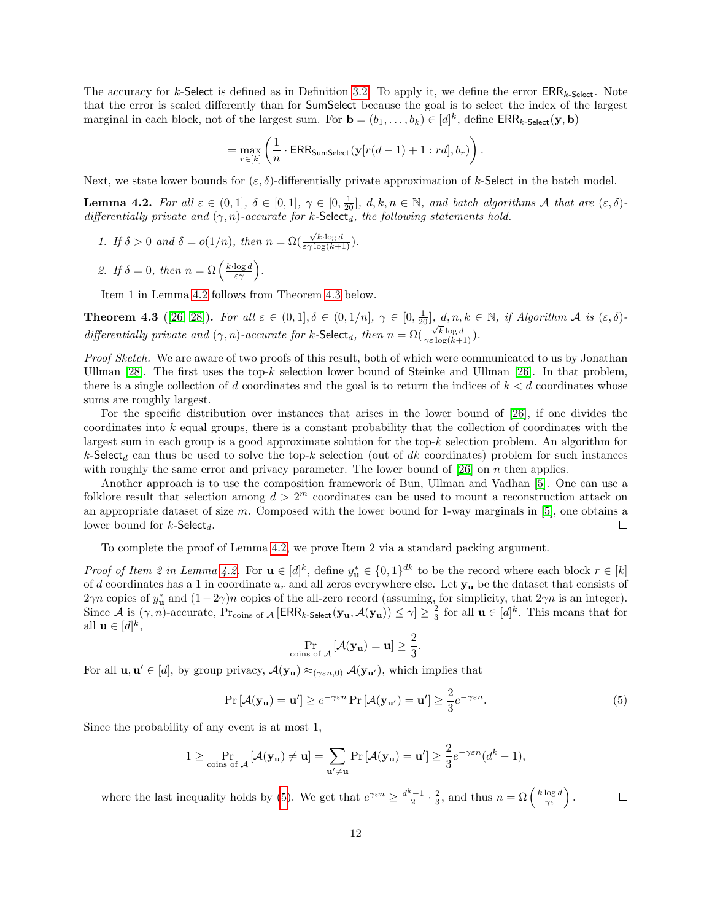The accuracy for $k$-Select is defined as in Definition 3.2. To apply it, we define the error $\mathsf{ERR}_{k\text{-Select}}$. Note that the error is scaled differently than for SumSelect because the goal is to select the index of the largest marginal in each block, not of the largest sum. For $\mathbf{b} = (b_1, \ldots, b_k) \in [d]^k$, define $\mathsf{ERR}_{k\text{-Select}}(\mathbf{y}, \mathbf{b})$

$$= \max_{r \in [k]} \left( \frac{1}{n} \cdot \mathsf{ERR}_{\mathsf{SumSelect}}(\mathbf{y}[r(d-1)+1 : rd], b_r) \right).$$

Next, we state lower bounds for $(\varepsilon, \delta)$-differentially private approximation of $k$-Select in the batch model.

**Lemma 4.2.** *For all $\varepsilon \in (0, 1]$, $\delta \in [0, 1]$, $\gamma \in [0, \frac{1}{20}]$, $d, k, n \in \mathbb{N}$, and batch algorithms $\mathcal{A}$ that are $(\varepsilon, \delta)$-differentially private and $(\gamma, n)$-accurate for $k$-$\mathsf{Select}_d$, the following statements hold.*

1. *If $\delta > 0$ and $\delta = o(1/n)$, then $n = \Omega(\frac{\sqrt{k} \cdot \log d}{\varepsilon \gamma \log(k+1)})$.*
2. *If $\delta = 0$, then $n = \Omega\left(\frac{k \cdot \log d}{\varepsilon \gamma}\right)$.*

Item 1 in Lemma 4.2 follows from Theorem 4.3 below.

**Theorem 4.3** ([26, 28])**.** *For all $\varepsilon \in (0, 1], \delta \in (0, 1/n]$, $\gamma \in [0, \frac{1}{20}]$, $d, n, k \in \mathbb{N}$, if Algorithm $\mathcal{A}$ is $(\varepsilon, \delta)$-differentially private and $(\gamma, n)$-accurate for $k$-$\mathsf{Select}_d$, then $n = \Omega(\frac{\sqrt{k} \log d}{\gamma \varepsilon \log(k+1)})$.*

*Proof Sketch.* We are aware of two proofs of this result, both of which were communicated to us by Jonathan Ullman [28]. The first uses the top-$k$ selection lower bound of Steinke and Ullman [26]. In that problem, there is a single collection of $d$ coordinates and the goal is to return the indices of $k < d$ coordinates whose sums are roughly largest.

For the specific distribution over instances that arises in the lower bound of [26], if one divides the coordinates into $k$ equal groups, there is a constant probability that the collection of coordinates with the largest sum in each group is a good approximate solution for the top-$k$ selection problem. An algorithm for $k$-$\mathsf{Select}_d$ can thus be used to solve the top-$k$ selection (out of $dk$ coordinates) problem for such instances with roughly the same error and privacy parameter. The lower bound of [26] on $n$ then applies.

Another approach is to use the composition framework of Bun, Ullman and Vadhan [5]. One can use a folklore result that selection among $d > 2^m$ coordinates can be used to mount a reconstruction attack on an appropriate dataset of size $m$. Composed with the lower bound for 1-way marginals in [5], one obtains a lower bound for $k$-$\mathsf{Select}_d$. □

To complete the proof of Lemma 4.2, we prove Item 2 via a standard packing argument.

*Proof of Item 2 in Lemma 4.2.* For $\mathbf{u} \in [d]^k$, define $y^*_{\mathbf{u}} \in \{0,1\}^{dk}$ to be the record where each block $r \in [k]$ of $d$ coordinates has a 1 in coordinate $u_r$ and all zeros everywhere else. Let $\mathbf{y_u}$ be the dataset that consists of $2\gamma n$ copies of $y^*_{\mathbf{u}}$ and $(1 - 2\gamma)n$ copies of the all-zero record (assuming, for simplicity, that $2\gamma n$ is an integer). Since $\mathcal{A}$ is $(\gamma, n)$-accurate, $\Pr_{\text{coins of } \mathcal{A}}[\mathsf{ERR}_{k\text{-Select}}(\mathbf{y_u}, \mathcal{A}(\mathbf{y_u})) \le \gamma] \ge \frac{2}{3}$ for all $\mathbf{u} \in [d]^k$. This means that for all $\mathbf{u} \in [d]^k$,

$$\Pr_{\text{coins of } \mathcal{A}}[\mathcal{A}(\mathbf{y_u}) = \mathbf{u}] \ge \frac{2}{3}.$$

For all $\mathbf{u}, \mathbf{u}' \in [d]$, by group privacy, $\mathcal{A}(\mathbf{y_u}) \approx_{(\gamma \varepsilon n, 0)} \mathcal{A}(\mathbf{y_{u'}})$, which implies that

$$\Pr[\mathcal{A}(\mathbf{y_u}) = \mathbf{u}'] \ge e^{-\gamma \varepsilon n} \Pr[\mathcal{A}(\mathbf{y_{u'}}) = \mathbf{u}'] \ge \frac{2}{3} e^{-\gamma \varepsilon n}. \tag{5}$$

Since the probability of any event is at most 1,

$$1 \ge \Pr_{\text{coins of } \mathcal{A}}[\mathcal{A}(\mathbf{y_u}) \ne \mathbf{u}] = \sum_{\mathbf{u}' \ne \mathbf{u}} \Pr[\mathcal{A}(\mathbf{y_u}) = \mathbf{u}'] \ge \frac{2}{3} e^{-\gamma \varepsilon n}(d^k - 1),$$

where the last inequality holds by (5). We get that $e^{\gamma \varepsilon n} \ge \frac{d^k - 1}{2} \cdot \frac{2}{3}$, and thus $n = \Omega\left(\frac{k \log d}{\gamma \varepsilon}\right)$. □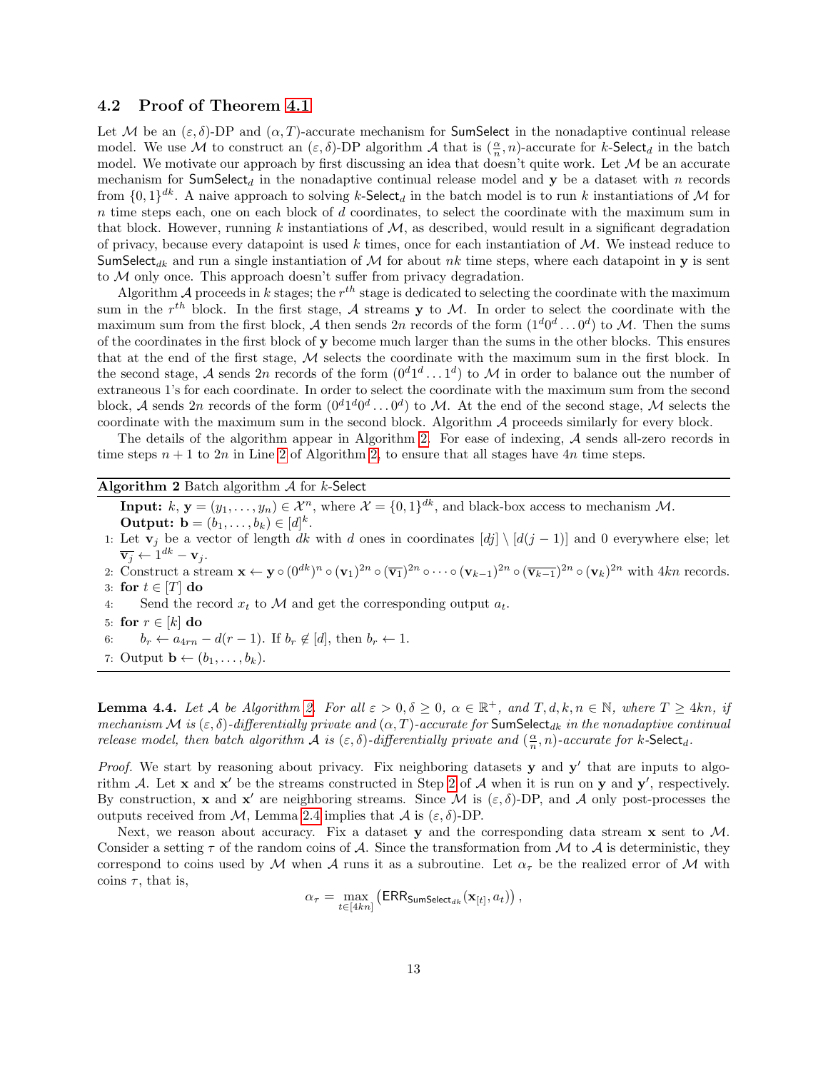### 4.2 Proof of Theorem 4.1

Let $\mathcal{M}$ be an $(\varepsilon,\delta)$-DP and $(\alpha,T)$-accurate mechanism for SumSelect in the nonadaptive continual release model. We use $\mathcal{M}$ to construct an $(\varepsilon,\delta)$-DP algorithm $\mathcal{A}$ that is $(\frac{\alpha}{n},n)$-accurate for $k$-$\mathsf{Select}_d$ in the batch model. We motivate our approach by first discussing an idea that doesn't quite work. Let $\mathcal{M}$ be an accurate mechanism for $\mathsf{SumSelect}_d$ in the nonadaptive continual release model and $\mathbf{y}$ be a dataset with $n$ records from $\{0,1\}^{dk}$. A naive approach to solving $k$-$\mathsf{Select}_d$ in the batch model is to run $k$ instantiations of $\mathcal{M}$ for $n$ time steps each, one on each block of $d$ coordinates, to select the coordinate with the maximum sum in that block. However, running $k$ instantiations of $\mathcal{M}$, as described, would result in a significant degradation of privacy, because every datapoint is used $k$ times, once for each instantiation of $\mathcal{M}$. We instead reduce to $\mathsf{SumSelect}_{dk}$ and run a single instantiation of $\mathcal{M}$ for about $nk$ time steps, where each datapoint in $\mathbf{y}$ is sent to $\mathcal{M}$ only once. This approach doesn't suffer from privacy degradation.

Algorithm $\mathcal{A}$ proceeds in $k$ stages; the $r^{th}$ stage is dedicated to selecting the coordinate with the maximum sum in the $r^{th}$ block. In the first stage, $\mathcal{A}$ streams $\mathbf{y}$ to $\mathcal{M}$. In order to select the coordinate with the maximum sum from the first block, $\mathcal{A}$ then sends $2n$ records of the form $(1^d0^d\dots0^d)$ to $\mathcal{M}$. Then the sums of the coordinates in the first block of $\mathbf{y}$ become much larger than the sums in the other blocks. This ensures that at the end of the first stage, $\mathcal{M}$ selects the coordinate with the maximum sum in the first block. In the second stage, $\mathcal{A}$ sends $2n$ records of the form $(0^d1^d\dots1^d)$ to $\mathcal{M}$ in order to balance out the number of extraneous 1's for each coordinate. In order to select the coordinate with the maximum sum from the second block, $\mathcal{A}$ sends $2n$ records of the form $(0^d1^d0^d\dots0^d)$ to $\mathcal{M}$. At the end of the second stage, $\mathcal{M}$ selects the coordinate with the maximum sum in the second block. Algorithm $\mathcal{A}$ proceeds similarly for every block.

The details of the algorithm appear in Algorithm 2. For ease of indexing, $\mathcal{A}$ sends all-zero records in time steps $n+1$ to $2n$ in Line 2 of Algorithm 2, to ensure that all stages have $4n$ time steps.

---

**Algorithm 2** Batch algorithm $\mathcal{A}$ for $k$-Select

**Input:** $k$, $\mathbf{y}=(y_1,\dots,y_n)\in\mathcal{X}^n$, where $\mathcal{X}=\{0,1\}^{dk}$, and black-box access to mechanism $\mathcal{M}$.
**Output:** $\mathbf{b}=(b_1,\dots,b_k)\in[d]^k$.

1: Let $\mathbf{v}_j$ be a vector of length $dk$ with $d$ ones in coordinates $[dj]\setminus[d(j-1)]$ and 0 everywhere else; let $\overline{\mathbf{v}_j}\leftarrow 1^{dk}-\mathbf{v}_j$.
2: Construct a stream $\mathbf{x}\leftarrow\mathbf{y}\circ(0^{dk})^n\circ(\mathbf{v}_1)^{2n}\circ(\overline{\mathbf{v}_1})^{2n}\circ\dots\circ(\mathbf{v}_{k-1})^{2n}\circ(\overline{\mathbf{v}_{k-1}})^{2n}\circ(\mathbf{v}_k)^{2n}$ with $4kn$ records.
3: **for** $t\in[T]$ **do**
4: Send the record $x_t$ to $\mathcal{M}$ and get the corresponding output $a_t$.
5: **for** $r\in[k]$ **do**
6: $b_r\leftarrow a_{4rn}-d(r-1)$. If $b_r\notin[d]$, then $b_r\leftarrow 1$.
7: Output $\mathbf{b}\leftarrow(b_1,\dots,b_k)$.

---

**Lemma 4.4.** *Let $\mathcal{A}$ be Algorithm 2. For all $\varepsilon>0,\delta\geq 0$, $\alpha\in\mathbb{R}^+$, and $T,d,k,n\in\mathbb{N}$, where $T\geq 4kn$, if mechanism $\mathcal{M}$ is $(\varepsilon,\delta)$-differentially private and $(\alpha,T)$-accurate for $\mathsf{SumSelect}_{dk}$ in the nonadaptive continual release model, then batch algorithm $\mathcal{A}$ is $(\varepsilon,\delta)$-differentially private and $(\frac{\alpha}{n},n)$-accurate for $k$-$\mathsf{Select}_d$.*

*Proof.* We start by reasoning about privacy. Fix neighboring datasets $\mathbf{y}$ and $\mathbf{y}'$ that are inputs to algorithm $\mathcal{A}$. Let $\mathbf{x}$ and $\mathbf{x}'$ be the streams constructed in Step 2 of $\mathcal{A}$ when it is run on $\mathbf{y}$ and $\mathbf{y}'$, respectively. By construction, $\mathbf{x}$ and $\mathbf{x}'$ are neighboring streams. Since $\mathcal{M}$ is $(\varepsilon,\delta)$-DP, and $\mathcal{A}$ only post-processes the outputs received from $\mathcal{M}$, Lemma 2.4 implies that $\mathcal{A}$ is $(\varepsilon,\delta)$-DP.

Next, we reason about accuracy. Fix a dataset $\mathbf{y}$ and the corresponding data stream $\mathbf{x}$ sent to $\mathcal{M}$. Consider a setting $\tau$ of the random coins of $\mathcal{A}$. Since the transformation from $\mathcal{M}$ to $\mathcal{A}$ is deterministic, they correspond to coins used by $\mathcal{M}$ when $\mathcal{A}$ runs it as a subroutine. Let $\alpha_\tau$ be the realized error of $\mathcal{M}$ with coins $\tau$, that is,

$$\alpha_\tau=\max_{t\in[4kn]}\left(\mathsf{ERR}_{\mathsf{SumSelect}_{dk}}(\mathbf{x}_{[t]},a_t)\right),$$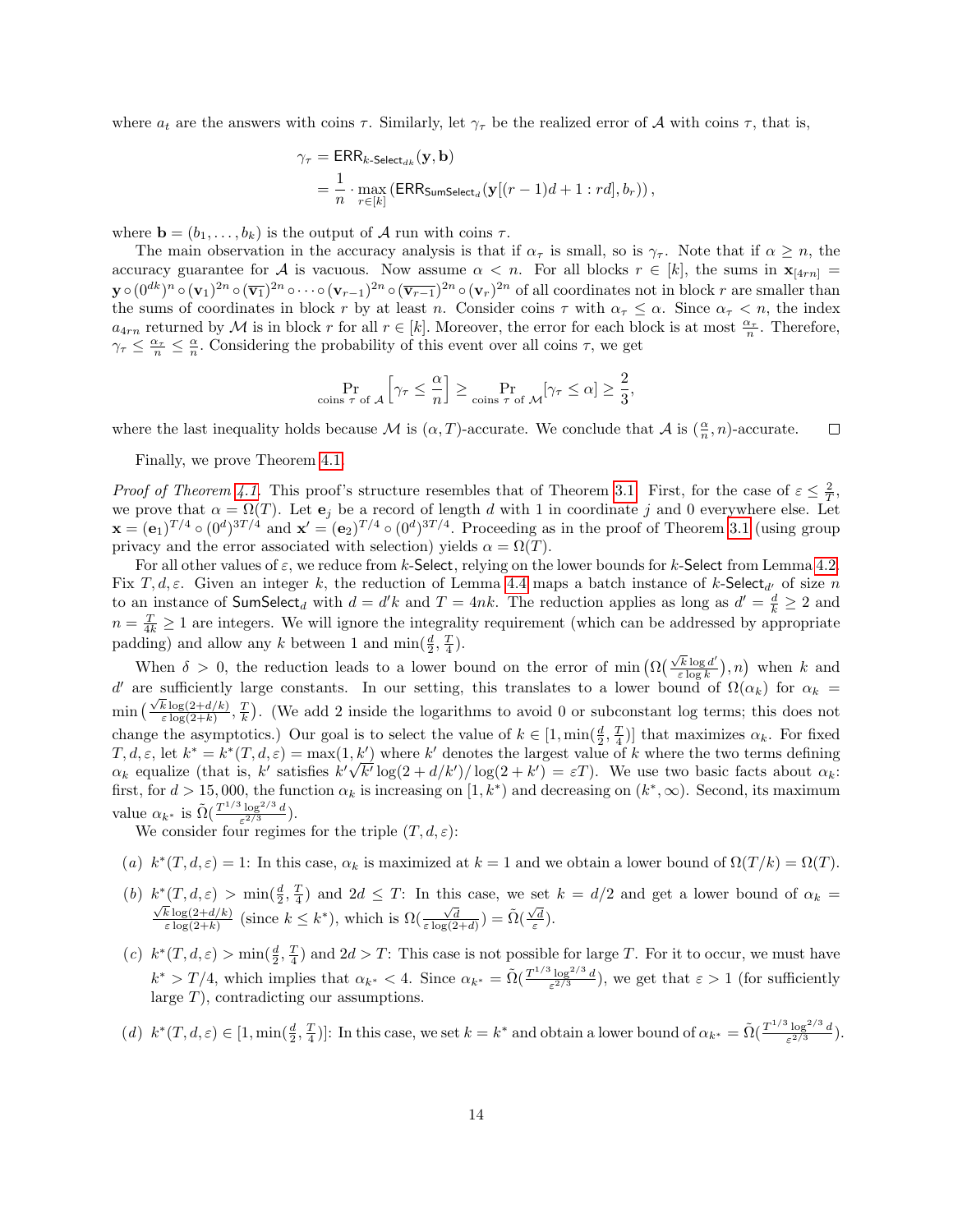where $a_t$ are the answers with coins $\tau$. Similarly, let $\gamma_\tau$ be the realized error of $\mathcal{A}$ with coins $\tau$, that is,

$$\gamma_\tau = \mathsf{ERR}_{k\text{-}\mathsf{Select}_{dk}}(\mathbf{y}, \mathbf{b})$$
$$= \frac{1}{n} \cdot \max_{r \in [k]} \left( \mathsf{ERR}_{\mathsf{SumSelect}_d}(\mathbf{y}[(r-1)d + 1 : rd], b_r) \right),$$

where $\mathbf{b} = (b_1, \ldots, b_k)$ is the output of $\mathcal{A}$ run with coins $\tau$.

The main observation in the accuracy analysis is that if $\alpha_\tau$ is small, so is $\gamma_\tau$. Note that if $\alpha \geq n$, the accuracy guarantee for $\mathcal{A}$ is vacuous. Now assume $\alpha < n$. For all blocks $r \in [k]$, the sums in $\mathbf{x}_{[4rn]} = \mathbf{y} \circ (0^{dk})^n \circ (\mathbf{v}_1)^{2n} \circ (\overline{\mathbf{v}_1})^{2n} \circ \cdots \circ (\mathbf{v}_{r-1})^{2n} \circ (\overline{\mathbf{v}_{r-1}})^{2n} \circ (\mathbf{v}_r)^{2n}$ of all coordinates not in block $r$ are smaller than the sums of coordinates in block $r$ by at least $n$. Consider coins $\tau$ with $\alpha_\tau \leq \alpha$. Since $\alpha_\tau < n$, the index $a_{4rn}$ returned by $\mathcal{M}$ is in block $r$ for all $r \in [k]$. Moreover, the error for each block is at most $\frac{\alpha_\tau}{n}$. Therefore, $\gamma_\tau \leq \frac{\alpha_\tau}{n} \leq \frac{\alpha}{n}$. Considering the probability of this event over all coins $\tau$, we get

$$\Pr_{\text{coins } \tau \text{ of } \mathcal{A}} \left[ \gamma_\tau \leq \frac{\alpha}{n} \right] \geq \Pr_{\text{coins } \tau \text{ of } \mathcal{M}} [\gamma_\tau \leq \alpha] \geq \frac{2}{3},$$

where the last inequality holds because $\mathcal{M}$ is $(\alpha, T)$-accurate. We conclude that $\mathcal{A}$ is $(\frac{\alpha}{n}, n)$-accurate. $\square$

Finally, we prove Theorem 4.1.

*Proof of Theorem 4.1.* This proof's structure resembles that of Theorem 3.1. First, for the case of $\varepsilon \leq \frac{2}{T}$, we prove that $\alpha = \Omega(T)$. Let $\mathbf{e}_j$ be a record of length $d$ with 1 in coordinate $j$ and 0 everywhere else. Let $\mathbf{x} = (\mathbf{e}_1)^{T/4} \circ (0^d)^{3T/4}$ and $\mathbf{x}' = (\mathbf{e}_2)^{T/4} \circ (0^d)^{3T/4}$. Proceeding as in the proof of Theorem 3.1 (using group privacy and the error associated with selection) yields $\alpha = \Omega(T)$.

For all other values of $\varepsilon$, we reduce from $k$-$\mathsf{Select}$, relying on the lower bounds for $k$-$\mathsf{Select}$ from Lemma 4.2. Fix $T, d, \varepsilon$. Given an integer $k$, the reduction of Lemma 4.4 maps a batch instance of $k$-$\mathsf{Select}_{d'}$ of size $n$ to an instance of $\mathsf{SumSelect}_d$ with $d = d'k$ and $T = 4nk$. The reduction applies as long as $d' = \frac{d}{k} \geq 2$ and $n = \frac{T}{4k} \geq 1$ are integers. We will ignore the integrality requirement (which can be addressed by appropriate padding) and allow any $k$ between 1 and $\min(\frac{d}{2}, \frac{T}{4})$.

When $\delta > 0$, the reduction leads to a lower bound on the error of $\min\left(\Omega\left(\frac{\sqrt{k}\log d'}{\varepsilon \log k}\right), n\right)$ when $k$ and $d'$ are sufficiently large constants. In our setting, this translates to a lower bound of $\Omega(\alpha_k)$ for $\alpha_k = \min\left(\frac{\sqrt{k}\log(2+d/k)}{\varepsilon \log(2+k)}, \frac{T}{k}\right)$. (We add 2 inside the logarithms to avoid 0 or subconstant log terms; this does not change the asymptotics.) Our goal is to select the value of $k \in [1, \min(\frac{d}{2}, \frac{T}{4})]$ that maximizes $\alpha_k$. For fixed $T, d, \varepsilon$, let $k^* = k^*(T, d, \varepsilon) = \max(1, k')$ where $k'$ denotes the largest value of $k$ where the two terms defining $\alpha_k$ equalize (that is, $k'$ satisfies $k'\sqrt{k'}\log(2 + d/k')/\log(2 + k') = \varepsilon T$). We use two basic facts about $\alpha_k$: first, for $d > 15{,}000$, the function $\alpha_k$ is increasing on $[1, k^*)$ and decreasing on $(k^*, \infty)$. Second, its maximum value $\alpha_{k^*}$ is $\tilde{\Omega}(\frac{T^{1/3}\log^{2/3} d}{\varepsilon^{2/3}})$.

We consider four regimes for the triple $(T, d, \varepsilon)$:

(a) $k^*(T, d, \varepsilon) = 1$: In this case, $\alpha_k$ is maximized at $k = 1$ and we obtain a lower bound of $\Omega(T/k) = \Omega(T)$.

(b) $k^*(T, d, \varepsilon) > \min(\frac{d}{2}, \frac{T}{4})$ and $2d \leq T$: In this case, we set $k = d/2$ and get a lower bound of $\alpha_k = \frac{\sqrt{k}\log(2+d/k)}{\varepsilon \log(2+k)}$ (since $k \leq k^*$), which is $\Omega(\frac{\sqrt{d}}{\varepsilon \log(2+d)}) = \tilde{\Omega}(\frac{\sqrt{d}}{\varepsilon})$.

(c) $k^*(T, d, \varepsilon) > \min(\frac{d}{2}, \frac{T}{4})$ and $2d > T$: This case is not possible for large $T$. For it to occur, we must have $k^* > T/4$, which implies that $\alpha_{k^*} < 4$. Since $\alpha_{k^*} = \tilde{\Omega}(\frac{T^{1/3}\log^{2/3} d}{\varepsilon^{2/3}})$, we get that $\varepsilon > 1$ (for sufficiently large $T$), contradicting our assumptions.

(d) $k^*(T, d, \varepsilon) \in [1, \min(\frac{d}{2}, \frac{T}{4})]$: In this case, we set $k = k^*$ and obtain a lower bound of $\alpha_{k^*} = \tilde{\Omega}(\frac{T^{1/3}\log^{2/3} d}{\varepsilon^{2/3}})$.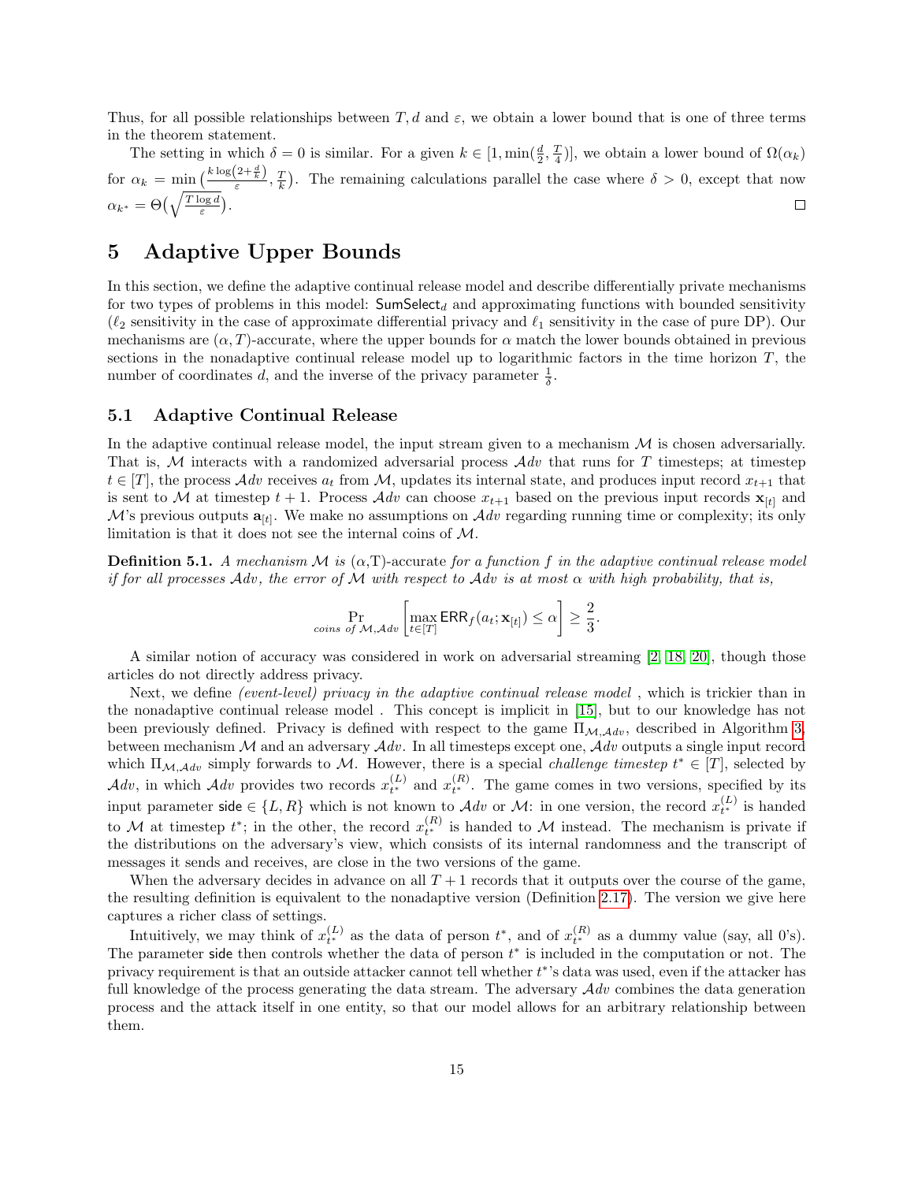Thus, for all possible relationships between $T, d$ and $\varepsilon$, we obtain a lower bound that is one of three terms in the theorem statement.

The setting in which $\delta = 0$ is similar. For a given $k \in [1, \min(\frac{d}{2}, \frac{T}{4})]$, we obtain a lower bound of $\Omega(\alpha_k)$ for $\alpha_k = \min\left(\frac{k\log\left(2+\frac{d}{k}\right)}{\varepsilon}, \frac{T}{k}\right)$. The remaining calculations parallel the case where $\delta > 0$, except that now $\alpha_{k^*} = \Theta\left(\sqrt{\frac{T\log d}{\varepsilon}}\right)$. □

# 5 Adaptive Upper Bounds

In this section, we define the adaptive continual release model and describe differentially private mechanisms for two types of problems in this model: $\mathsf{SumSelect}_d$ and approximating functions with bounded sensitivity ($\ell_2$ sensitivity in the case of approximate differential privacy and $\ell_1$ sensitivity in the case of pure DP). Our mechanisms are $(\alpha, T)$-accurate, where the upper bounds for $\alpha$ match the lower bounds obtained in previous sections in the nonadaptive continual release model up to logarithmic factors in the time horizon $T$, the number of coordinates $d$, and the inverse of the privacy parameter $\frac{1}{\delta}$.

## 5.1 Adaptive Continual Release

In the adaptive continual release model, the input stream given to a mechanism $\mathcal{M}$ is chosen adversarially. That is, $\mathcal{M}$ interacts with a randomized adversarial process $\mathcal{A}dv$ that runs for $T$ timesteps; at timestep $t \in [T]$, the process $\mathcal{A}dv$ receives $a_t$ from $\mathcal{M}$, updates its internal state, and produces input record $x_{t+1}$ that is sent to $\mathcal{M}$ at timestep $t+1$. Process $\mathcal{A}dv$ can choose $x_{t+1}$ based on the previous input records $\mathbf{x}_{[t]}$ and $\mathcal{M}$'s previous outputs $\mathbf{a}_{[t]}$. We make no assumptions on $\mathcal{A}dv$ regarding running time or complexity; its only limitation is that it does not see the internal coins of $\mathcal{M}$.

**Definition 5.1.** *A mechanism $\mathcal{M}$ is* $(\alpha$,T)-accurate *for a function $f$ in the adaptive continual release model if for all processes $\mathcal{A}dv$, the error of $\mathcal{M}$ with respect to $\mathcal{A}dv$ is at most $\alpha$ with high probability, that is,*

$$\Pr_{\text{coins of } \mathcal{M}, \mathcal{A}dv}\left[\max_{t\in[T]} \mathsf{ERR}_f(a_t; \mathbf{x}_{[t]}) \le \alpha\right] \ge \frac{2}{3}.$$

A similar notion of accuracy was considered in work on adversarial streaming [2, 18, 20], though those articles do not directly address privacy.

Next, we define *(event-level) privacy in the adaptive continual release model* , which is trickier than in the nonadaptive continual release model . This concept is implicit in [15], but to our knowledge has not been previously defined. Privacy is defined with respect to the game $\Pi_{\mathcal{M},\mathcal{A}dv}$, described in Algorithm 3, between mechanism $\mathcal{M}$ and an adversary $\mathcal{A}dv$. In all timesteps except one, $\mathcal{A}dv$ outputs a single input record which $\Pi_{\mathcal{M},\mathcal{A}dv}$ simply forwards to $\mathcal{M}$. However, there is a special *challenge timestep* $t^* \in [T]$, selected by $\mathcal{A}dv$, in which $\mathcal{A}dv$ provides two records $x_{t^*}^{(L)}$ and $x_{t^*}^{(R)}$. The game comes in two versions, specified by its input parameter $\mathsf{side} \in \{L, R\}$ which is not known to $\mathcal{A}dv$ or $\mathcal{M}$: in one version, the record $x_{t^*}^{(L)}$ is handed to $\mathcal{M}$ at timestep $t^*$; in the other, the record $x_{t^*}^{(R)}$ is handed to $\mathcal{M}$ instead. The mechanism is private if the distributions on the adversary's view, which consists of its internal randomness and the transcript of messages it sends and receives, are close in the two versions of the game.

When the adversary decides in advance on all $T+1$ records that it outputs over the course of the game, the resulting definition is equivalent to the nonadaptive version (Definition 2.17). The version we give here captures a richer class of settings.

Intuitively, we may think of $x_{t^*}^{(L)}$ as the data of person $t^*$, and of $x_{t^*}^{(R)}$ as a dummy value (say, all 0's). The parameter $\mathsf{side}$ then controls whether the data of person $t^*$ is included in the computation or not. The privacy requirement is that an outside attacker cannot tell whether $t^*$'s data was used, even if the attacker has full knowledge of the process generating the data stream. The adversary $\mathcal{A}dv$ combines the data generation process and the attack itself in one entity, so that our model allows for an arbitrary relationship between them.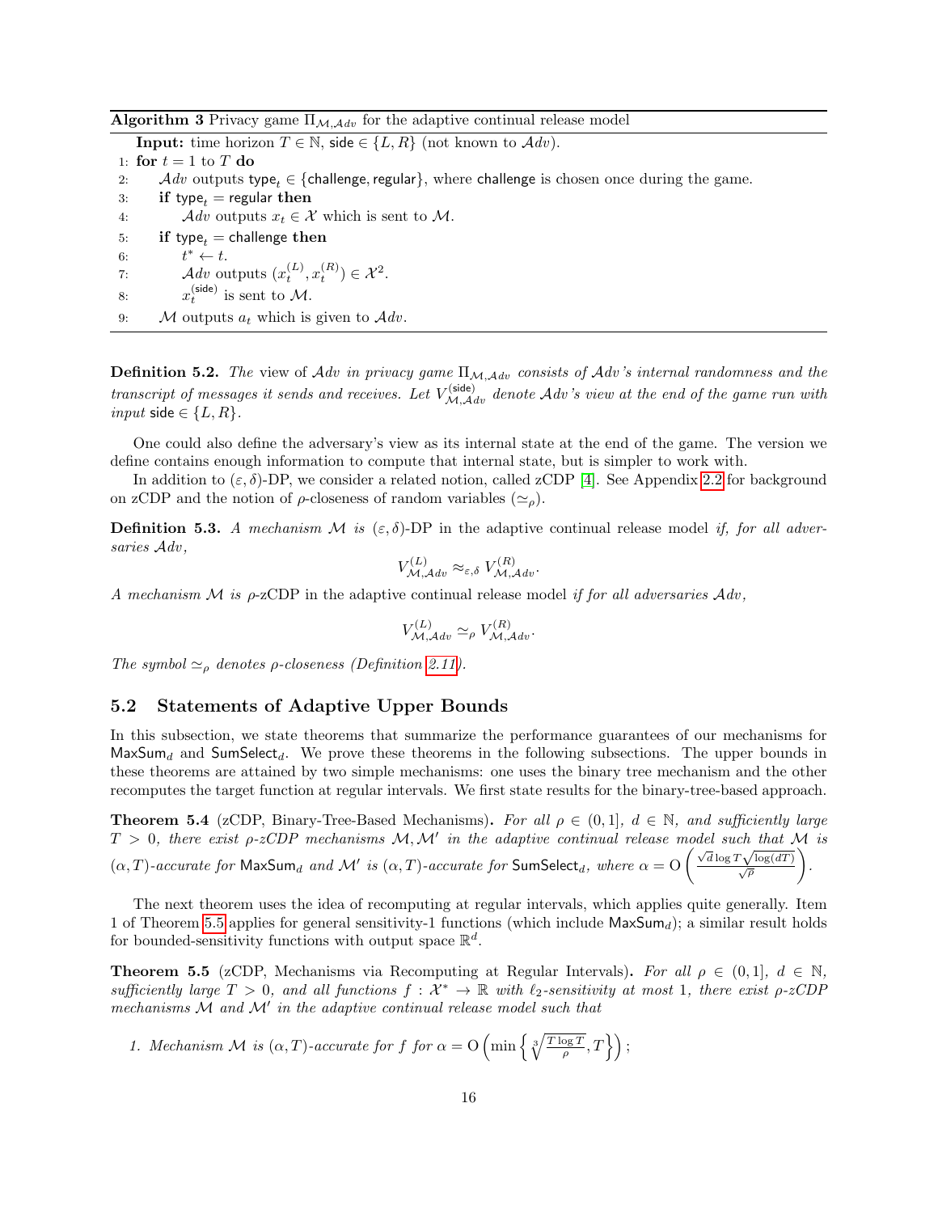**Algorithm 3** Privacy game $\Pi_{\mathcal{M},\mathcal{A}dv}$ for the adaptive continual release model

**Input:** time horizon $T \in \mathbb{N}$, $\mathsf{side} \in \{L, R\}$ (not known to $\mathcal{A}dv$).

```
1: for t = 1 to T do
2:     Adv outputs type_t ∈ {challenge, regular}, where challenge is chosen once during the game.
3:     if type_t = regular then
4:         Adv outputs x_t ∈ X which is sent to M.
5:     if type_t = challenge then
6:         t* ← t.
7:         Adv outputs (x_t^(L), x_t^(R)) ∈ X^2.
8:         x_t^(side) is sent to M.
9:     M outputs a_t which is given to Adv.
```

**Definition 5.2.** *The* view of $\mathcal{A}dv$ in privacy game $\Pi_{\mathcal{M},\mathcal{A}dv}$ *consists of $\mathcal{A}dv$'s internal randomness and the transcript of messages it sends and receives. Let $V^{(\mathsf{side})}_{\mathcal{M},\mathcal{A}dv}$ denote $\mathcal{A}dv$'s view at the end of the game run with input $\mathsf{side} \in \{L, R\}$.*

One could also define the adversary's view as its internal state at the end of the game. The version we define contains enough information to compute that internal state, but is simpler to work with.

In addition to $(\varepsilon, \delta)$-DP, we consider a related notion, called zCDP [4]. See Appendix 2.2 for background on zCDP and the notion of $\rho$-closeness of random variables ($\simeq_\rho$).

**Definition 5.3.** *A mechanism $\mathcal{M}$ is $(\varepsilon, \delta)$-DP* in the adaptive continual release model *if, for all adversaries $\mathcal{A}dv$,*

$$V^{(L)}_{\mathcal{M},\mathcal{A}dv} \approx_{\varepsilon,\delta} V^{(R)}_{\mathcal{M},\mathcal{A}dv}.$$

*A mechanism $\mathcal{M}$ is $\rho$-zCDP* in the adaptive continual release model *if for all adversaries $\mathcal{A}dv$,*

$$V^{(L)}_{\mathcal{M},\mathcal{A}dv} \simeq_{\rho} V^{(R)}_{\mathcal{M},\mathcal{A}dv}.$$

*The symbol $\simeq_\rho$ denotes $\rho$-closeness (Definition 2.11).*

## 5.2 Statements of Adaptive Upper Bounds

In this subsection, we state theorems that summarize the performance guarantees of our mechanisms for $\mathsf{MaxSum}_d$ and $\mathsf{SumSelect}_d$. We prove these theorems in the following subsections. The upper bounds in these theorems are attained by two simple mechanisms: one uses the binary tree mechanism and the other recomputes the target function at regular intervals. We first state results for the binary-tree-based approach.

**Theorem 5.4** (zCDP, Binary-Tree-Based Mechanisms)**.** *For all $\rho \in (0, 1]$, $d \in \mathbb{N}$, and sufficiently large $T > 0$, there exist $\rho$-zCDP mechanisms $\mathcal{M}, \mathcal{M}'$ in the adaptive continual release model such that $\mathcal{M}$ is $(\alpha, T)$-accurate for $\mathsf{MaxSum}_d$ and $\mathcal{M}'$ is $(\alpha, T)$-accurate for $\mathsf{SumSelect}_d$, where $\alpha = \mathrm{O}\left(\frac{\sqrt{d}\log T\sqrt{\log(dT)}}{\sqrt{\rho}}\right)$.*

The next theorem uses the idea of recomputing at regular intervals, which applies quite generally. Item 1 of Theorem 5.5 applies for general sensitivity-1 functions (which include $\mathsf{MaxSum}_d$); a similar result holds for bounded-sensitivity functions with output space $\mathbb{R}^d$.

**Theorem 5.5** (zCDP, Mechanisms via Recomputing at Regular Intervals)**.** *For all $\rho \in (0, 1]$, $d \in \mathbb{N}$, sufficiently large $T > 0$, and all functions $f : \mathcal{X}^* \to \mathbb{R}$ with $\ell_2$-sensitivity at most 1, there exist $\rho$-zCDP mechanisms $\mathcal{M}$ and $\mathcal{M}'$ in the adaptive continual release model such that*

1. *Mechanism $\mathcal{M}$ is $(\alpha, T)$-accurate for $f$ for $\alpha = \mathrm{O}\left(\min\left\{\sqrt[3]{\frac{T\log T}{\rho}}, T\right\}\right)$;*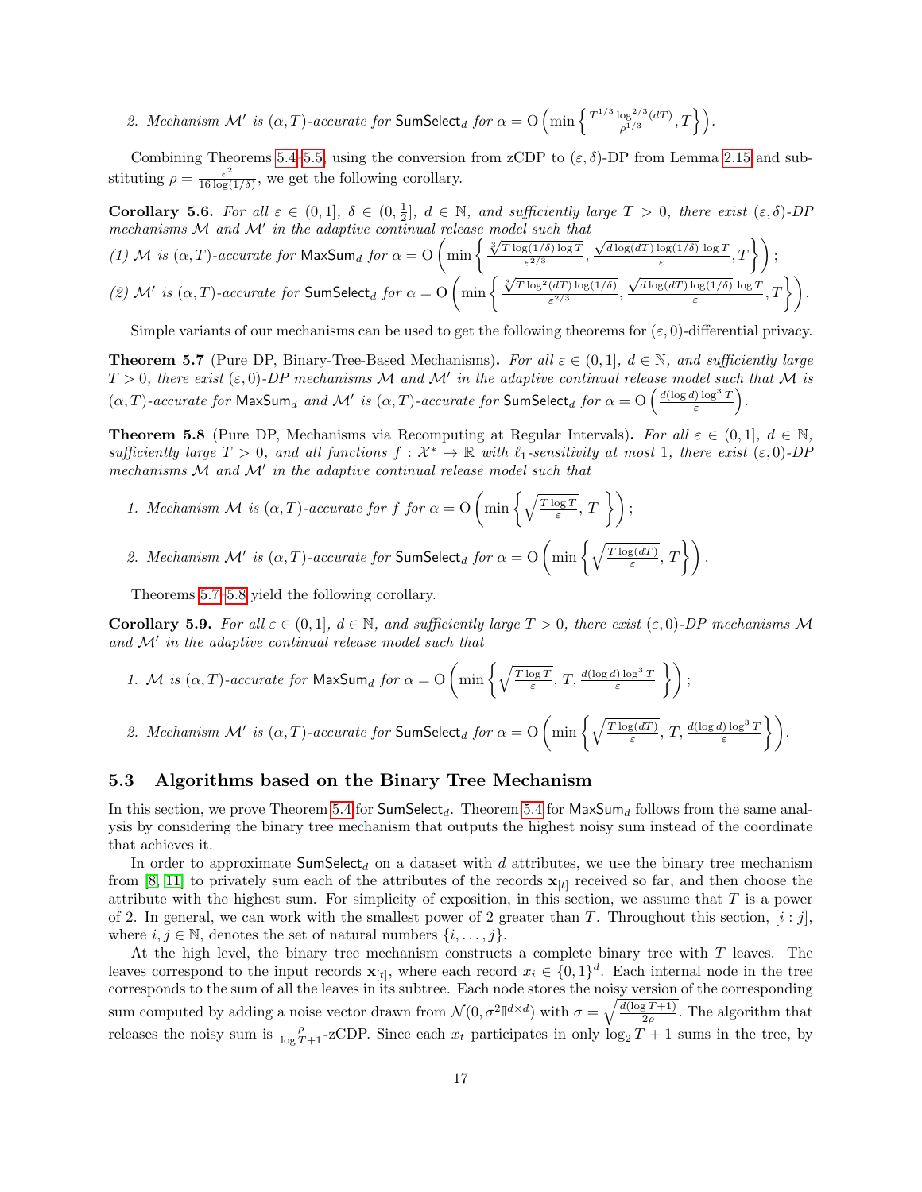2. *Mechanism $\mathcal{M}'$ is $(\alpha, T)$-accurate for* $\mathsf{SumSelect}_d$ *for* $\alpha = \mathrm{O}\left(\min\left\{\frac{T^{1/3}\log^{2/3}(dT)}{\rho^{1/3}}, T\right\}\right)$.

Combining Theorems 5.4–5.5, using the conversion from zCDP to $(\varepsilon, \delta)$-DP from Lemma 2.15 and substituting $\rho = \frac{\varepsilon^2}{16\log(1/\delta)}$, we get the following corollary.

**Corollary 5.6.** *For all $\varepsilon \in (0, 1]$, $\delta \in (0, \frac{1}{2}]$, $d \in \mathbb{N}$, and sufficiently large $T > 0$, there exist $(\varepsilon, \delta)$-DP mechanisms $\mathcal{M}$ and $\mathcal{M}'$ in the adaptive continual release model such that*

*(1) $\mathcal{M}$ is $(\alpha, T)$-accurate for* $\mathsf{MaxSum}_d$ *for* $\alpha = \mathrm{O}\left(\min\left\{\frac{\sqrt[3]{T\log(1/\delta)\log T}}{\varepsilon^{2/3}}, \frac{\sqrt{d\log(dT)\log(1/\delta)}\,\log T}{\varepsilon}, T\right\}\right)$;

*(2) $\mathcal{M}'$ is $(\alpha, T)$-accurate for* $\mathsf{SumSelect}_d$ *for* $\alpha = \mathrm{O}\left(\min\left\{\frac{\sqrt[3]{T\log^2(dT)\log(1/\delta)}}{\varepsilon^{2/3}}, \frac{\sqrt{d\log(dT)\log(1/\delta)}\,\log T}{\varepsilon}, T\right\}\right)$.

Simple variants of our mechanisms can be used to get the following theorems for $(\varepsilon, 0)$-differential privacy.

**Theorem 5.7** (Pure DP, Binary-Tree-Based Mechanisms)**.** *For all $\varepsilon \in (0, 1]$, $d \in \mathbb{N}$, and sufficiently large $T > 0$, there exist $(\varepsilon, 0)$-DP mechanisms $\mathcal{M}$ and $\mathcal{M}'$ in the adaptive continual release model such that $\mathcal{M}$ is $(\alpha, T)$-accurate for* $\mathsf{MaxSum}_d$ *and $\mathcal{M}'$ is $(\alpha, T)$-accurate for* $\mathsf{SumSelect}_d$ *for* $\alpha = \mathrm{O}\left(\frac{d(\log d)\log^3 T}{\varepsilon}\right)$.

**Theorem 5.8** (Pure DP, Mechanisms via Recomputing at Regular Intervals)**.** *For all $\varepsilon \in (0, 1]$, $d \in \mathbb{N}$, sufficiently large $T > 0$, and all functions $f : \mathcal{X}^* \to \mathbb{R}$ with $\ell_1$-sensitivity at most 1, there exist $(\varepsilon, 0)$-DP mechanisms $\mathcal{M}$ and $\mathcal{M}'$ in the adaptive continual release model such that*

1. *Mechanism $\mathcal{M}$ is $(\alpha, T)$-accurate for $f$ for* $\alpha = \mathrm{O}\left(\min\left\{\sqrt{\frac{T\log T}{\varepsilon}}, T\right\}\right)$;

2. *Mechanism $\mathcal{M}'$ is $(\alpha, T)$-accurate for* $\mathsf{SumSelect}_d$ *for* $\alpha = \mathrm{O}\left(\min\left\{\sqrt{\frac{T\log(dT)}{\varepsilon}}, T\right\}\right)$.

Theorems 5.7–5.8 yield the following corollary.

**Corollary 5.9.** *For all $\varepsilon \in (0, 1]$, $d \in \mathbb{N}$, and sufficiently large $T > 0$, there exist $(\varepsilon, 0)$-DP mechanisms $\mathcal{M}$ and $\mathcal{M}'$ in the adaptive continual release model such that*

1. *$\mathcal{M}$ is $(\alpha, T)$-accurate for* $\mathsf{MaxSum}_d$ *for* $\alpha = \mathrm{O}\left(\min\left\{\sqrt{\frac{T\log T}{\varepsilon}}, T, \frac{d(\log d)\log^3 T}{\varepsilon}\right\}\right)$;

2. *Mechanism $\mathcal{M}'$ is $(\alpha, T)$-accurate for* $\mathsf{SumSelect}_d$ *for* $\alpha = \mathrm{O}\left(\min\left\{\sqrt{\frac{T\log(dT)}{\varepsilon}}, T, \frac{d(\log d)\log^3 T}{\varepsilon}\right\}\right)$.

### 5.3 Algorithms based on the Binary Tree Mechanism

In this section, we prove Theorem 5.4 for $\mathsf{SumSelect}_d$. Theorem 5.4 for $\mathsf{MaxSum}_d$ follows from the same analysis by considering the binary tree mechanism that outputs the highest noisy sum instead of the coordinate that achieves it.

In order to approximate $\mathsf{SumSelect}_d$ on a dataset with $d$ attributes, we use the binary tree mechanism from [8, 11] to privately sum each of the attributes of the records $\mathbf{x}_{[t]}$ received so far, and then choose the attribute with the highest sum. For simplicity of exposition, in this section, we assume that $T$ is a power of 2. In general, we can work with the smallest power of 2 greater than $T$. Throughout this section, $[i : j]$, where $i, j \in \mathbb{N}$, denotes the set of natural numbers $\{i, \ldots, j\}$.

At the high level, the binary tree mechanism constructs a complete binary tree with $T$ leaves. The leaves correspond to the input records $\mathbf{x}_{[t]}$, where each record $x_i \in \{0, 1\}^d$. Each internal node in the tree corresponds to the sum of all the leaves in its subtree. Each node stores the noisy version of the corresponding sum computed by adding a noise vector drawn from $\mathcal{N}(0, \sigma^2\mathbb{I}^{d\times d})$ with $\sigma = \sqrt{\frac{d(\log T+1)}{2\rho}}$. The algorithm that releases the noisy sum is $\frac{\rho}{\log T+1}$-zCDP. Since each $x_t$ participates in only $\log_2 T + 1$ sums in the tree, by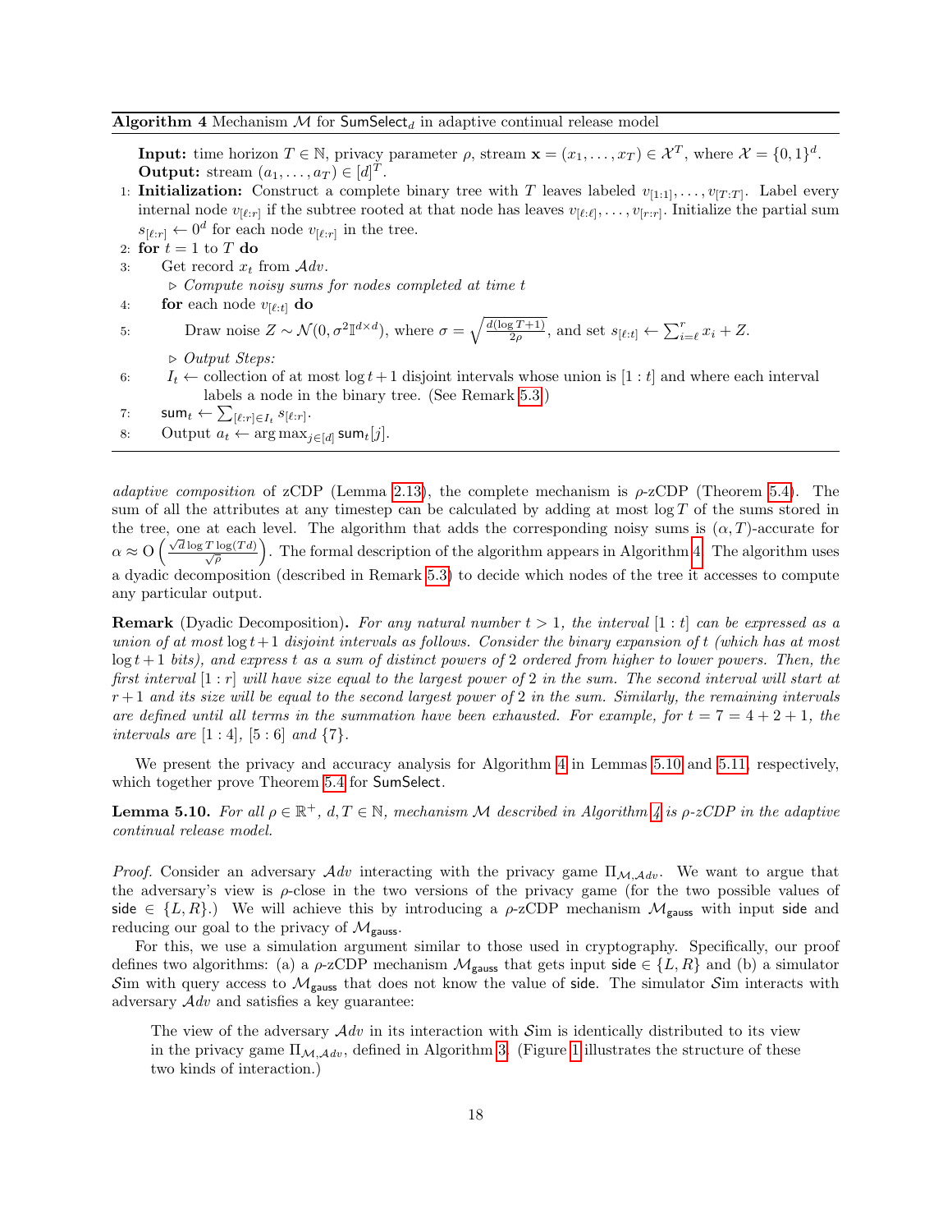**Algorithm 4** Mechanism $\mathcal{M}$ for $\mathsf{SumSelect}_d$ in adaptive continual release model

**Input:** time horizon $T \in \mathbb{N}$, privacy parameter $\rho$, stream $\mathbf{x} = (x_1, \ldots, x_T) \in \mathcal{X}^T$, where $\mathcal{X} = \{0,1\}^d$.
**Output:** stream $(a_1, \ldots, a_T) \in [d]^T$.

1: **Initialization:** Construct a complete binary tree with $T$ leaves labeled $v_{[1:1]}, \ldots, v_{[T:T]}$. Label every internal node $v_{[\ell:r]}$ if the subtree rooted at that node has leaves $v_{[\ell:\ell]}, \ldots, v_{[r:r]}$. Initialize the partial sum $s_{[\ell:r]} \leftarrow 0^d$ for each node $v_{[\ell:r]}$ in the tree.
2: **for** $t = 1$ to $T$ **do**
3: &nbsp;&nbsp;&nbsp;&nbsp;Get record $x_t$ from $\mathcal{A}dv$.
&nbsp;&nbsp;&nbsp;&nbsp;&nbsp;&nbsp;&nbsp;&nbsp;▷ *Compute noisy sums for nodes completed at time t*
4: &nbsp;&nbsp;&nbsp;&nbsp;**for** each node $v_{[\ell:t]}$ **do**
5: &nbsp;&nbsp;&nbsp;&nbsp;&nbsp;&nbsp;&nbsp;&nbsp;Draw noise $Z \sim \mathcal{N}(0, \sigma^2 \mathbb{I}^{d \times d})$, where $\sigma = \sqrt{\frac{d(\log T + 1)}{2\rho}}$, and set $s_{[\ell:t]} \leftarrow \sum_{i=\ell}^{r} x_i + Z$.
&nbsp;&nbsp;&nbsp;&nbsp;&nbsp;&nbsp;&nbsp;&nbsp;▷ *Output Steps:*
6: &nbsp;&nbsp;&nbsp;&nbsp;$I_t \leftarrow$ collection of at most $\log t + 1$ disjoint intervals whose union is $[1:t]$ and where each interval labels a node in the binary tree. (See Remark 5.3.)
7: &nbsp;&nbsp;&nbsp;&nbsp;$\mathsf{sum}_t \leftarrow \sum_{[\ell:r] \in I_t} s_{[\ell:r]}$.
8: &nbsp;&nbsp;&nbsp;&nbsp;Output $a_t \leftarrow \arg\max_{j \in [d]} \mathsf{sum}_t[j]$.

---

*adaptive composition* of zCDP (Lemma 2.13), the complete mechanism is $\rho$-zCDP (Theorem 5.4). The sum of all the attributes at any timestep can be calculated by adding at most $\log T$ of the sums stored in the tree, one at each level. The algorithm that adds the corresponding noisy sums is $(\alpha, T)$-accurate for $\alpha \approx \mathrm{O}\left(\frac{\sqrt{d} \log T \log(Td)}{\sqrt{\rho}}\right)$. The formal description of the algorithm appears in Algorithm 4. The algorithm uses a dyadic decomposition (described in Remark 5.3) to decide which nodes of the tree it accesses to compute any particular output.

**Remark** (Dyadic Decomposition)**.** *For any natural number $t > 1$, the interval $[1:t]$ can be expressed as a union of at most $\log t + 1$ disjoint intervals as follows. Consider the binary expansion of $t$ (which has at most $\log t + 1$ bits), and express $t$ as a sum of distinct powers of 2 ordered from higher to lower powers. Then, the first interval $[1:r]$ will have size equal to the largest power of 2 in the sum. The second interval will start at $r+1$ and its size will be equal to the second largest power of 2 in the sum. Similarly, the remaining intervals are defined until all terms in the summation have been exhausted. For example, for $t = 7 = 4 + 2 + 1$, the intervals are $[1:4]$, $[5:6]$ and $\{7\}$.*

We present the privacy and accuracy analysis for Algorithm 4 in Lemmas 5.10 and 5.11, respectively, which together prove Theorem 5.4 for $\mathsf{SumSelect}$.

**Lemma 5.10.** *For all $\rho \in \mathbb{R}^+$, $d, T \in \mathbb{N}$, mechanism $\mathcal{M}$ described in Algorithm 4 is $\rho$-zCDP in the adaptive continual release model.*

*Proof.* Consider an adversary $\mathcal{A}dv$ interacting with the privacy game $\Pi_{\mathcal{M},\mathcal{A}dv}$. We want to argue that the adversary's view is $\rho$-close in the two versions of the privacy game (for the two possible values of $\mathsf{side} \in \{L, R\}$.) We will achieve this by introducing a $\rho$-zCDP mechanism $\mathcal{M}_{\mathsf{gauss}}$ with input $\mathsf{side}$ and reducing our goal to the privacy of $\mathcal{M}_{\mathsf{gauss}}$.

For this, we use a simulation argument similar to those used in cryptography. Specifically, our proof defines two algorithms: (a) a $\rho$-zCDP mechanism $\mathcal{M}_{\mathsf{gauss}}$ that gets input $\mathsf{side} \in \{L, R\}$ and (b) a simulator $\mathcal{S}im$ with query access to $\mathcal{M}_{\mathsf{gauss}}$ that does not know the value of $\mathsf{side}$. The simulator $\mathcal{S}im$ interacts with adversary $\mathcal{A}dv$ and satisfies a key guarantee:

> The view of the adversary $\mathcal{A}dv$ in its interaction with $\mathcal{S}im$ is identically distributed to its view in the privacy game $\Pi_{\mathcal{M},\mathcal{A}dv}$, defined in Algorithm 3. (Figure 1 illustrates the structure of these two kinds of interaction.)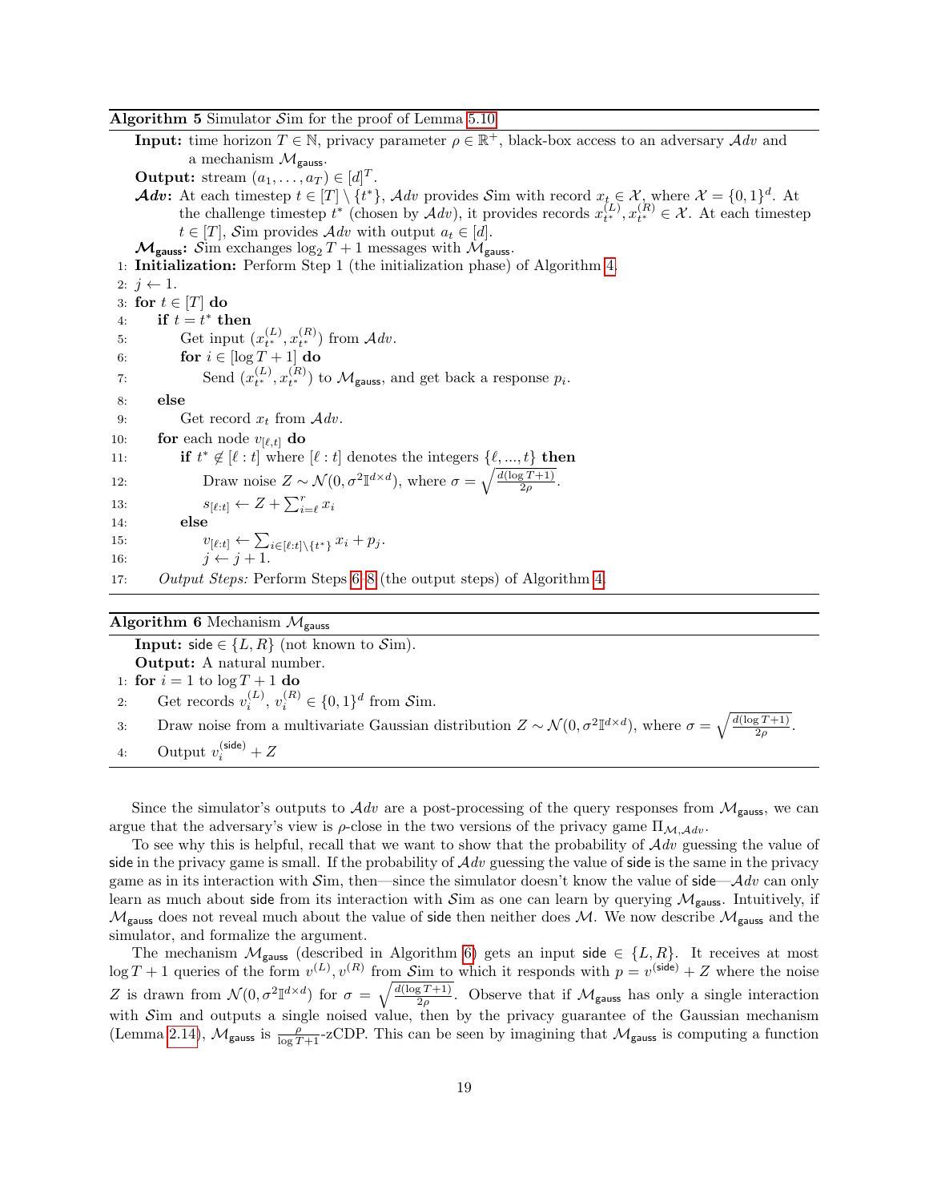**Algorithm 5** Simulator $\mathcal{S}\text{im}$ for the proof of Lemma 5.10

**Input:** time horizon $T \in \mathbb{N}$, privacy parameter $\rho \in \mathbb{R}^+$, black-box access to an adversary $\mathcal{A}dv$ and a mechanism $\mathcal{M}_{\mathsf{gauss}}$.

**Output:** stream $(a_1, \ldots, a_T) \in [d]^T$.

***$\mathcal{A}dv$*:** At each timestep $t \in [T] \setminus \{t^*\}$, $\mathcal{A}dv$ provides $\mathcal{S}\text{im}$ with record $x_t \in \mathcal{X}$, where $\mathcal{X} = \{0,1\}^d$. At the challenge timestep $t^*$ (chosen by $\mathcal{A}dv$), it provides records $x_{t^*}^{(L)}, x_{t^*}^{(R)} \in \mathcal{X}$. At each timestep $t \in [T]$, $\mathcal{S}\text{im}$ provides $\mathcal{A}dv$ with output $a_t \in [d]$.

**$\mathcal{M}_{\mathsf{gauss}}$:** $\mathcal{S}\text{im}$ exchanges $\log_2 T + 1$ messages with $\mathcal{M}_{\mathsf{gauss}}$.

1: **Initialization:** Perform Step 1 (the initialization phase) of Algorithm 4.
2: $j \leftarrow 1$.
3: **for** $t \in [T]$ **do**
4: &nbsp;&nbsp;&nbsp;&nbsp;**if** $t = t^*$ **then**
5: &nbsp;&nbsp;&nbsp;&nbsp;&nbsp;&nbsp;&nbsp;&nbsp;Get input $(x_{t^*}^{(L)}, x_{t^*}^{(R)})$ from $\mathcal{A}dv$.
6: &nbsp;&nbsp;&nbsp;&nbsp;&nbsp;&nbsp;&nbsp;&nbsp;**for** $i \in [\log T + 1]$ **do**
7: &nbsp;&nbsp;&nbsp;&nbsp;&nbsp;&nbsp;&nbsp;&nbsp;&nbsp;&nbsp;&nbsp;&nbsp;Send $(x_{t^*}^{(L)}, x_{t^*}^{(R)})$ to $\mathcal{M}_{\mathsf{gauss}}$, and get back a response $p_i$.
8: &nbsp;&nbsp;&nbsp;&nbsp;**else**
9: &nbsp;&nbsp;&nbsp;&nbsp;&nbsp;&nbsp;&nbsp;&nbsp;Get record $x_t$ from $\mathcal{A}dv$.
10: &nbsp;&nbsp;&nbsp;&nbsp;**for** each node $v_{[\ell,t]}$ **do**
11: &nbsp;&nbsp;&nbsp;&nbsp;&nbsp;&nbsp;&nbsp;&nbsp;**if** $t^* \notin [\ell : t]$ where $[\ell : t]$ denotes the integers $\{\ell, ..., t\}$ **then**
12: &nbsp;&nbsp;&nbsp;&nbsp;&nbsp;&nbsp;&nbsp;&nbsp;&nbsp;&nbsp;&nbsp;&nbsp;Draw noise $Z \sim \mathcal{N}(0, \sigma^2 \mathbb{I}^{d \times d})$, where $\sigma = \sqrt{\frac{d(\log T+1)}{2\rho}}$.
13: &nbsp;&nbsp;&nbsp;&nbsp;&nbsp;&nbsp;&nbsp;&nbsp;&nbsp;&nbsp;&nbsp;&nbsp;$s_{[\ell:t]} \leftarrow Z + \sum_{i=\ell}^{r} x_i$
14: &nbsp;&nbsp;&nbsp;&nbsp;&nbsp;&nbsp;&nbsp;&nbsp;**else**
15: &nbsp;&nbsp;&nbsp;&nbsp;&nbsp;&nbsp;&nbsp;&nbsp;&nbsp;&nbsp;&nbsp;&nbsp;$v_{[\ell:t]} \leftarrow \sum_{i \in [\ell:t] \setminus \{t^*\}} x_i + p_j$.
16: &nbsp;&nbsp;&nbsp;&nbsp;&nbsp;&nbsp;&nbsp;&nbsp;&nbsp;&nbsp;&nbsp;&nbsp;$j \leftarrow j + 1$.
17: &nbsp;&nbsp;&nbsp;&nbsp;*Output Steps:* Perform Steps 6–8 (the output steps) of Algorithm 4.

**Algorithm 6** Mechanism $\mathcal{M}_{\mathsf{gauss}}$

**Input:** $\mathsf{side} \in \{L, R\}$ (not known to $\mathcal{S}\text{im}$).

**Output:** A natural number.

1: **for** $i = 1$ to $\log T + 1$ **do**
2: &nbsp;&nbsp;&nbsp;&nbsp;Get records $v_i^{(L)}$, $v_i^{(R)} \in \{0,1\}^d$ from $\mathcal{S}\text{im}$.
3: &nbsp;&nbsp;&nbsp;&nbsp;Draw noise from a multivariate Gaussian distribution $Z \sim \mathcal{N}(0, \sigma^2 \mathbb{I}^{d \times d})$, where $\sigma = \sqrt{\frac{d(\log T+1)}{2\rho}}$.
4: &nbsp;&nbsp;&nbsp;&nbsp;Output $v_i^{(\mathsf{side})} + Z$

Since the simulator's outputs to $\mathcal{A}dv$ are a post-processing of the query responses from $\mathcal{M}_{\mathsf{gauss}}$, we can argue that the adversary's view is $\rho$-close in the two versions of the privacy game $\Pi_{\mathcal{M}, \mathcal{A}dv}$.

To see why this is helpful, recall that we want to show that the probability of $\mathcal{A}dv$ guessing the value of $\mathsf{side}$ in the privacy game is small. If the probability of $\mathcal{A}dv$ guessing the value of $\mathsf{side}$ is the same in the privacy game as in its interaction with $\mathcal{S}\text{im}$, then—since the simulator doesn't know the value of $\mathsf{side}$—$\mathcal{A}dv$ can only learn as much about $\mathsf{side}$ from its interaction with $\mathcal{S}\text{im}$ as one can learn by querying $\mathcal{M}_{\mathsf{gauss}}$. Intuitively, if $\mathcal{M}_{\mathsf{gauss}}$ does not reveal much about the value of $\mathsf{side}$ then neither does $\mathcal{M}$. We now describe $\mathcal{M}_{\mathsf{gauss}}$ and the simulator, and formalize the argument.

The mechanism $\mathcal{M}_{\mathsf{gauss}}$ (described in Algorithm 6) gets an input $\mathsf{side} \in \{L, R\}$. It receives at most $\log T + 1$ queries of the form $v^{(L)}, v^{(R)}$ from $\mathcal{S}\text{im}$ to which it responds with $p = v^{(\mathsf{side})} + Z$ where the noise $Z$ is drawn from $\mathcal{N}(0, \sigma^2 \mathbb{I}^{d \times d})$ for $\sigma = \sqrt{\frac{d(\log T+1)}{2\rho}}$. Observe that if $\mathcal{M}_{\mathsf{gauss}}$ has only a single interaction with $\mathcal{S}\text{im}$ and outputs a single noised value, then by the privacy guarantee of the Gaussian mechanism (Lemma 2.14), $\mathcal{M}_{\mathsf{gauss}}$ is $\frac{\rho}{\log T+1}$-zCDP. This can be seen by imagining that $\mathcal{M}_{\mathsf{gauss}}$ is computing a function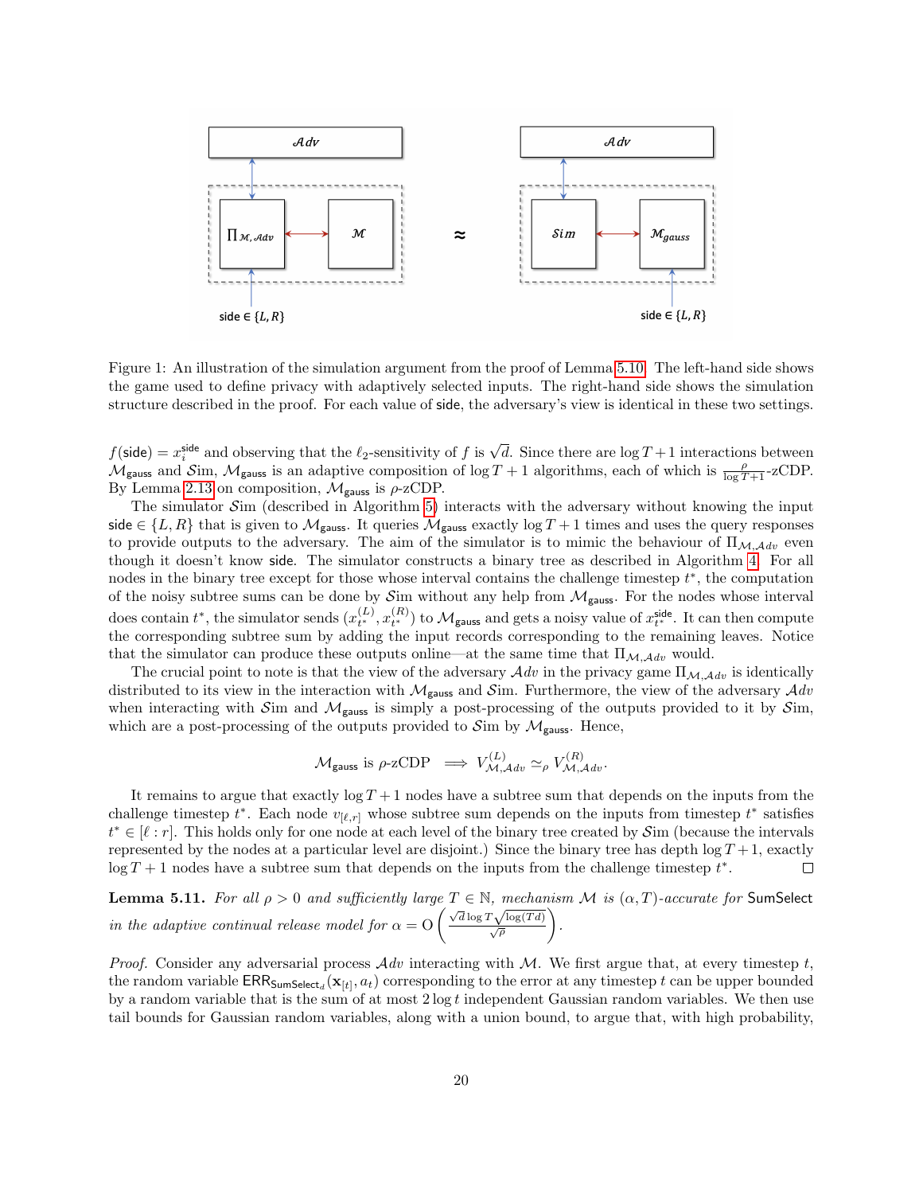Figure 1: An illustration of the simulation argument from the proof of Lemma 5.10. The left-hand side shows the game used to define privacy with adaptively selected inputs. The right-hand side shows the simulation structure described in the proof. For each value of side, the adversary's view is identical in these two settings.

$f(\mathsf{side}) = x_i^{\mathsf{side}}$ and observing that the $\ell_2$-sensitivity of $f$ is $\sqrt{d}$. Since there are $\log T + 1$ interactions between $\mathcal{M}_{\mathsf{gauss}}$ and $\mathcal{S}im$, $\mathcal{M}_{\mathsf{gauss}}$ is an adaptive composition of $\log T + 1$ algorithms, each of which is $\frac{\rho}{\log T+1}$-zCDP. By Lemma 2.13 on composition, $\mathcal{M}_{\mathsf{gauss}}$ is $\rho$-zCDP.

The simulator $\mathcal{S}im$ (described in Algorithm 5) interacts with the adversary without knowing the input $\mathsf{side} \in \{L, R\}$ that is given to $\mathcal{M}_{\mathsf{gauss}}$. It queries $\mathcal{M}_{\mathsf{gauss}}$ exactly $\log T + 1$ times and uses the query responses to provide outputs to the adversary. The aim of the simulator is to mimic the behaviour of $\Pi_{\mathcal{M},\mathcal{A}dv}$ even though it doesn't know side. The simulator constructs a binary tree as described in Algorithm 4. For all nodes in the binary tree except for those whose interval contains the challenge timestep $t^*$, the computation of the noisy subtree sums can be done by $\mathcal{S}im$ without any help from $\mathcal{M}_{\mathsf{gauss}}$. For the nodes whose interval does contain $t^*$, the simulator sends $(x_{t^*}^{(L)}, x_{t^*}^{(R)})$ to $\mathcal{M}_{\mathsf{gauss}}$ and gets a noisy value of $x_{t^*}^{\mathsf{side}}$. It can then compute the corresponding subtree sum by adding the input records corresponding to the remaining leaves. Notice that the simulator can produce these outputs online—at the same time that $\Pi_{\mathcal{M},\mathcal{A}dv}$ would.

The crucial point to note is that the view of the adversary $\mathcal{A}dv$ in the privacy game $\Pi_{\mathcal{M},\mathcal{A}dv}$ is identically distributed to its view in the interaction with $\mathcal{M}_{\mathsf{gauss}}$ and $\mathcal{S}im$. Furthermore, the view of the adversary $\mathcal{A}dv$ when interacting with $\mathcal{S}im$ and $\mathcal{M}_{\mathsf{gauss}}$ is simply a post-processing of the outputs provided to it by $\mathcal{S}im$, which are a post-processing of the outputs provided to $\mathcal{S}im$ by $\mathcal{M}_{\mathsf{gauss}}$. Hence,

$$\mathcal{M}_{\mathsf{gauss}} \text{ is } \rho\text{-zCDP} \implies V^{(L)}_{\mathcal{M},\mathcal{A}dv} \simeq_\rho V^{(R)}_{\mathcal{M},\mathcal{A}dv}.$$

It remains to argue that exactly $\log T + 1$ nodes have a subtree sum that depends on the inputs from the challenge timestep $t^*$. Each node $v_{[\ell,r]}$ whose subtree sum depends on the inputs from timestep $t^*$ satisfies $t^* \in [\ell : r]$. This holds only for one node at each level of the binary tree created by $\mathcal{S}im$ (because the intervals represented by the nodes at a particular level are disjoint.) Since the binary tree has depth $\log T + 1$, exactly $\log T + 1$ nodes have a subtree sum that depends on the inputs from the challenge timestep $t^*$. □

**Lemma 5.11.** *For all $\rho > 0$ and sufficiently large $T \in \mathbb{N}$, mechanism $\mathcal{M}$ is $(\alpha, T)$-accurate for* SumSelect *in the adaptive continual release model for $\alpha = O\left(\frac{\sqrt{d}\log T\sqrt{\log(Td)}}{\sqrt{\rho}}\right)$.*

*Proof.* Consider any adversarial process $\mathcal{A}dv$ interacting with $\mathcal{M}$. We first argue that, at every timestep $t$, the random variable $\mathsf{ERR}_{\mathsf{SumSelect}_d}(\mathbf{x}_{[t]}, a_t)$ corresponding to the error at any timestep $t$ can be upper bounded by a random variable that is the sum of at most $2\log t$ independent Gaussian random variables. We then use tail bounds for Gaussian random variables, along with a union bound, to argue that, with high probability,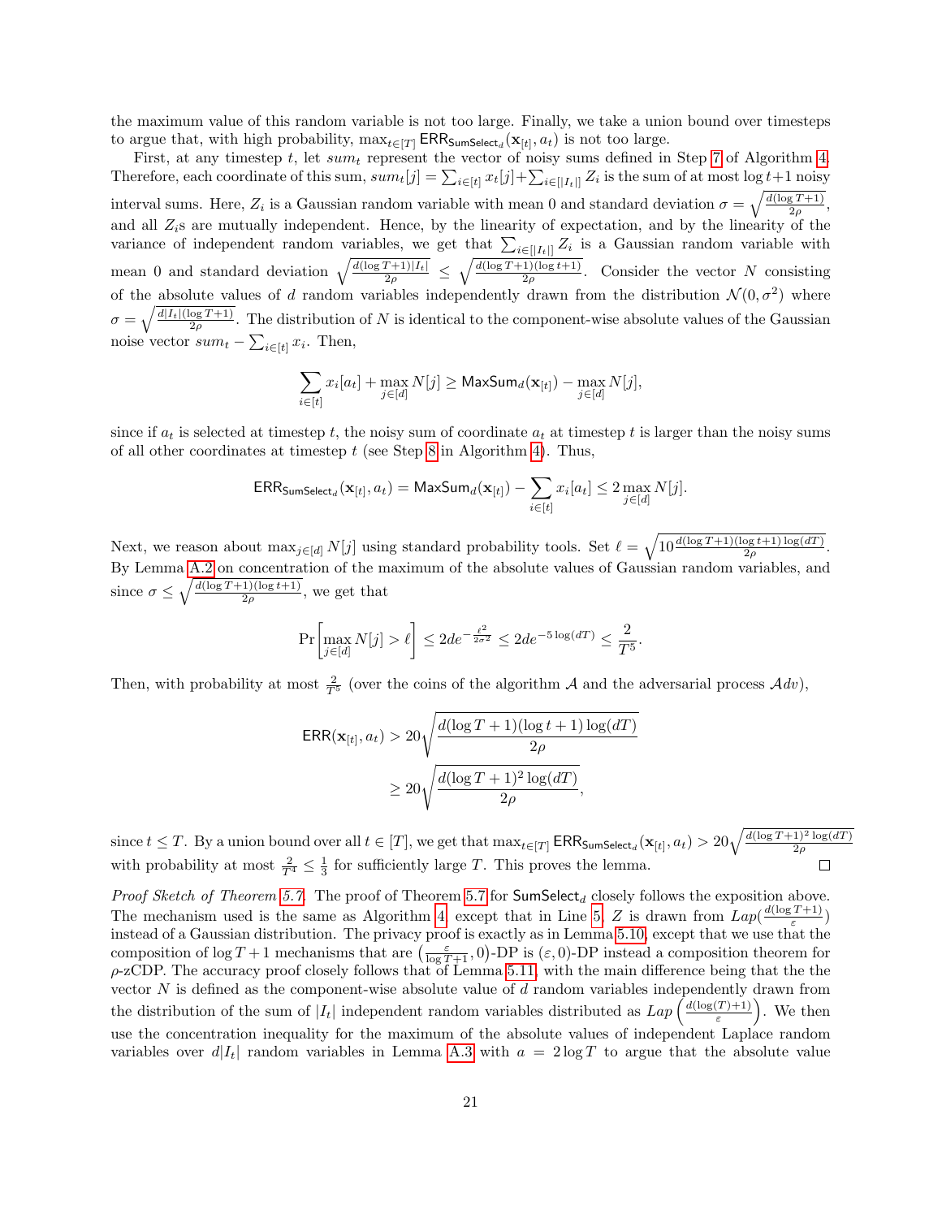the maximum value of this random variable is not too large. Finally, we take a union bound over timesteps to argue that, with high probability, $\max_{t\in[T]} \mathsf{ERR}_{\mathsf{SumSelect}_d}(\mathbf{x}_{[t]}, a_t)$ is not too large.

First, at any timestep $t$, let $sum_t$ represent the vector of noisy sums defined in Step 7 of Algorithm 4. Therefore, each coordinate of this sum, $sum_t[j] = \sum_{i\in[t]} x_t[j] + \sum_{i\in[|I_t|]} Z_i$ is the sum of at most $\log t+1$ noisy interval sums. Here, $Z_i$ is a Gaussian random variable with mean 0 and standard deviation $\sigma = \sqrt{\frac{d(\log T+1)}{2\rho}}$, and all $Z_i$s are mutually independent. Hence, by the linearity of expectation, and by the linearity of the variance of independent random variables, we get that $\sum_{i\in[|I_t|]} Z_i$ is a Gaussian random variable with mean 0 and standard deviation $\sqrt{\frac{d(\log T+1)|I_t|}{2\rho}} \le \sqrt{\frac{d(\log T+1)(\log t+1)}{2\rho}}$. Consider the vector $N$ consisting of the absolute values of $d$ random variables independently drawn from the distribution $\mathcal{N}(0, \sigma^2)$ where $\sigma = \sqrt{\frac{d|I_t|(\log T+1)}{2\rho}}$. The distribution of $N$ is identical to the component-wise absolute values of the Gaussian noise vector $sum_t - \sum_{i\in[t]} x_i$. Then,

$$\sum_{i\in[t]} x_i[a_t] + \max_{j\in[d]} N[j] \ge \mathsf{MaxSum}_d(\mathbf{x}_{[t]}) - \max_{j\in[d]} N[j],$$

since if $a_t$ is selected at timestep $t$, the noisy sum of coordinate $a_t$ at timestep $t$ is larger than the noisy sums of all other coordinates at timestep $t$ (see Step 8 in Algorithm 4). Thus,

$$\mathsf{ERR}_{\mathsf{SumSelect}_d}(\mathbf{x}_{[t]}, a_t) = \mathsf{MaxSum}_d(\mathbf{x}_{[t]}) - \sum_{i\in[t]} x_i[a_t] \le 2 \max_{j\in[d]} N[j].$$

Next, we reason about $\max_{j\in[d]} N[j]$ using standard probability tools. Set $\ell = \sqrt{10\frac{d(\log T+1)(\log t+1)\log(dT)}{2\rho}}$. By Lemma A.2 on concentration of the maximum of the absolute values of Gaussian random variables, and since $\sigma \le \sqrt{\frac{d(\log T+1)(\log t+1)}{2\rho}}$, we get that

$$\Pr\left[\max_{j\in[d]} N[j] > \ell\right] \le 2de^{-\frac{\ell^2}{2\sigma^2}} \le 2de^{-5\log(dT)} \le \frac{2}{T^5}.$$

Then, with probability at most $\frac{2}{T^5}$ (over the coins of the algorithm $\mathcal{A}$ and the adversarial process $\mathcal{A}dv$),

$$\begin{aligned}\mathsf{ERR}(\mathbf{x}_{[t]}, a_t) &> 20\sqrt{\frac{d(\log T+1)(\log t+1)\log(dT)}{2\rho}} \\ &\ge 20\sqrt{\frac{d(\log T+1)^2\log(dT)}{2\rho}},\end{aligned}$$

since $t \le T$. By a union bound over all $t \in [T]$, we get that $\max_{t\in[T]} \mathsf{ERR}_{\mathsf{SumSelect}_d}(\mathbf{x}_{[t]}, a_t) > 20\sqrt{\frac{d(\log T+1)^2\log(dT)}{2\rho}}$ with probability at most $\frac{2}{T^4} \le \frac{1}{3}$ for sufficiently large $T$. This proves the lemma. □

*Proof Sketch of Theorem 5.7.* The proof of Theorem 5.7 for $\mathsf{SumSelect}_d$ closely follows the exposition above. The mechanism used is the same as Algorithm 4, except that in Line 5, $Z$ is drawn from $Lap(\frac{d(\log T+1)}{\varepsilon})$ instead of a Gaussian distribution. The privacy proof is exactly as in Lemma 5.10, except that we use that the composition of $\log T+1$ mechanisms that are $(\frac{\varepsilon}{\log T+1}, 0)$-DP is $(\varepsilon, 0)$-DP instead a composition theorem for $\rho$-zCDP. The accuracy proof closely follows that of Lemma 5.11, with the main difference being that the the vector $N$ is defined as the component-wise absolute value of $d$ random variables independently drawn from the distribution of the sum of $|I_t|$ independent random variables distributed as $Lap\left(\frac{d(\log(T)+1)}{\varepsilon}\right)$. We then use the concentration inequality for the maximum of the absolute values of independent Laplace random variables over $d|I_t|$ random variables in Lemma A.3 with $a = 2\log T$ to argue that the absolute value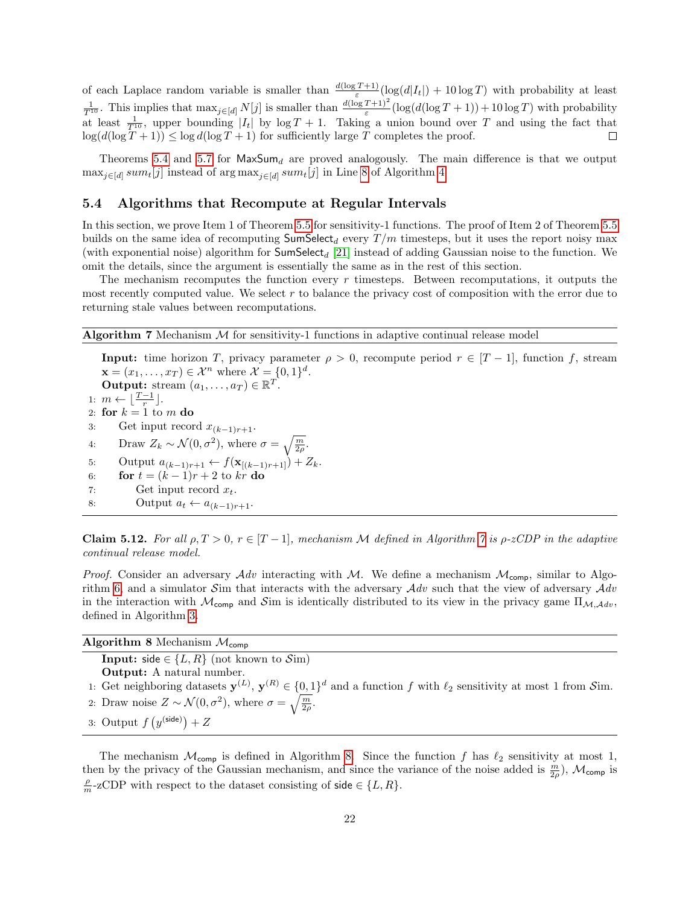of each Laplace random variable is smaller than $\frac{d(\log T+1)}{\varepsilon}(\log(d|I_t|) + 10\log T)$ with probability at least $\frac{1}{T^{10}}$. This implies that $\max_{j\in[d]} N[j]$ is smaller than $\frac{d(\log T+1)^2}{\varepsilon}(\log(d(\log T+1)) + 10\log T)$ with probability at least $\frac{1}{T^{10}}$, upper bounding $|I_t|$ by $\log T + 1$. Taking a union bound over $T$ and using the fact that $\log(d(\log T+1)) \leq \log d(\log T+1)$ for sufficiently large $T$ completes the proof. $\square$

Theorems 5.4 and 5.7 for $\mathsf{MaxSum}_d$ are proved analogously. The main difference is that we output $\max_{j\in[d]} sum_t[j]$ instead of $\arg\max_{j\in[d]} sum_t[j]$ in Line 8 of Algorithm 4.

### 5.4 Algorithms that Recompute at Regular Intervals

In this section, we prove Item 1 of Theorem 5.5 for sensitivity-1 functions. The proof of Item 2 of Theorem 5.5 builds on the same idea of recomputing $\mathsf{SumSelect}_d$ every $T/m$ timesteps, but it uses the report noisy max (with exponential noise) algorithm for $\mathsf{SumSelect}_d$ [21] instead of adding Gaussian noise to the function. We omit the details, since the argument is essentially the same as in the rest of this section.

The mechanism recomputes the function every $r$ timesteps. Between recomputations, it outputs the most recently computed value. We select $r$ to balance the privacy cost of composition with the error due to returning stale values between recomputations.

**Algorithm 7** Mechanism $\mathcal{M}$ for sensitivity-1 functions in adaptive continual release model

**Input:** time horizon $T$, privacy parameter $\rho > 0$, recompute period $r \in [T-1]$, function $f$, stream $\mathbf{x} = (x_1, \dots, x_T) \in \mathcal{X}^n$ where $\mathcal{X} = \{0,1\}^d$.
**Output:** stream $(a_1, \dots, a_T) \in \mathbb{R}^T$.

1: $m \leftarrow \lfloor \frac{T-1}{r} \rfloor$.
2: **for** $k = 1$ to $m$ **do**
3: Get input record $x_{(k-1)r+1}$.
4: Draw $Z_k \sim \mathcal{N}(0, \sigma^2)$, where $\sigma = \sqrt{\frac{m}{2\rho}}$.
5: Output $a_{(k-1)r+1} \leftarrow f(\mathbf{x}_{[(k-1)r+1]}) + Z_k$.
6: **for** $t = (k-1)r + 2$ to $kr$ **do**
7: Get input record $x_t$.
8: Output $a_t \leftarrow a_{(k-1)r+1}$.

**Claim 5.12.** *For all $\rho, T > 0$, $r \in [T-1]$, mechanism $\mathcal{M}$ defined in Algorithm 7 is $\rho$-zCDP in the adaptive continual release model.*

*Proof.* Consider an adversary $\mathcal{A}dv$ interacting with $\mathcal{M}$. We define a mechanism $\mathcal{M}_{\mathsf{comp}}$, similar to Algorithm 6, and a simulator $\mathcal{S}\text{im}$ that interacts with the adversary $\mathcal{A}dv$ such that the view of adversary $\mathcal{A}dv$ in the interaction with $\mathcal{M}_{\mathsf{comp}}$ and $\mathcal{S}\text{im}$ is identically distributed to its view in the privacy game $\Pi_{\mathcal{M},\mathcal{A}dv}$, defined in Algorithm 3.

**Algorithm 8** Mechanism $\mathcal{M}_{\mathsf{comp}}$

**Input:** $\mathsf{side} \in \{L, R\}$ (not known to $\mathcal{S}\text{im}$)
**Output:** A natural number.

1: Get neighboring datasets $\mathbf{y}^{(L)}, \mathbf{y}^{(R)} \in \{0,1\}^d$ and a function $f$ with $\ell_2$ sensitivity at most 1 from $\mathcal{S}\text{im}$.
2: Draw noise $Z \sim \mathcal{N}(0, \sigma^2)$, where $\sigma = \sqrt{\frac{m}{2\rho}}$.
3: Output $f\left(y^{(\mathsf{side})}\right) + Z$

The mechanism $\mathcal{M}_{\mathsf{comp}}$ is defined in Algorithm 8. Since the function $f$ has $\ell_2$ sensitivity at most 1, then by the privacy of the Gaussian mechanism, and since the variance of the noise added is $\frac{m}{2\rho}$), $\mathcal{M}_{\mathsf{comp}}$ is $\frac{\rho}{m}$-zCDP with respect to the dataset consisting of $\mathsf{side} \in \{L, R\}$.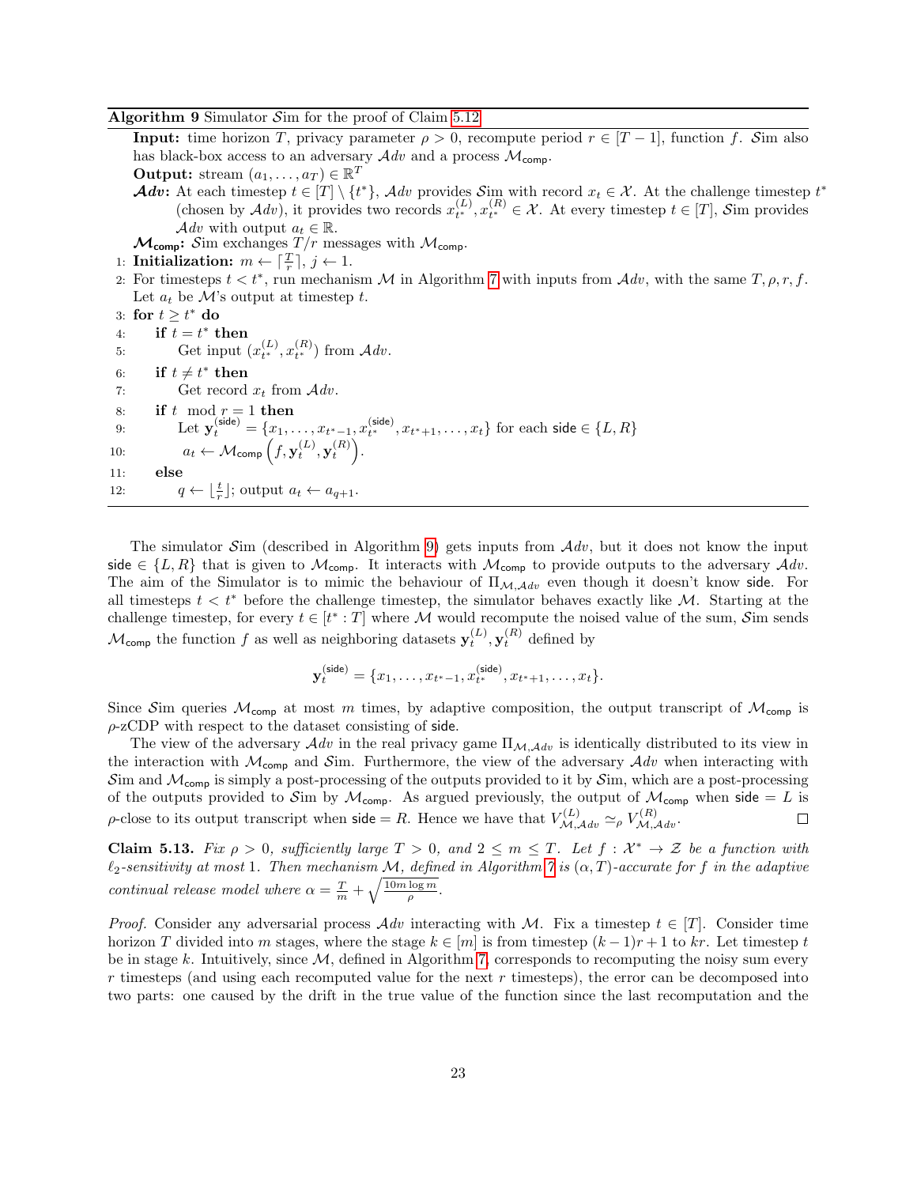**Algorithm 9** Simulator $\mathcal{S}im$ for the proof of Claim 5.12

**Input:** time horizon $T$, privacy parameter $\rho > 0$, recompute period $r \in [T-1]$, function $f$. $\mathcal{S}im$ also has black-box access to an adversary $\mathcal{A}dv$ and a process $\mathcal{M}_{\mathsf{comp}}$.

**Output:** stream $(a_1, \ldots, a_T) \in \mathbb{R}^T$

***$\mathcal{A}dv$*:** At each timestep $t \in [T] \setminus \{t^*\}$, $\mathcal{A}dv$ provides $\mathcal{S}im$ with record $x_t \in \mathcal{X}$. At the challenge timestep $t^*$ (chosen by $\mathcal{A}dv$), it provides two records $x_{t^*}^{(L)}, x_{t^*}^{(R)} \in \mathcal{X}$. At every timestep $t \in [T]$, $\mathcal{S}im$ provides $\mathcal{A}dv$ with output $a_t \in \mathbb{R}$.

**$\mathcal{M}_{\mathsf{comp}}$:** $\mathcal{S}im$ exchanges $T/r$ messages with $\mathcal{M}_{\mathsf{comp}}$.

1: **Initialization:** $m \leftarrow \lceil \frac{T}{r} \rceil$, $j \leftarrow 1$.
2: For timesteps $t < t^*$, run mechanism $\mathcal{M}$ in Algorithm 7 with inputs from $\mathcal{A}dv$, with the same $T, \rho, r, f$. Let $a_t$ be $\mathcal{M}$'s output at timestep $t$.
3: **for** $t \geq t^*$ **do**
4: &nbsp;&nbsp;&nbsp;&nbsp;**if** $t = t^*$ **then**
5: &nbsp;&nbsp;&nbsp;&nbsp;&nbsp;&nbsp;&nbsp;&nbsp;Get input $(x_{t^*}^{(L)}, x_{t^*}^{(R)})$ from $\mathcal{A}dv$.
6: &nbsp;&nbsp;&nbsp;&nbsp;**if** $t \neq t^*$ **then**
7: &nbsp;&nbsp;&nbsp;&nbsp;&nbsp;&nbsp;&nbsp;&nbsp;Get record $x_t$ from $\mathcal{A}dv$.
8: &nbsp;&nbsp;&nbsp;&nbsp;**if** $t \mod r = 1$ **then**
9: &nbsp;&nbsp;&nbsp;&nbsp;&nbsp;&nbsp;&nbsp;&nbsp;Let $\mathbf{y}_t^{(\mathsf{side})} = \{x_1, \ldots, x_{t^*-1}, x_{t^*}^{(\mathsf{side})}, x_{t^*+1}, \ldots, x_t\}$ for each $\mathsf{side} \in \{L, R\}$
10: &nbsp;&nbsp;&nbsp;&nbsp;&nbsp;&nbsp;&nbsp;&nbsp;$a_t \leftarrow \mathcal{M}_{\mathsf{comp}}\left(f, \mathbf{y}_t^{(L)}, \mathbf{y}_t^{(R)}\right)$.
11: &nbsp;&nbsp;&nbsp;&nbsp;**else**
12: &nbsp;&nbsp;&nbsp;&nbsp;&nbsp;&nbsp;&nbsp;&nbsp;$q \leftarrow \lfloor \frac{t}{r} \rfloor$; output $a_t \leftarrow a_{q+1}$.

The simulator $\mathcal{S}im$ (described in Algorithm 9) gets inputs from $\mathcal{A}dv$, but it does not know the input $\mathsf{side} \in \{L, R\}$ that is given to $\mathcal{M}_{\mathsf{comp}}$. It interacts with $\mathcal{M}_{\mathsf{comp}}$ to provide outputs to the adversary $\mathcal{A}dv$. The aim of the Simulator is to mimic the behaviour of $\Pi_{\mathcal{M},\mathcal{A}dv}$ even though it doesn't know $\mathsf{side}$. For all timesteps $t < t^*$ before the challenge timestep, the simulator behaves exactly like $\mathcal{M}$. Starting at the challenge timestep, for every $t \in [t^* : T]$ where $\mathcal{M}$ would recompute the noised value of the sum, $\mathcal{S}im$ sends $\mathcal{M}_{\mathsf{comp}}$ the function $f$ as well as neighboring datasets $\mathbf{y}_t^{(L)}, \mathbf{y}_t^{(R)}$ defined by

$$\mathbf{y}_t^{(\mathsf{side})} = \{x_1, \ldots, x_{t^*-1}, x_{t^*}^{(\mathsf{side})}, x_{t^*+1}, \ldots, x_t\}.$$

Since $\mathcal{S}im$ queries $\mathcal{M}_{\mathsf{comp}}$ at most $m$ times, by adaptive composition, the output transcript of $\mathcal{M}_{\mathsf{comp}}$ is $\rho$-zCDP with respect to the dataset consisting of $\mathsf{side}$.

The view of the adversary $\mathcal{A}dv$ in the real privacy game $\Pi_{\mathcal{M},\mathcal{A}dv}$ is identically distributed to its view in the interaction with $\mathcal{M}_{\mathsf{comp}}$ and $\mathcal{S}im$. Furthermore, the view of the adversary $\mathcal{A}dv$ when interacting with $\mathcal{S}im$ and $\mathcal{M}_{\mathsf{comp}}$ is simply a post-processing of the outputs provided to it by $\mathcal{S}im$, which are a post-processing of the outputs provided to $\mathcal{S}im$ by $\mathcal{M}_{\mathsf{comp}}$. As argued previously, the output of $\mathcal{M}_{\mathsf{comp}}$ when $\mathsf{side} = L$ is $\rho$-close to its output transcript when $\mathsf{side} = R$. Hence we have that $V_{\mathcal{M},\mathcal{A}dv}^{(L)} \simeq_\rho V_{\mathcal{M},\mathcal{A}dv}^{(R)}$. ◻

**Claim 5.13.** *Fix $\rho > 0$, sufficiently large $T > 0$, and $2 \leq m \leq T$. Let $f : \mathcal{X}^* \to \mathcal{Z}$ be a function with $\ell_2$-sensitivity at most 1. Then mechanism $\mathcal{M}$, defined in Algorithm 7 is $(\alpha, T)$-accurate for $f$ in the adaptive continual release model where $\alpha = \frac{T}{m} + \sqrt{\frac{10m \log m}{\rho}}$.*

*Proof.* Consider any adversarial process $\mathcal{A}dv$ interacting with $\mathcal{M}$. Fix a timestep $t \in [T]$. Consider time horizon $T$ divided into $m$ stages, where the stage $k \in [m]$ is from timestep $(k-1)r + 1$ to $kr$. Let timestep $t$ be in stage $k$. Intuitively, since $\mathcal{M}$, defined in Algorithm 7, corresponds to recomputing the noisy sum every $r$ timesteps (and using each recomputed value for the next $r$ timesteps), the error can be decomposed into two parts: one caused by the drift in the true value of the function since the last recomputation and the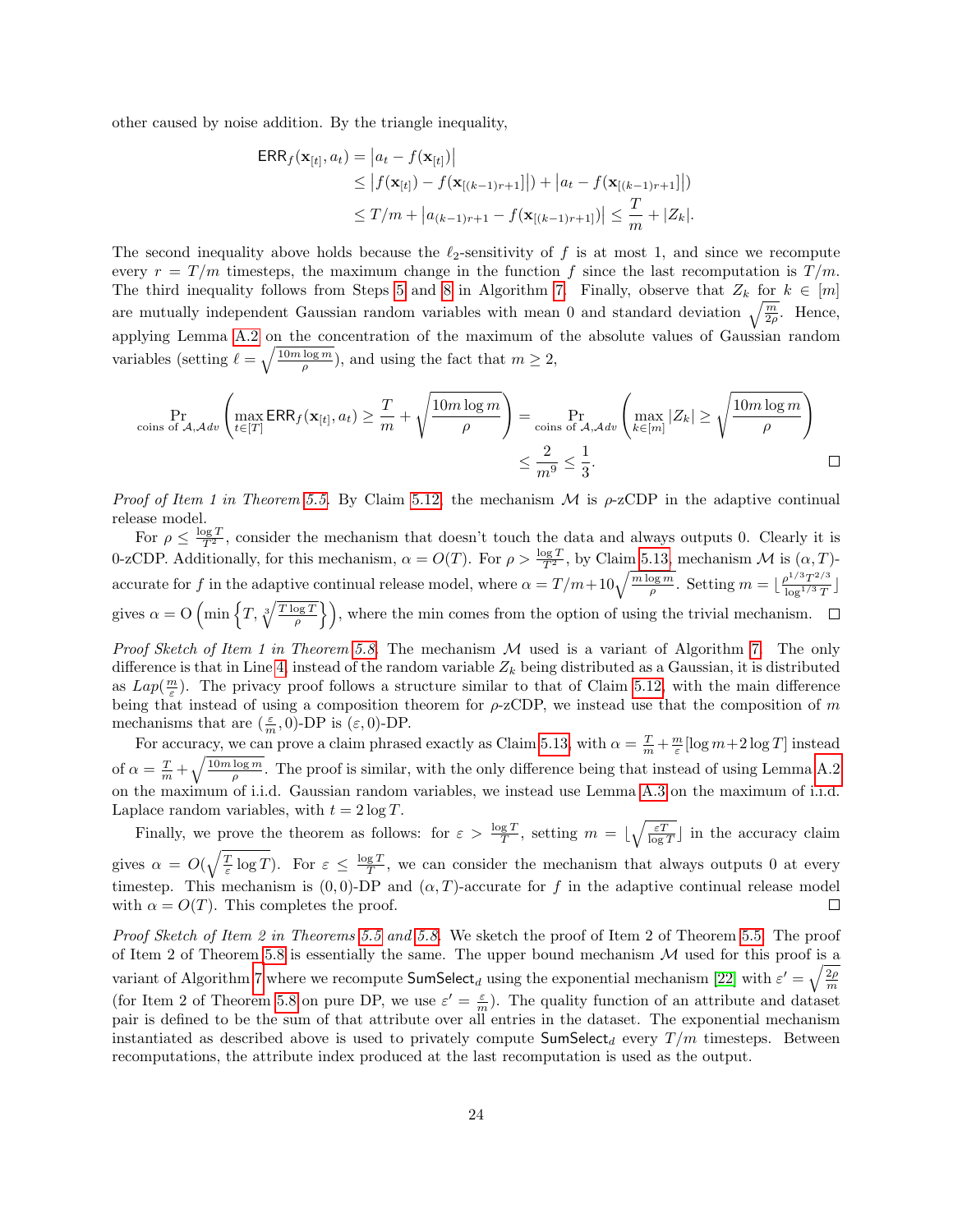other caused by noise addition. By the triangle inequality,

$$
\begin{aligned}
\mathsf{ERR}_f(\mathbf{x}_{[t]}, a_t) &= \left|a_t - f(\mathbf{x}_{[t]})\right| \\
&\leq \left|f(\mathbf{x}_{[t]}) - f(\mathbf{x}_{[(k-1)r+1]}\right|) + \left|a_t - f(\mathbf{x}_{[(k-1)r+1]}\right|) \\
&\leq T/m + \left|a_{(k-1)r+1} - f(\mathbf{x}_{[(k-1)r+1]})\right| \leq \frac{T}{m} + |Z_k|.
\end{aligned}
$$

The second inequality above holds because the $\ell_2$-sensitivity of $f$ is at most 1, and since we recompute every $r = T/m$ timesteps, the maximum change in the function $f$ since the last recomputation is $T/m$. The third inequality follows from Steps 5 and 8 in Algorithm 7. Finally, observe that $Z_k$ for $k \in [m]$ are mutually independent Gaussian random variables with mean 0 and standard deviation $\sqrt{\frac{m}{2\rho}}$. Hence, applying Lemma A.2 on the concentration of the maximum of the absolute values of Gaussian random variables (setting $\ell = \sqrt{\frac{10m\log m}{\rho}}$), and using the fact that $m \geq 2$,

$$
\begin{aligned}
\Pr_{\text{coins of } \mathcal{A}, \mathcal{A}dv}\left(\max_{t\in[T]} \mathsf{ERR}_f(\mathbf{x}_{[t]}, a_t) \geq \frac{T}{m} + \sqrt{\frac{10m\log m}{\rho}}\right) &= \Pr_{\text{coins of } \mathcal{A}, \mathcal{A}dv}\left(\max_{k\in[m]} |Z_k| \geq \sqrt{\frac{10m\log m}{\rho}}\right) \\
&\leq \frac{2}{m^9} \leq \frac{1}{3}.
\end{aligned}
$$

□

*Proof of Item 1 in Theorem 5.5.* By Claim 5.12, the mechanism $\mathcal{M}$ is $\rho$-zCDP in the adaptive continual release model.

For $\rho \leq \frac{\log T}{T^2}$, consider the mechanism that doesn't touch the data and always outputs 0. Clearly it is 0-zCDP. Additionally, for this mechanism, $\alpha = O(T)$. For $\rho > \frac{\log T}{T^2}$, by Claim 5.13, mechanism $\mathcal{M}$ is $(\alpha, T)$-accurate for $f$ in the adaptive continual release model, where $\alpha = T/m + 10\sqrt{\frac{m\log m}{\rho}}$. Setting $m = \lfloor \frac{\rho^{1/3}T^{2/3}}{\log^{1/3} T} \rfloor$ gives $\alpha = \mathrm{O}\left(\min\left\{T, \sqrt[3]{\frac{T\log T}{\rho}}\right\}\right)$, where the min comes from the option of using the trivial mechanism. □

*Proof Sketch of Item 1 in Theorem 5.8.* The mechanism $\mathcal{M}$ used is a variant of Algorithm 7. The only difference is that in Line 4, instead of the random variable $Z_k$ being distributed as a Gaussian, it is distributed as $Lap(\frac{m}{\varepsilon})$. The privacy proof follows a structure similar to that of Claim 5.12, with the main difference being that instead of using a composition theorem for $\rho$-zCDP, we instead use that the composition of $m$ mechanisms that are $(\frac{\varepsilon}{m}, 0)$-DP is $(\varepsilon, 0)$-DP.

For accuracy, we can prove a claim phrased exactly as Claim 5.13, with $\alpha = \frac{T}{m} + \frac{m}{\varepsilon}[\log m + 2\log T]$ instead of $\alpha = \frac{T}{m} + \sqrt{\frac{10m\log m}{\rho}}$. The proof is similar, with the only difference being that instead of using Lemma A.2 on the maximum of i.i.d. Gaussian random variables, we instead use Lemma A.3 on the maximum of i.i.d. Laplace random variables, with $t = 2\log T$.

Finally, we prove the theorem as follows: for $\varepsilon > \frac{\log T}{T}$, setting $m = \lfloor \sqrt{\frac{\varepsilon T}{\log T}} \rfloor$ in the accuracy claim gives $\alpha = O(\sqrt{\frac{T}{\varepsilon}\log T})$. For $\varepsilon \leq \frac{\log T}{T}$, we can consider the mechanism that always outputs 0 at every timestep. This mechanism is $(0,0)$-DP and $(\alpha, T)$-accurate for $f$ in the adaptive continual release model with $\alpha = O(T)$. This completes the proof. □

*Proof Sketch of Item 2 in Theorems 5.5 and 5.8.* We sketch the proof of Item 2 of Theorem 5.5. The proof of Item 2 of Theorem 5.8 is essentially the same. The upper bound mechanism $\mathcal{M}$ used for this proof is a variant of Algorithm 7 where we recompute $\mathsf{SumSelect}_d$ using the exponential mechanism [22] with $\varepsilon' = \sqrt{\frac{2\rho}{m}}$ (for Item 2 of Theorem 5.8 on pure DP, we use $\varepsilon' = \frac{\varepsilon}{m}$). The quality function of an attribute and dataset pair is defined to be the sum of that attribute over all entries in the dataset. The exponential mechanism instantiated as described above is used to privately compute $\mathsf{SumSelect}_d$ every $T/m$ timesteps. Between recomputations, the attribute index produced at the last recomputation is used as the output.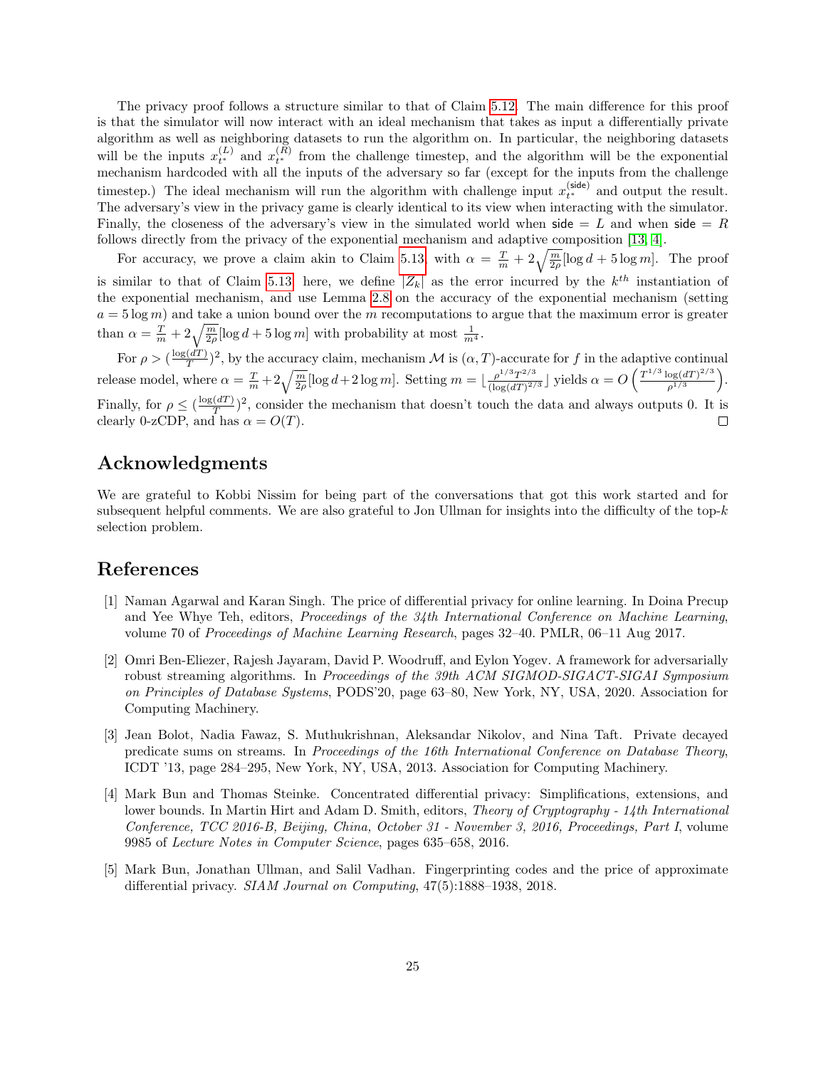The privacy proof follows a structure similar to that of Claim 5.12. The main difference for this proof is that the simulator will now interact with an ideal mechanism that takes as input a differentially private algorithm as well as neighboring datasets to run the algorithm on. In particular, the neighboring datasets will be the inputs $x_{t^*}^{(L)}$ and $x_{t^*}^{(R)}$ from the challenge timestep, and the algorithm will be the exponential mechanism hardcoded with all the inputs of the adversary so far (except for the inputs from the challenge timestep.) The ideal mechanism will run the algorithm with challenge input $x_{t^*}^{(\mathsf{side})}$ and output the result. The adversary's view in the privacy game is clearly identical to its view when interacting with the simulator. Finally, the closeness of the adversary's view in the simulated world when $\mathsf{side} = L$ and when $\mathsf{side} = R$ follows directly from the privacy of the exponential mechanism and adaptive composition [13, 4].

For accuracy, we prove a claim akin to Claim 5.13 with $\alpha = \frac{T}{m} + 2\sqrt{\frac{m}{2\rho}}[\log d + 5\log m]$. The proof is similar to that of Claim 5.13: here, we define $|Z_k|$ as the error incurred by the $k^{th}$ instantiation of the exponential mechanism, and use Lemma 2.8 on the accuracy of the exponential mechanism (setting $a = 5\log m$) and take a union bound over the $m$ recomputations to argue that the maximum error is greater than $\alpha = \frac{T}{m} + 2\sqrt{\frac{m}{2\rho}}[\log d + 5\log m]$ with probability at most $\frac{1}{m^4}$.

For $\rho > (\frac{\log(dT)}{T})^2$, by the accuracy claim, mechanism $\mathcal{M}$ is $(\alpha, T)$-accurate for $f$ in the adaptive continual release model, where $\alpha = \frac{T}{m} + 2\sqrt{\frac{m}{2\rho}}[\log d + 2\log m]$. Setting $m = \lfloor \frac{\rho^{1/3}T^{2/3}}{(\log(dT)^{2/3}} \rfloor$ yields $\alpha = O\left(\frac{T^{1/3}\log(dT)^{2/3}}{\rho^{1/3}}\right)$. Finally, for $\rho \leq (\frac{\log(dT)}{T})^2$, consider the mechanism that doesn't touch the data and always outputs 0. It is clearly 0-zCDP, and has $\alpha = O(T)$. □

## Acknowledgments

We are grateful to Kobbi Nissim for being part of the conversations that got this work started and for subsequent helpful comments. We are also grateful to Jon Ullman for insights into the difficulty of the top-$k$ selection problem.

## References

[1] Naman Agarwal and Karan Singh. The price of differential privacy for online learning. In Doina Precup and Yee Whye Teh, editors, *Proceedings of the 34th International Conference on Machine Learning*, volume 70 of *Proceedings of Machine Learning Research*, pages 32–40. PMLR, 06–11 Aug 2017.

[2] Omri Ben-Eliezer, Rajesh Jayaram, David P. Woodruff, and Eylon Yogev. A framework for adversarially robust streaming algorithms. In *Proceedings of the 39th ACM SIGMOD-SIGACT-SIGAI Symposium on Principles of Database Systems*, PODS'20, page 63–80, New York, NY, USA, 2020. Association for Computing Machinery.

[3] Jean Bolot, Nadia Fawaz, S. Muthukrishnan, Aleksandar Nikolov, and Nina Taft. Private decayed predicate sums on streams. In *Proceedings of the 16th International Conference on Database Theory*, ICDT '13, page 284–295, New York, NY, USA, 2013. Association for Computing Machinery.

[4] Mark Bun and Thomas Steinke. Concentrated differential privacy: Simplifications, extensions, and lower bounds. In Martin Hirt and Adam D. Smith, editors, *Theory of Cryptography - 14th International Conference, TCC 2016-B, Beijing, China, October 31 - November 3, 2016, Proceedings, Part I*, volume 9985 of *Lecture Notes in Computer Science*, pages 635–658, 2016.

[5] Mark Bun, Jonathan Ullman, and Salil Vadhan. Fingerprinting codes and the price of approximate differential privacy. *SIAM Journal on Computing*, 47(5):1888–1938, 2018.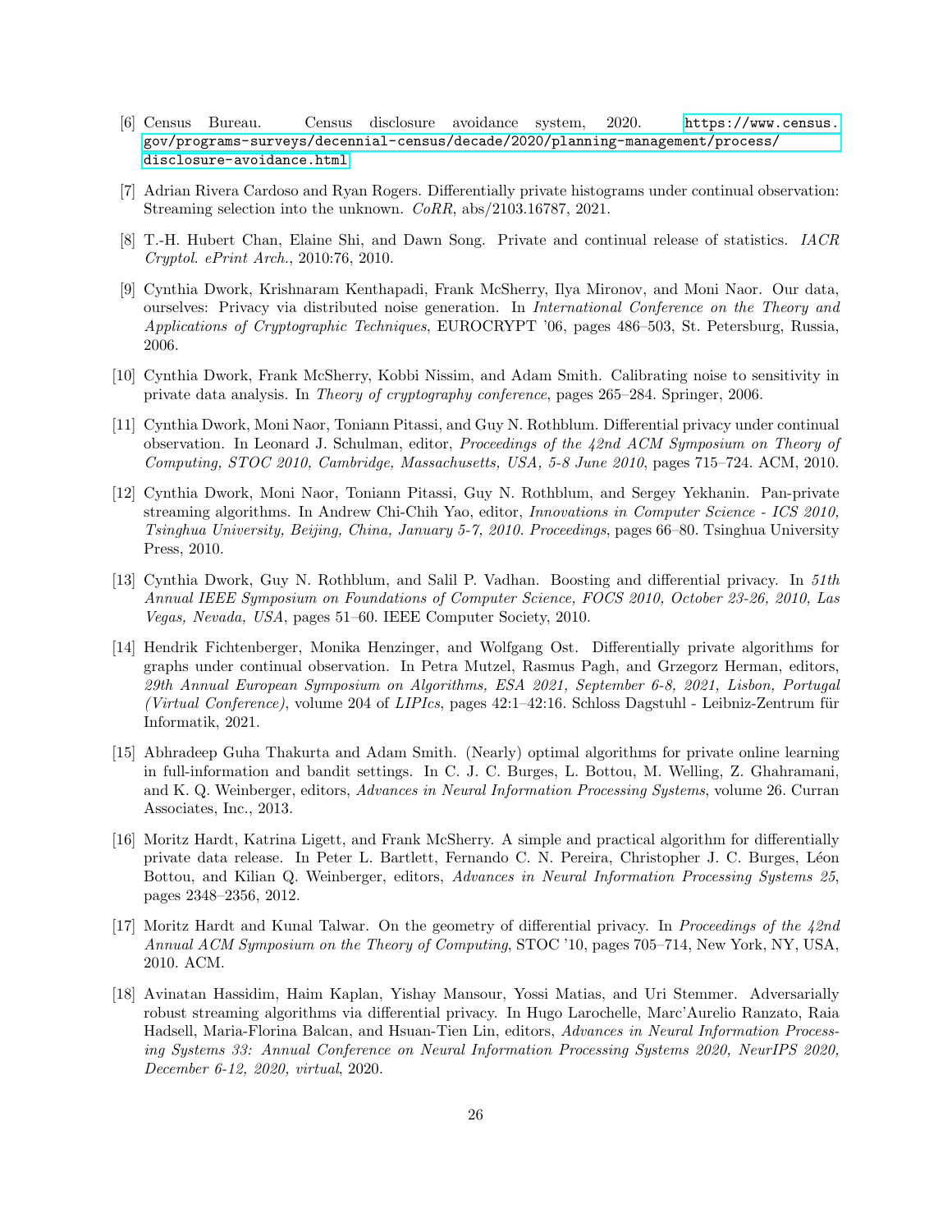[6] Census Bureau. Census disclosure avoidance system, 2020. https://www.census.gov/programs-surveys/decennial-census/decade/2020/planning-management/process/disclosure-avoidance.html.

[7] Adrian Rivera Cardoso and Ryan Rogers. Differentially private histograms under continual observation: Streaming selection into the unknown. *CoRR*, abs/2103.16787, 2021.

[8] T.-H. Hubert Chan, Elaine Shi, and Dawn Song. Private and continual release of statistics. *IACR Cryptol. ePrint Arch.*, 2010:76, 2010.

[9] Cynthia Dwork, Krishnaram Kenthapadi, Frank McSherry, Ilya Mironov, and Moni Naor. Our data, ourselves: Privacy via distributed noise generation. In *International Conference on the Theory and Applications of Cryptographic Techniques*, EUROCRYPT '06, pages 486–503, St. Petersburg, Russia, 2006.

[10] Cynthia Dwork, Frank McSherry, Kobbi Nissim, and Adam Smith. Calibrating noise to sensitivity in private data analysis. In *Theory of cryptography conference*, pages 265–284. Springer, 2006.

[11] Cynthia Dwork, Moni Naor, Toniann Pitassi, and Guy N. Rothblum. Differential privacy under continual observation. In Leonard J. Schulman, editor, *Proceedings of the 42nd ACM Symposium on Theory of Computing, STOC 2010, Cambridge, Massachusetts, USA, 5-8 June 2010*, pages 715–724. ACM, 2010.

[12] Cynthia Dwork, Moni Naor, Toniann Pitassi, Guy N. Rothblum, and Sergey Yekhanin. Pan-private streaming algorithms. In Andrew Chi-Chih Yao, editor, *Innovations in Computer Science - ICS 2010, Tsinghua University, Beijing, China, January 5-7, 2010. Proceedings*, pages 66–80. Tsinghua University Press, 2010.

[13] Cynthia Dwork, Guy N. Rothblum, and Salil P. Vadhan. Boosting and differential privacy. In *51th Annual IEEE Symposium on Foundations of Computer Science, FOCS 2010, October 23-26, 2010, Las Vegas, Nevada, USA*, pages 51–60. IEEE Computer Society, 2010.

[14] Hendrik Fichtenberger, Monika Henzinger, and Wolfgang Ost. Differentially private algorithms for graphs under continual observation. In Petra Mutzel, Rasmus Pagh, and Grzegorz Herman, editors, *29th Annual European Symposium on Algorithms, ESA 2021, September 6-8, 2021, Lisbon, Portugal (Virtual Conference)*, volume 204 of *LIPIcs*, pages 42:1–42:16. Schloss Dagstuhl - Leibniz-Zentrum für Informatik, 2021.

[15] Abhradeep Guha Thakurta and Adam Smith. (Nearly) optimal algorithms for private online learning in full-information and bandit settings. In C. J. C. Burges, L. Bottou, M. Welling, Z. Ghahramani, and K. Q. Weinberger, editors, *Advances in Neural Information Processing Systems*, volume 26. Curran Associates, Inc., 2013.

[16] Moritz Hardt, Katrina Ligett, and Frank McSherry. A simple and practical algorithm for differentially private data release. In Peter L. Bartlett, Fernando C. N. Pereira, Christopher J. C. Burges, Léon Bottou, and Kilian Q. Weinberger, editors, *Advances in Neural Information Processing Systems 25*, pages 2348–2356, 2012.

[17] Moritz Hardt and Kunal Talwar. On the geometry of differential privacy. In *Proceedings of the 42nd Annual ACM Symposium on the Theory of Computing*, STOC '10, pages 705–714, New York, NY, USA, 2010. ACM.

[18] Avinatan Hassidim, Haim Kaplan, Yishay Mansour, Yossi Matias, and Uri Stemmer. Adversarially robust streaming algorithms via differential privacy. In Hugo Larochelle, Marc'Aurelio Ranzato, Raia Hadsell, Maria-Florina Balcan, and Hsuan-Tien Lin, editors, *Advances in Neural Information Processing Systems 33: Annual Conference on Neural Information Processing Systems 2020, NeurIPS 2020, December 6-12, 2020, virtual*, 2020.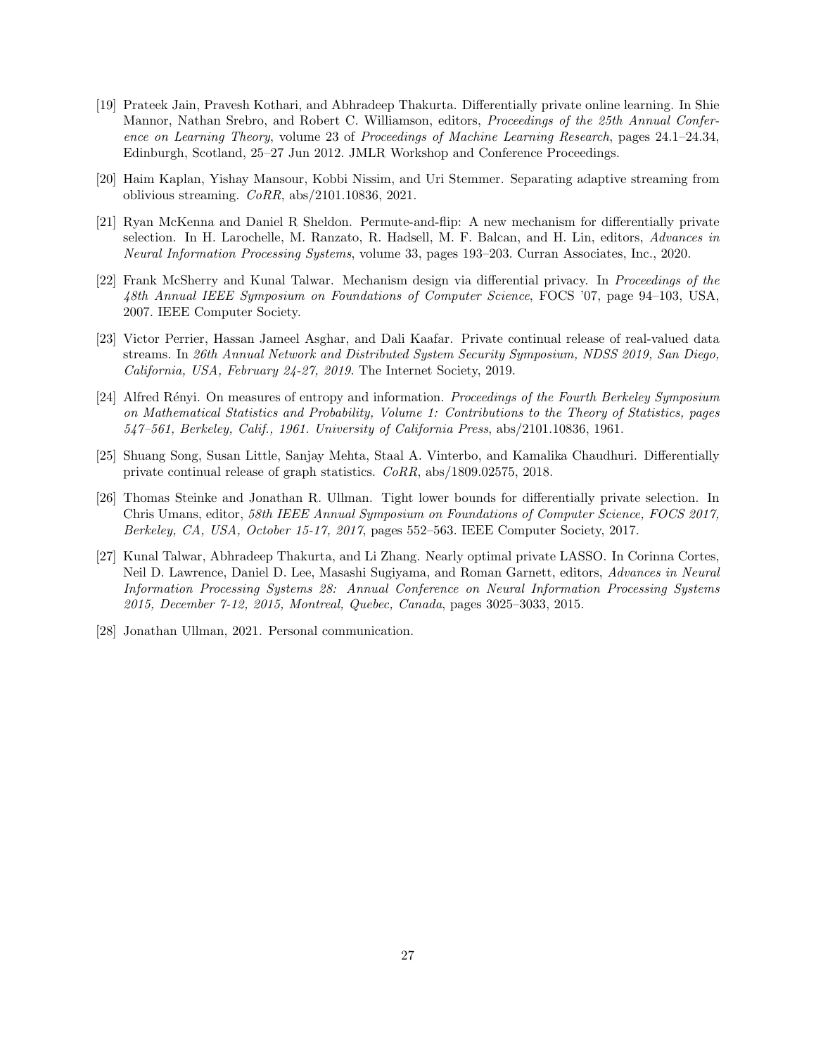[19] Prateek Jain, Pravesh Kothari, and Abhradeep Thakurta. Differentially private online learning. In Shie Mannor, Nathan Srebro, and Robert C. Williamson, editors, *Proceedings of the 25th Annual Conference on Learning Theory*, volume 23 of *Proceedings of Machine Learning Research*, pages 24.1–24.34, Edinburgh, Scotland, 25–27 Jun 2012. JMLR Workshop and Conference Proceedings.

[20] Haim Kaplan, Yishay Mansour, Kobbi Nissim, and Uri Stemmer. Separating adaptive streaming from oblivious streaming. *CoRR*, abs/2101.10836, 2021.

[21] Ryan McKenna and Daniel R Sheldon. Permute-and-flip: A new mechanism for differentially private selection. In H. Larochelle, M. Ranzato, R. Hadsell, M. F. Balcan, and H. Lin, editors, *Advances in Neural Information Processing Systems*, volume 33, pages 193–203. Curran Associates, Inc., 2020.

[22] Frank McSherry and Kunal Talwar. Mechanism design via differential privacy. In *Proceedings of the 48th Annual IEEE Symposium on Foundations of Computer Science*, FOCS '07, page 94–103, USA, 2007. IEEE Computer Society.

[23] Victor Perrier, Hassan Jameel Asghar, and Dali Kaafar. Private continual release of real-valued data streams. In *26th Annual Network and Distributed System Security Symposium, NDSS 2019, San Diego, California, USA, February 24-27, 2019*. The Internet Society, 2019.

[24] Alfred Rényi. On measures of entropy and information. *Proceedings of the Fourth Berkeley Symposium on Mathematical Statistics and Probability, Volume 1: Contributions to the Theory of Statistics, pages 547–561, Berkeley, Calif., 1961. University of California Press*, abs/2101.10836, 1961.

[25] Shuang Song, Susan Little, Sanjay Mehta, Staal A. Vinterbo, and Kamalika Chaudhuri. Differentially private continual release of graph statistics. *CoRR*, abs/1809.02575, 2018.

[26] Thomas Steinke and Jonathan R. Ullman. Tight lower bounds for differentially private selection. In Chris Umans, editor, *58th IEEE Annual Symposium on Foundations of Computer Science, FOCS 2017, Berkeley, CA, USA, October 15-17, 2017*, pages 552–563. IEEE Computer Society, 2017.

[27] Kunal Talwar, Abhradeep Thakurta, and Li Zhang. Nearly optimal private LASSO. In Corinna Cortes, Neil D. Lawrence, Daniel D. Lee, Masashi Sugiyama, and Roman Garnett, editors, *Advances in Neural Information Processing Systems 28: Annual Conference on Neural Information Processing Systems 2015, December 7-12, 2015, Montreal, Quebec, Canada*, pages 3025–3033, 2015.

[28] Jonathan Ullman, 2021. Personal communication.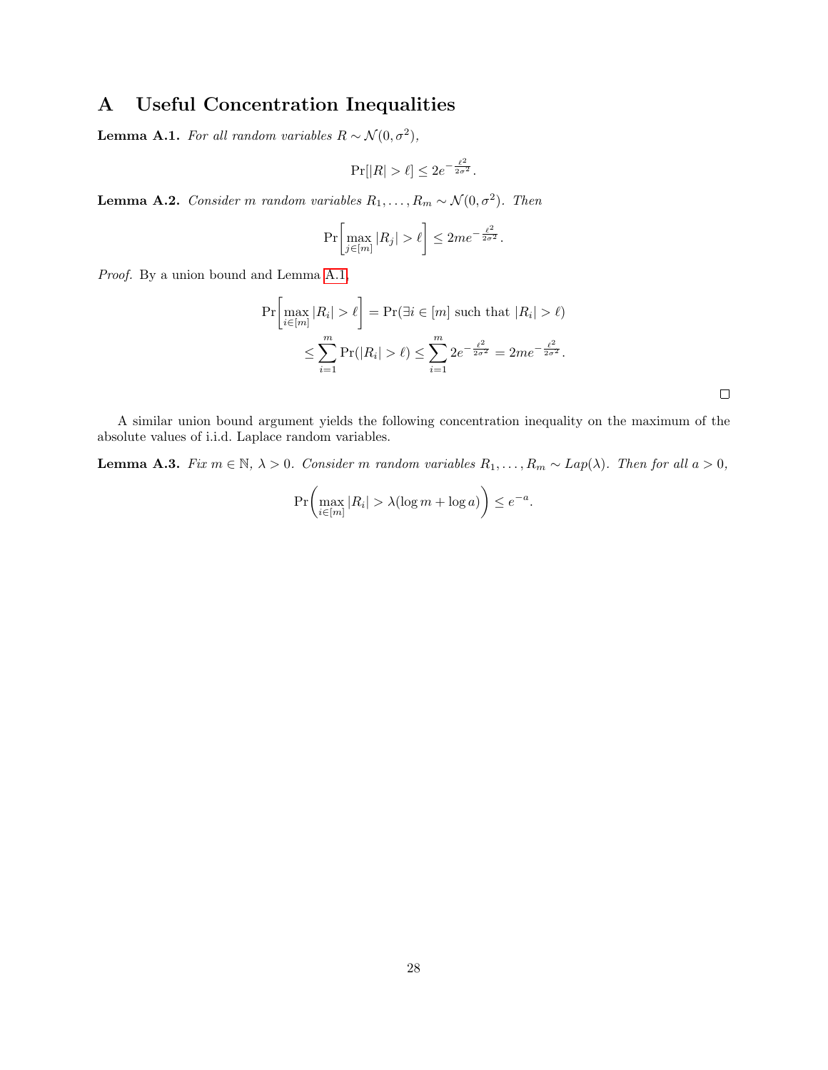# A Useful Concentration Inequalities

**Lemma A.1.** *For all random variables $R \sim \mathcal{N}(0, \sigma^2)$,*

$$\Pr[|R| > \ell] \leq 2e^{-\frac{\ell^2}{2\sigma^2}}.$$

**Lemma A.2.** *Consider $m$ random variables $R_1, \ldots, R_m \sim \mathcal{N}(0, \sigma^2)$. Then*

$$\Pr\left[\max_{j \in [m]} |R_j| > \ell\right] \leq 2me^{-\frac{\ell^2}{2\sigma^2}}.$$

*Proof.* By a union bound and Lemma A.1,

$$\Pr\left[\max_{i \in [m]} |R_i| > \ell\right] = \Pr(\exists i \in [m] \text{ such that } |R_i| > \ell)$$
$$\leq \sum_{i=1}^{m} \Pr(|R_i| > \ell) \leq \sum_{i=1}^{m} 2e^{-\frac{\ell^2}{2\sigma^2}} = 2me^{-\frac{\ell^2}{2\sigma^2}}.$$

□

A similar union bound argument yields the following concentration inequality on the maximum of the absolute values of i.i.d. Laplace random variables.

**Lemma A.3.** *Fix $m \in \mathbb{N}$, $\lambda > 0$. Consider $m$ random variables $R_1, \ldots, R_m \sim Lap(\lambda)$. Then for all $a > 0$,*

$$\Pr\left(\max_{i \in [m]} |R_i| > \lambda(\log m + \log a)\right) \leq e^{-a}.$$